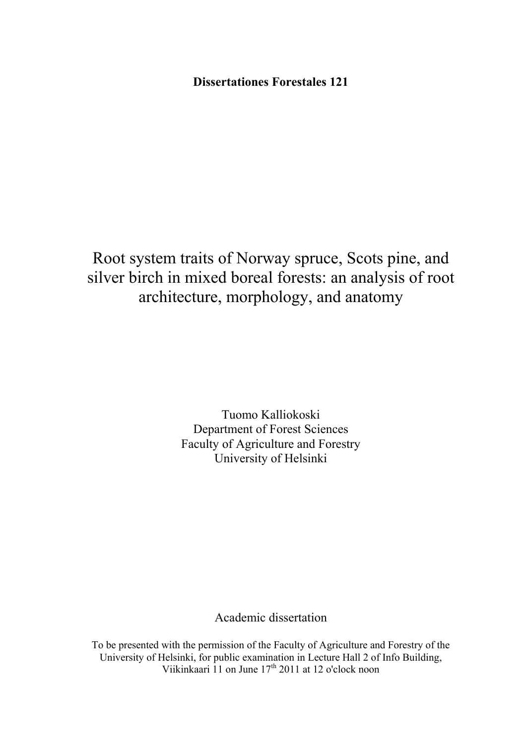**Dissertationes Forestales 121**

# Root system traits of Norway spruce, Scots pine, and silver birch in mixed boreal forests: an analysis of root architecture, morphology, and anatomy

Tuomo Kalliokoski
Department of Forest Sciences
Faculty of Agriculture and Forestry
University of Helsinki

Academic dissertation

To be presented with the permission of the Faculty of Agriculture and Forestry of the University of Helsinki, for public examination in Lecture Hall 2 of Info Building, Viikinkaari 11 on June 17th 2011 at 12 o'clock noon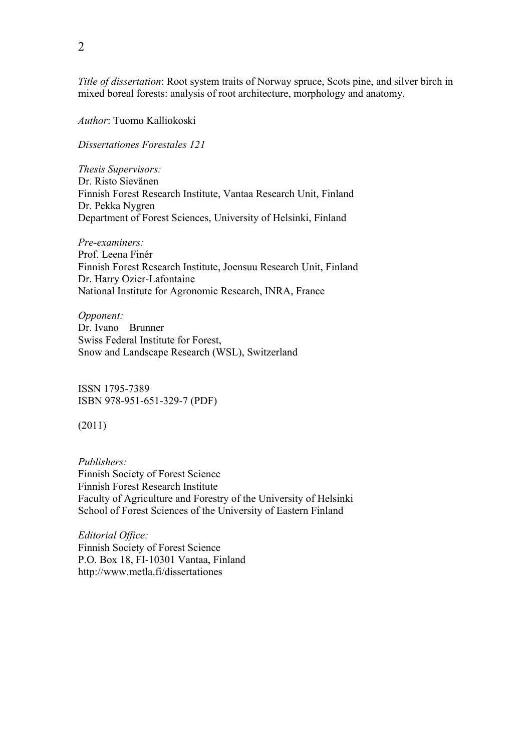*Title of dissertation*: Root system traits of Norway spruce, Scots pine, and silver birch in mixed boreal forests: analysis of root architecture, morphology and anatomy.

*Author*: Tuomo Kalliokoski

*Dissertationes Forestales 121*

*Thesis Supervisors:*
Dr. Risto Sievänen
Finnish Forest Research Institute, Vantaa Research Unit, Finland
Dr. Pekka Nygren
Department of Forest Sciences, University of Helsinki, Finland

*Pre-examiners:*
Prof. Leena Finér
Finnish Forest Research Institute, Joensuu Research Unit, Finland
Dr. Harry Ozier-Lafontaine
National Institute for Agronomic Research, INRA, France

*Opponent:*
Dr. Ivano Brunner
Swiss Federal Institute for Forest,
Snow and Landscape Research (WSL), Switzerland

ISSN 1795-7389
ISBN 978-951-651-329-7 (PDF)

(2011)

*Publishers:*
Finnish Society of Forest Science
Finnish Forest Research Institute
Faculty of Agriculture and Forestry of the University of Helsinki
School of Forest Sciences of the University of Eastern Finland

*Editorial Office:*
Finnish Society of Forest Science
P.O. Box 18, FI-10301 Vantaa, Finland
http://www.metla.fi/dissertationes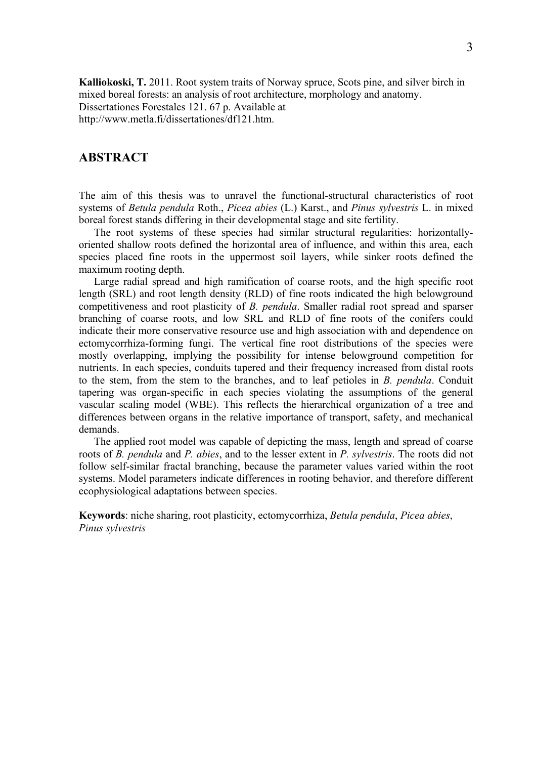**Kalliokoski, T.** 2011. Root system traits of Norway spruce, Scots pine, and silver birch in mixed boreal forests: an analysis of root architecture, morphology and anatomy. Dissertationes Forestales 121. 67 p. Available at http://www.metla.fi/dissertationes/df121.htm.

## ABSTRACT

The aim of this thesis was to unravel the functional-structural characteristics of root systems of *Betula pendula* Roth., *Picea abies* (L.) Karst., and *Pinus sylvestris* L. in mixed boreal forest stands differing in their developmental stage and site fertility.

The root systems of these species had similar structural regularities: horizontally-oriented shallow roots defined the horizontal area of influence, and within this area, each species placed fine roots in the uppermost soil layers, while sinker roots defined the maximum rooting depth.

Large radial spread and high ramification of coarse roots, and the high specific root length (SRL) and root length density (RLD) of fine roots indicated the high belowground competitiveness and root plasticity of *B. pendula*. Smaller radial root spread and sparser branching of coarse roots, and low SRL and RLD of fine roots of the conifers could indicate their more conservative resource use and high association with and dependence on ectomycorrhiza-forming fungi. The vertical fine root distributions of the species were mostly overlapping, implying the possibility for intense belowground competition for nutrients. In each species, conduits tapered and their frequency increased from distal roots to the stem, from the stem to the branches, and to leaf petioles in *B. pendula*. Conduit tapering was organ-specific in each species violating the assumptions of the general vascular scaling model (WBE). This reflects the hierarchical organization of a tree and differences between organs in the relative importance of transport, safety, and mechanical demands.

The applied root model was capable of depicting the mass, length and spread of coarse roots of *B. pendula* and *P. abies*, and to the lesser extent in *P. sylvestris*. The roots did not follow self-similar fractal branching, because the parameter values varied within the root systems. Model parameters indicate differences in rooting behavior, and therefore different ecophysiological adaptations between species.

**Keywords**: niche sharing, root plasticity, ectomycorrhiza, *Betula pendula*, *Picea abies*, *Pinus sylvestris*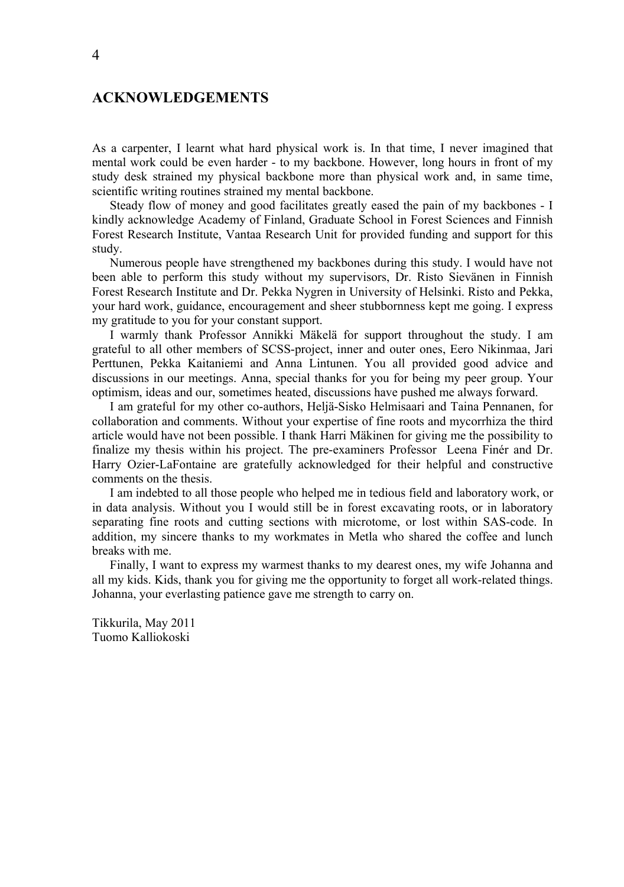## ACKNOWLEDGEMENTS

As a carpenter, I learnt what hard physical work is. In that time, I never imagined that mental work could be even harder - to my backbone. However, long hours in front of my study desk strained my physical backbone more than physical work and, in same time, scientific writing routines strained my mental backbone.

Steady flow of money and good facilitates greatly eased the pain of my backbones - I kindly acknowledge Academy of Finland, Graduate School in Forest Sciences and Finnish Forest Research Institute, Vantaa Research Unit for provided funding and support for this study.

Numerous people have strengthened my backbones during this study. I would have not been able to perform this study without my supervisors, Dr. Risto Sievänen in Finnish Forest Research Institute and Dr. Pekka Nygren in University of Helsinki. Risto and Pekka, your hard work, guidance, encouragement and sheer stubbornness kept me going. I express my gratitude to you for your constant support.

I warmly thank Professor Annikki Mäkelä for support throughout the study. I am grateful to all other members of SCSS-project, inner and outer ones, Eero Nikinmaa, Jari Perttunen, Pekka Kaitaniemi and Anna Lintunen. You all provided good advice and discussions in our meetings. Anna, special thanks for you for being my peer group. Your optimism, ideas and our, sometimes heated, discussions have pushed me always forward.

I am grateful for my other co-authors, Heljä-Sisko Helmisaari and Taina Pennanen, for collaboration and comments. Without your expertise of fine roots and mycorrhiza the third article would have not been possible. I thank Harri Mäkinen for giving me the possibility to finalize my thesis within his project. The pre-examiners Professor Leena Finér and Dr. Harry Ozier-LaFontaine are gratefully acknowledged for their helpful and constructive comments on the thesis.

I am indebted to all those people who helped me in tedious field and laboratory work, or in data analysis. Without you I would still be in forest excavating roots, or in laboratory separating fine roots and cutting sections with microtome, or lost within SAS-code. In addition, my sincere thanks to my workmates in Metla who shared the coffee and lunch breaks with me.

Finally, I want to express my warmest thanks to my dearest ones, my wife Johanna and all my kids. Kids, thank you for giving me the opportunity to forget all work-related things. Johanna, your everlasting patience gave me strength to carry on.

Tikkurila, May 2011
Tuomo Kalliokoski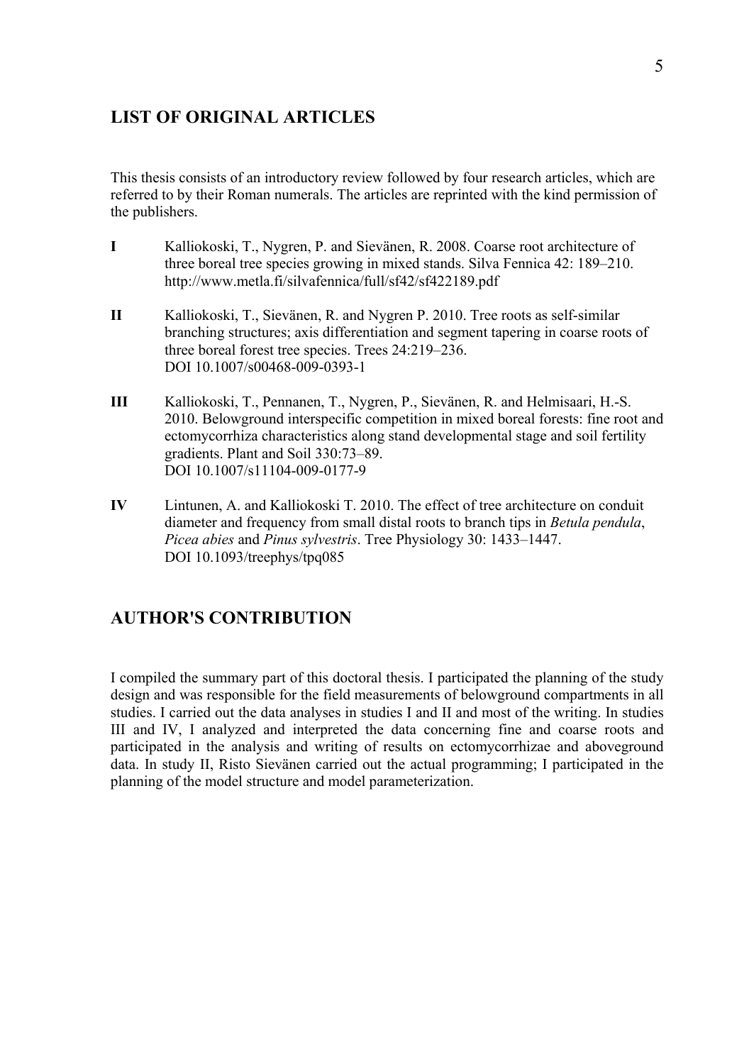## LIST OF ORIGINAL ARTICLES

This thesis consists of an introductory review followed by four research articles, which are referred to by their Roman numerals. The articles are reprinted with the kind permission of the publishers.

**I** Kalliokoski, T., Nygren, P. and Sievänen, R. 2008. Coarse root architecture of three boreal tree species growing in mixed stands. Silva Fennica 42: 189–210. http://www.metla.fi/silvafennica/full/sf42/sf422189.pdf

**II** Kalliokoski, T., Sievänen, R. and Nygren P. 2010. Tree roots as self-similar branching structures; axis differentiation and segment tapering in coarse roots of three boreal forest tree species. Trees 24:219–236. DOI 10.1007/s00468-009-0393-1

**III** Kalliokoski, T., Pennanen, T., Nygren, P., Sievänen, R. and Helmisaari, H.-S. 2010. Belowground interspecific competition in mixed boreal forests: fine root and ectomycorrhiza characteristics along stand developmental stage and soil fertility gradients. Plant and Soil 330:73–89. DOI 10.1007/s11104-009-0177-9

**IV** Lintunen, A. and Kalliokoski T. 2010. The effect of tree architecture on conduit diameter and frequency from small distal roots to branch tips in *Betula pendula*, *Picea abies* and *Pinus sylvestris*. Tree Physiology 30: 1433–1447. DOI 10.1093/treephys/tpq085

## AUTHOR'S CONTRIBUTION

I compiled the summary part of this doctoral thesis. I participated the planning of the study design and was responsible for the field measurements of belowground compartments in all studies. I carried out the data analyses in studies I and II and most of the writing. In studies III and IV, I analyzed and interpreted the data concerning fine and coarse roots and participated in the analysis and writing of results on ectomycorrhizae and aboveground data. In study II, Risto Sievänen carried out the actual programming; I participated in the planning of the model structure and model parameterization.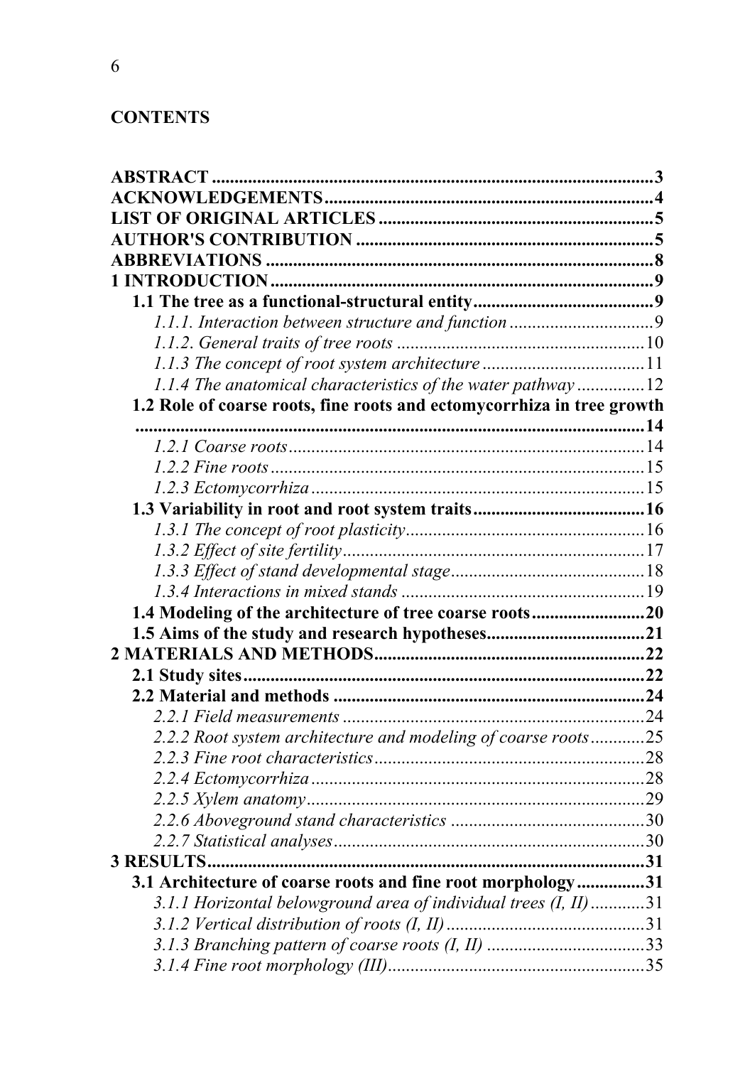## CONTENTS

**ABSTRACT** ..... **3**
**ACKNOWLEDGEMENTS** ..... **4**
**LIST OF ORIGINAL ARTICLES** ..... **5**
**AUTHOR'S CONTRIBUTION** ..... **5**
**ABBREVIATIONS** ..... **8**
**1 INTRODUCTION** ..... **9**
- **1.1 The tree as a functional-structural entity** ..... **9**
  - *1.1.1. Interaction between structure and function* ..... 9
  - *1.1.2. General traits of tree roots* ..... 10
  - *1.1.3 The concept of root system architecture* ..... 11
  - *1.1.4 The anatomical characteristics of the water pathway* ..... 12
- **1.2 Role of coarse roots, fine roots and ectomycorrhiza in tree growth** ..... **14**
  - *1.2.1 Coarse roots* ..... 14
  - *1.2.2 Fine roots* ..... 15
  - *1.2.3 Ectomycorrhiza* ..... 15
- **1.3 Variability in root and root system traits** ..... **16**
  - *1.3.1 The concept of root plasticity* ..... 16
  - *1.3.2 Effect of site fertility* ..... 17
  - *1.3.3 Effect of stand developmental stage* ..... 18
  - *1.3.4 Interactions in mixed stands* ..... 19
- **1.4 Modeling of the architecture of tree coarse roots** ..... **20**
- **1.5 Aims of the study and research hypotheses** ..... **21**

**2 MATERIALS AND METHODS** ..... **22**
- **2.1 Study sites** ..... **22**
- **2.2 Material and methods** ..... **24**
  - *2.2.1 Field measurements* ..... 24
  - *2.2.2 Root system architecture and modeling of coarse roots* ..... 25
  - *2.2.3 Fine root characteristics* ..... 28
  - *2.2.4 Ectomycorrhiza* ..... 28
  - *2.2.5 Xylem anatomy* ..... 29
  - *2.2.6 Aboveground stand characteristics* ..... 30
  - *2.2.7 Statistical analyses* ..... 30

**3 RESULTS** ..... **31**
- **3.1 Architecture of coarse roots and fine root morphology** ..... **31**
  - *3.1.1 Horizontal belowground area of individual trees (I, II)* ..... 31
  - *3.1.2 Vertical distribution of roots (I, II)* ..... 31
  - *3.1.3 Branching pattern of coarse roots (I, II)* ..... 33
  - *3.1.4 Fine root morphology (III)* ..... 35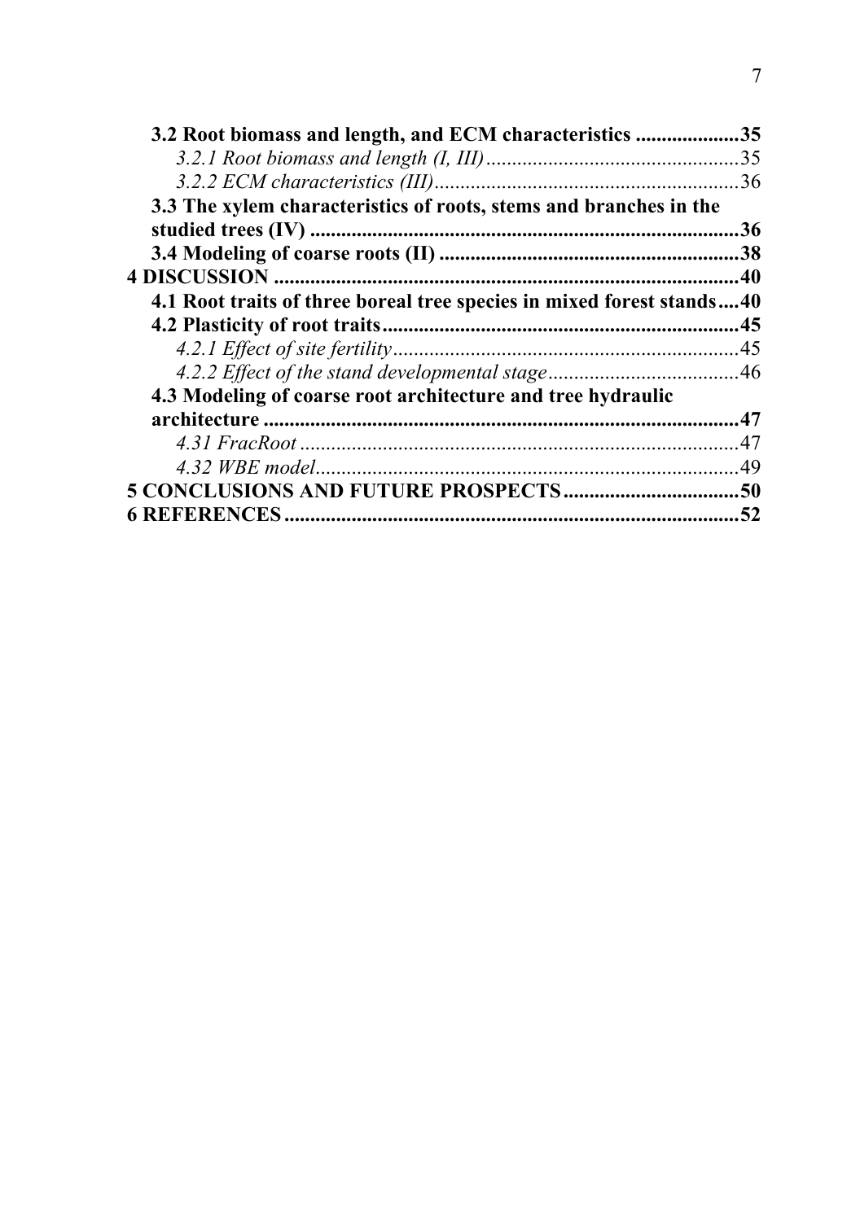**3.2 Root biomass and length, and ECM characteristics ....................35**

*3.2.1 Root biomass and length (I, III)*................................................35

*3.2.2 ECM characteristics (III)*..........................................................36

**3.3 The xylem characteristics of roots, stems and branches in the studied trees (IV) ..................................................................................36**

**3.4 Modeling of coarse roots (II) .........................................................38**

**4 DISCUSSION ..........................................................................................40**

**4.1 Root traits of three boreal tree species in mixed forest stands....40**

**4.2 Plasticity of root traits.....................................................................45**

*4.2.1 Effect of site fertility*...................................................................45

*4.2.2 Effect of the stand developmental stage*.....................................46

**4.3 Modeling of coarse root architecture and tree hydraulic architecture ...........................................................................................47**

*4.31 FracRoot*.....................................................................................47

*4.32 WBE model*.................................................................................49

**5 CONCLUSIONS AND FUTURE PROSPECTS..................................50**

**6 REFERENCES .......................................................................................52**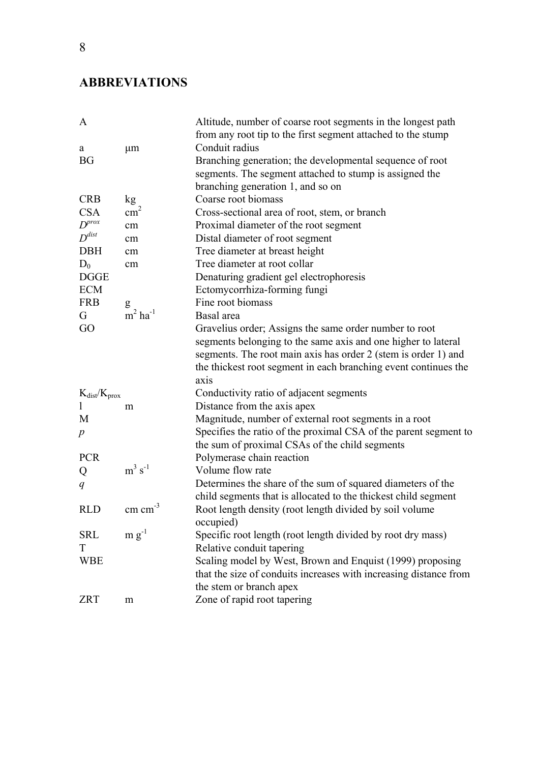## ABBREVIATIONS

| Abbreviation | Unit | Definition |
|---|---|---|
| A | | Altitude, number of coarse root segments in the longest path from any root tip to the first segment attached to the stump |
| a | μm | Conduit radius |
| BG | | Branching generation; the developmental sequence of root segments. The segment attached to stump is assigned the branching generation 1, and so on |
| CRB | kg | Coarse root biomass |
| CSA | $cm^2$ | Cross-sectional area of root, stem, or branch |
| $D^{prox}$ | cm | Proximal diameter of the root segment |
| $D^{dist}$ | cm | Distal diameter of root segment |
| DBH | cm | Tree diameter at breast height |
| $D_0$ | cm | Tree diameter at root collar |
| DGGE | | Denaturing gradient gel electrophoresis |
| ECM | | Ectomycorrhiza-forming fungi |
| FRB | g | Fine root biomass |
| G | $m^2\ ha^{-1}$ | Basal area |
| GO | | Gravelius order; Assigns the same order number to root segments belonging to the same axis and one higher to lateral segments. The root main axis has order 2 (stem is order 1) and the thickest root segment in each branching event continues the axis |
| $K_{dist}/K_{prox}$ | | Conductivity ratio of adjacent segments |
| l | m | Distance from the axis apex |
| M | | Magnitude, number of external root segments in a root |
| *p* | | Specifies the ratio of the proximal CSA of the parent segment to the sum of proximal CSAs of the child segments |
| PCR | | Polymerase chain reaction |
| Q | $m^3\ s^{-1}$ | Volume flow rate |
| *q* | | Determines the share of the sum of squared diameters of the child segments that is allocated to the thickest child segment |
| RLD | $cm\ cm^{-3}$ | Root length density (root length divided by soil volume occupied) |
| SRL | $m\ g^{-1}$ | Specific root length (root length divided by root dry mass) |
| T | | Relative conduit tapering |
| WBE | | Scaling model by West, Brown and Enquist (1999) proposing that the size of conduits increases with increasing distance from the stem or branch apex |
| ZRT | m | Zone of rapid root tapering |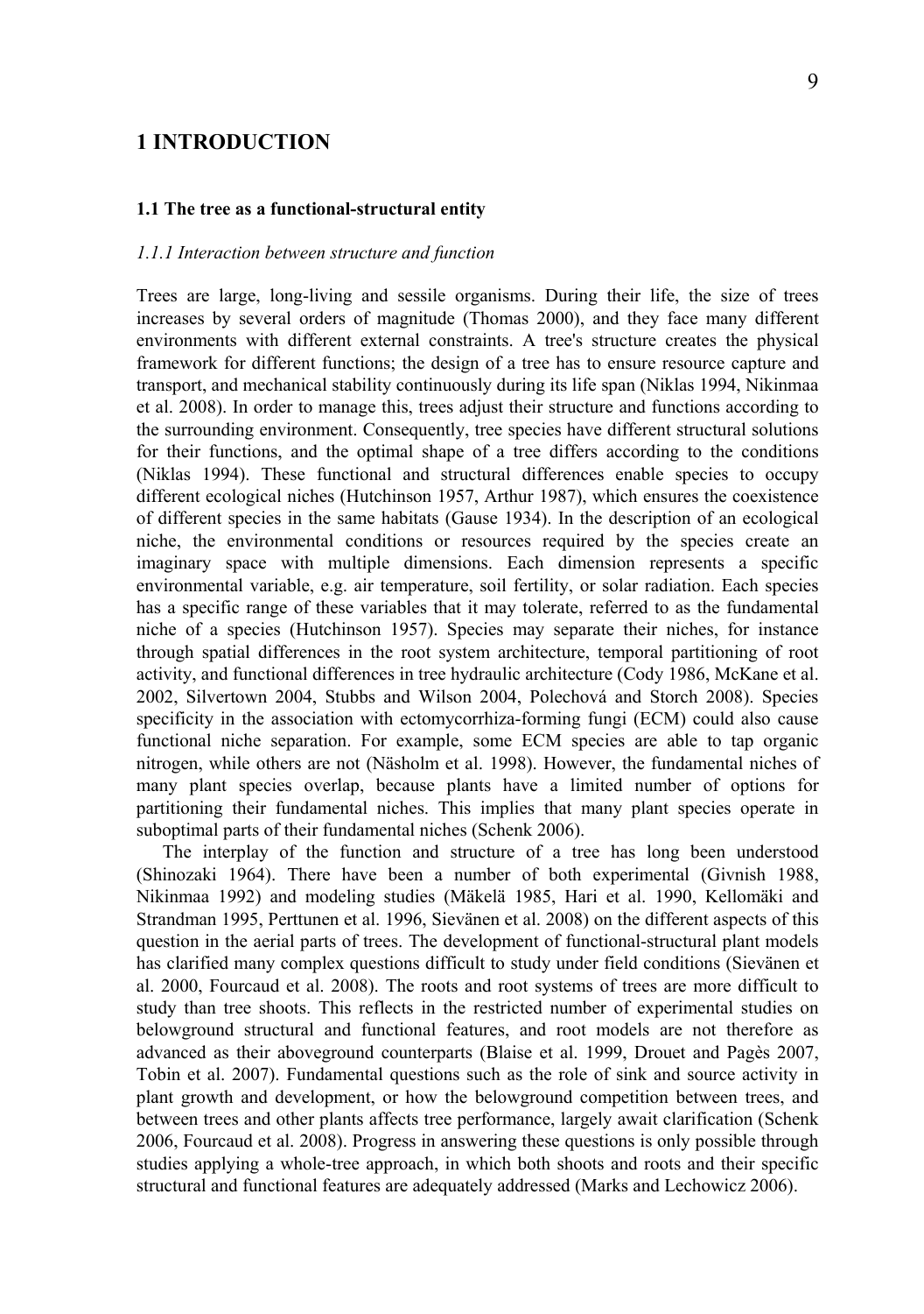# 1 INTRODUCTION

## 1.1 The tree as a functional-structural entity

### *1.1.1 Interaction between structure and function*

Trees are large, long-living and sessile organisms. During their life, the size of trees increases by several orders of magnitude (Thomas 2000), and they face many different environments with different external constraints. A tree's structure creates the physical framework for different functions; the design of a tree has to ensure resource capture and transport, and mechanical stability continuously during its life span (Niklas 1994, Nikinmaa et al. 2008). In order to manage this, trees adjust their structure and functions according to the surrounding environment. Consequently, tree species have different structural solutions for their functions, and the optimal shape of a tree differs according to the conditions (Niklas 1994). These functional and structural differences enable species to occupy different ecological niches (Hutchinson 1957, Arthur 1987), which ensures the coexistence of different species in the same habitats (Gause 1934). In the description of an ecological niche, the environmental conditions or resources required by the species create an imaginary space with multiple dimensions. Each dimension represents a specific environmental variable, e.g. air temperature, soil fertility, or solar radiation. Each species has a specific range of these variables that it may tolerate, referred to as the fundamental niche of a species (Hutchinson 1957). Species may separate their niches, for instance through spatial differences in the root system architecture, temporal partitioning of root activity, and functional differences in tree hydraulic architecture (Cody 1986, McKane et al. 2002, Silvertown 2004, Stubbs and Wilson 2004, Polechová and Storch 2008). Species specificity in the association with ectomycorrhiza-forming fungi (ECM) could also cause functional niche separation. For example, some ECM species are able to tap organic nitrogen, while others are not (Näsholm et al. 1998). However, the fundamental niches of many plant species overlap, because plants have a limited number of options for partitioning their fundamental niches. This implies that many plant species operate in suboptimal parts of their fundamental niches (Schenk 2006).

The interplay of the function and structure of a tree has long been understood (Shinozaki 1964). There have been a number of both experimental (Givnish 1988, Nikinmaa 1992) and modeling studies (Mäkelä 1985, Hari et al. 1990, Kellomäki and Strandman 1995, Perttunen et al. 1996, Sievänen et al. 2008) on the different aspects of this question in the aerial parts of trees. The development of functional-structural plant models has clarified many complex questions difficult to study under field conditions (Sievänen et al. 2000, Fourcaud et al. 2008). The roots and root systems of trees are more difficult to study than tree shoots. This reflects in the restricted number of experimental studies on belowground structural and functional features, and root models are not therefore as advanced as their aboveground counterparts (Blaise et al. 1999, Drouet and Pagès 2007, Tobin et al. 2007). Fundamental questions such as the role of sink and source activity in plant growth and development, or how the belowground competition between trees, and between trees and other plants affects tree performance, largely await clarification (Schenk 2006, Fourcaud et al. 2008). Progress in answering these questions is only possible through studies applying a whole-tree approach, in which both shoots and roots and their specific structural and functional features are adequately addressed (Marks and Lechowicz 2006).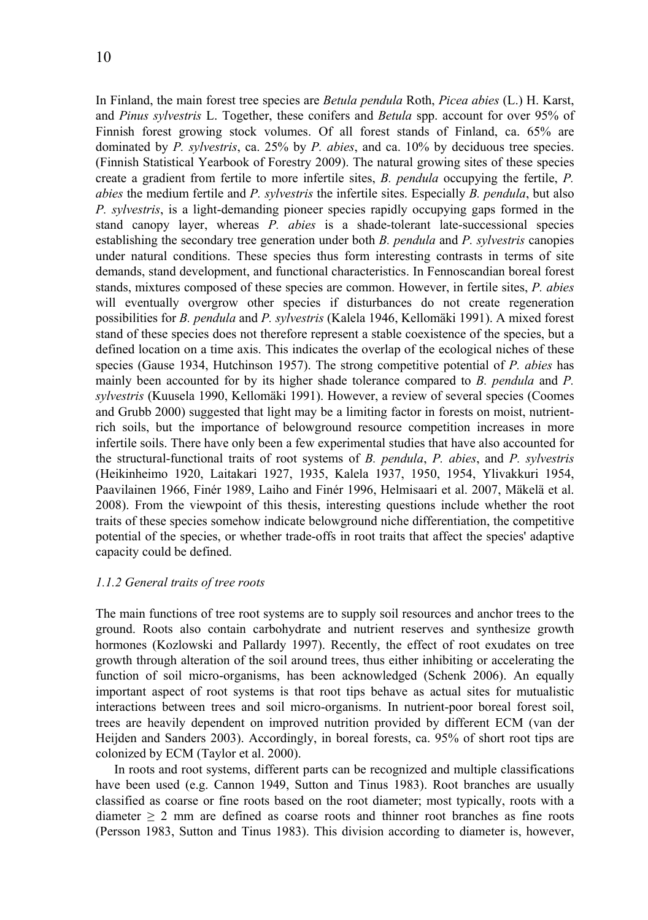In Finland, the main forest tree species are *Betula pendula* Roth, *Picea abies* (L.) H. Karst, and *Pinus sylvestris* L. Together, these conifers and *Betula* spp. account for over 95% of Finnish forest growing stock volumes. Of all forest stands of Finland, ca. 65% are dominated by *P. sylvestris*, ca. 25% by *P. abies*, and ca. 10% by deciduous tree species. (Finnish Statistical Yearbook of Forestry 2009). The natural growing sites of these species create a gradient from fertile to more infertile sites, *B. pendula* occupying the fertile, *P. abies* the medium fertile and *P. sylvestris* the infertile sites. Especially *B. pendula*, but also *P. sylvestris*, is a light-demanding pioneer species rapidly occupying gaps formed in the stand canopy layer, whereas *P. abies* is a shade-tolerant late-successional species establishing the secondary tree generation under both *B. pendula* and *P. sylvestris* canopies under natural conditions. These species thus form interesting contrasts in terms of site demands, stand development, and functional characteristics. In Fennoscandian boreal forest stands, mixtures composed of these species are common. However, in fertile sites, *P. abies* will eventually overgrow other species if disturbances do not create regeneration possibilities for *B. pendula* and *P. sylvestris* (Kalela 1946, Kellomäki 1991). A mixed forest stand of these species does not therefore represent a stable coexistence of the species, but a defined location on a time axis. This indicates the overlap of the ecological niches of these species (Gause 1934, Hutchinson 1957). The strong competitive potential of *P. abies* has mainly been accounted for by its higher shade tolerance compared to *B. pendula* and *P. sylvestris* (Kuusela 1990, Kellomäki 1991). However, a review of several species (Coomes and Grubb 2000) suggested that light may be a limiting factor in forests on moist, nutrient-rich soils, but the importance of belowground resource competition increases in more infertile soils. There have only been a few experimental studies that have also accounted for the structural-functional traits of root systems of *B. pendula*, *P. abies*, and *P. sylvestris* (Heikinheimo 1920, Laitakari 1927, 1935, Kalela 1937, 1950, 1954, Ylivakkuri 1954, Paavilainen 1966, Finér 1989, Laiho and Finér 1996, Helmisaari et al. 2007, Mäkelä et al. 2008). From the viewpoint of this thesis, interesting questions include whether the root traits of these species somehow indicate belowground niche differentiation, the competitive potential of the species, or whether trade-offs in root traits that affect the species' adaptive capacity could be defined.

#### *1.1.2 General traits of tree roots*

The main functions of tree root systems are to supply soil resources and anchor trees to the ground. Roots also contain carbohydrate and nutrient reserves and synthesize growth hormones (Kozlowski and Pallardy 1997). Recently, the effect of root exudates on tree growth through alteration of the soil around trees, thus either inhibiting or accelerating the function of soil micro-organisms, has been acknowledged (Schenk 2006). An equally important aspect of root systems is that root tips behave as actual sites for mutualistic interactions between trees and soil micro-organisms. In nutrient-poor boreal forest soil, trees are heavily dependent on improved nutrition provided by different ECM (van der Heijden and Sanders 2003). Accordingly, in boreal forests, ca. 95% of short root tips are colonized by ECM (Taylor et al. 2000).

In roots and root systems, different parts can be recognized and multiple classifications have been used (e.g. Cannon 1949, Sutton and Tinus 1983). Root branches are usually classified as coarse or fine roots based on the root diameter; most typically, roots with a diameter $\geq$ 2 mm are defined as coarse roots and thinner root branches as fine roots (Persson 1983, Sutton and Tinus 1983). This division according to diameter is, however,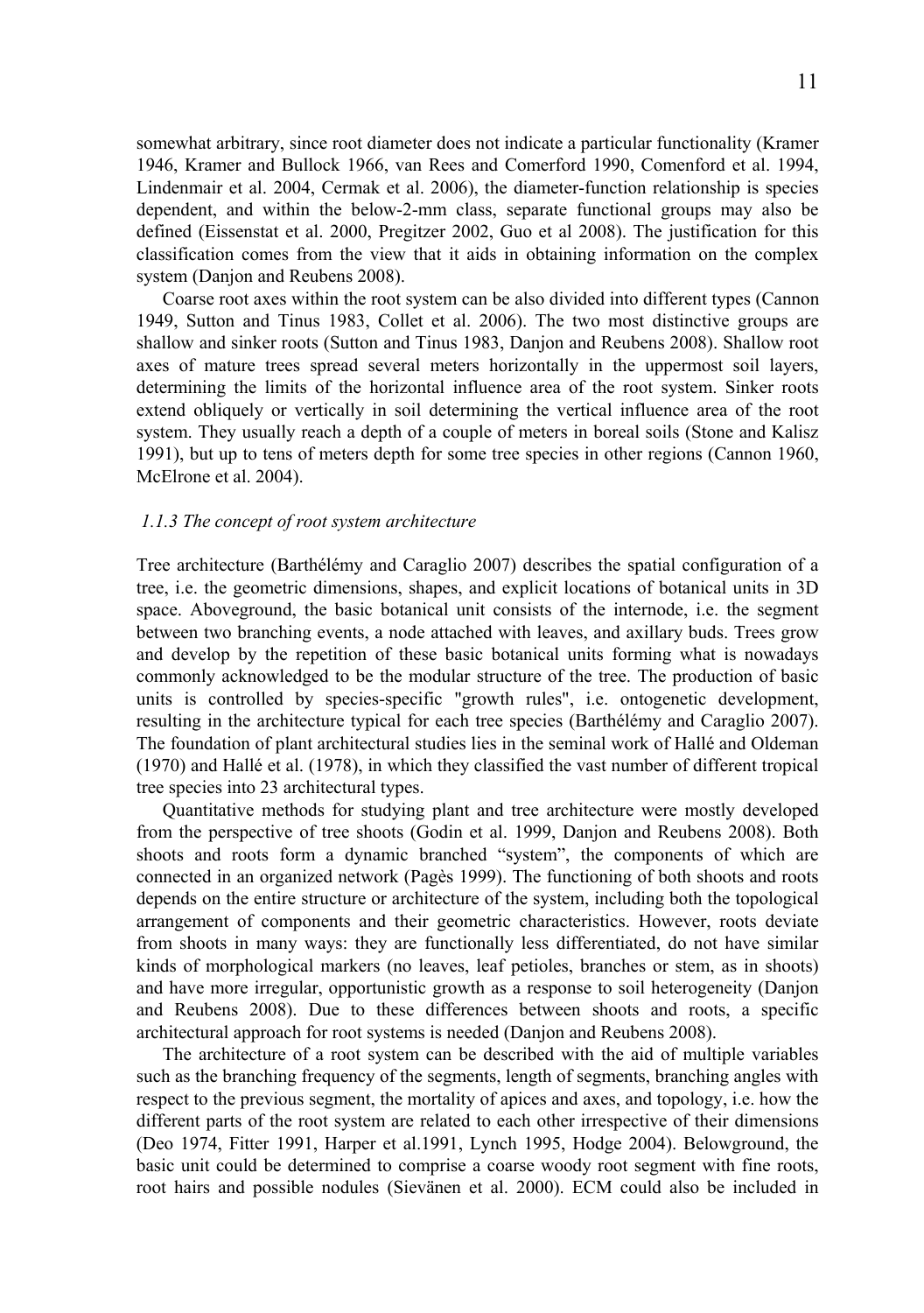somewhat arbitrary, since root diameter does not indicate a particular functionality (Kramer 1946, Kramer and Bullock 1966, van Rees and Comerford 1990, Comenford et al. 1994, Lindenmair et al. 2004, Cermak et al. 2006), the diameter-function relationship is species dependent, and within the below-2-mm class, separate functional groups may also be defined (Eissenstat et al. 2000, Pregitzer 2002, Guo et al 2008). The justification for this classification comes from the view that it aids in obtaining information on the complex system (Danjon and Reubens 2008).

Coarse root axes within the root system can be also divided into different types (Cannon 1949, Sutton and Tinus 1983, Collet et al. 2006). The two most distinctive groups are shallow and sinker roots (Sutton and Tinus 1983, Danjon and Reubens 2008). Shallow root axes of mature trees spread several meters horizontally in the uppermost soil layers, determining the limits of the horizontal influence area of the root system. Sinker roots extend obliquely or vertically in soil determining the vertical influence area of the root system. They usually reach a depth of a couple of meters in boreal soils (Stone and Kalisz 1991), but up to tens of meters depth for some tree species in other regions (Cannon 1960, McElrone et al. 2004).

### *1.1.3 The concept of root system architecture*

Tree architecture (Barthélémy and Caraglio 2007) describes the spatial configuration of a tree, i.e. the geometric dimensions, shapes, and explicit locations of botanical units in 3D space. Aboveground, the basic botanical unit consists of the internode, i.e. the segment between two branching events, a node attached with leaves, and axillary buds. Trees grow and develop by the repetition of these basic botanical units forming what is nowadays commonly acknowledged to be the modular structure of the tree. The production of basic units is controlled by species-specific "growth rules", i.e. ontogenetic development, resulting in the architecture typical for each tree species (Barthélémy and Caraglio 2007). The foundation of plant architectural studies lies in the seminal work of Hallé and Oldeman (1970) and Hallé et al. (1978), in which they classified the vast number of different tropical tree species into 23 architectural types.

Quantitative methods for studying plant and tree architecture were mostly developed from the perspective of tree shoots (Godin et al. 1999, Danjon and Reubens 2008). Both shoots and roots form a dynamic branched "system", the components of which are connected in an organized network (Pagès 1999). The functioning of both shoots and roots depends on the entire structure or architecture of the system, including both the topological arrangement of components and their geometric characteristics. However, roots deviate from shoots in many ways: they are functionally less differentiated, do not have similar kinds of morphological markers (no leaves, leaf petioles, branches or stem, as in shoots) and have more irregular, opportunistic growth as a response to soil heterogeneity (Danjon and Reubens 2008). Due to these differences between shoots and roots, a specific architectural approach for root systems is needed (Danjon and Reubens 2008).

The architecture of a root system can be described with the aid of multiple variables such as the branching frequency of the segments, length of segments, branching angles with respect to the previous segment, the mortality of apices and axes, and topology, i.e. how the different parts of the root system are related to each other irrespective of their dimensions (Deo 1974, Fitter 1991, Harper et al.1991, Lynch 1995, Hodge 2004). Belowground, the basic unit could be determined to comprise a coarse woody root segment with fine roots, root hairs and possible nodules (Sievänen et al. 2000). ECM could also be included in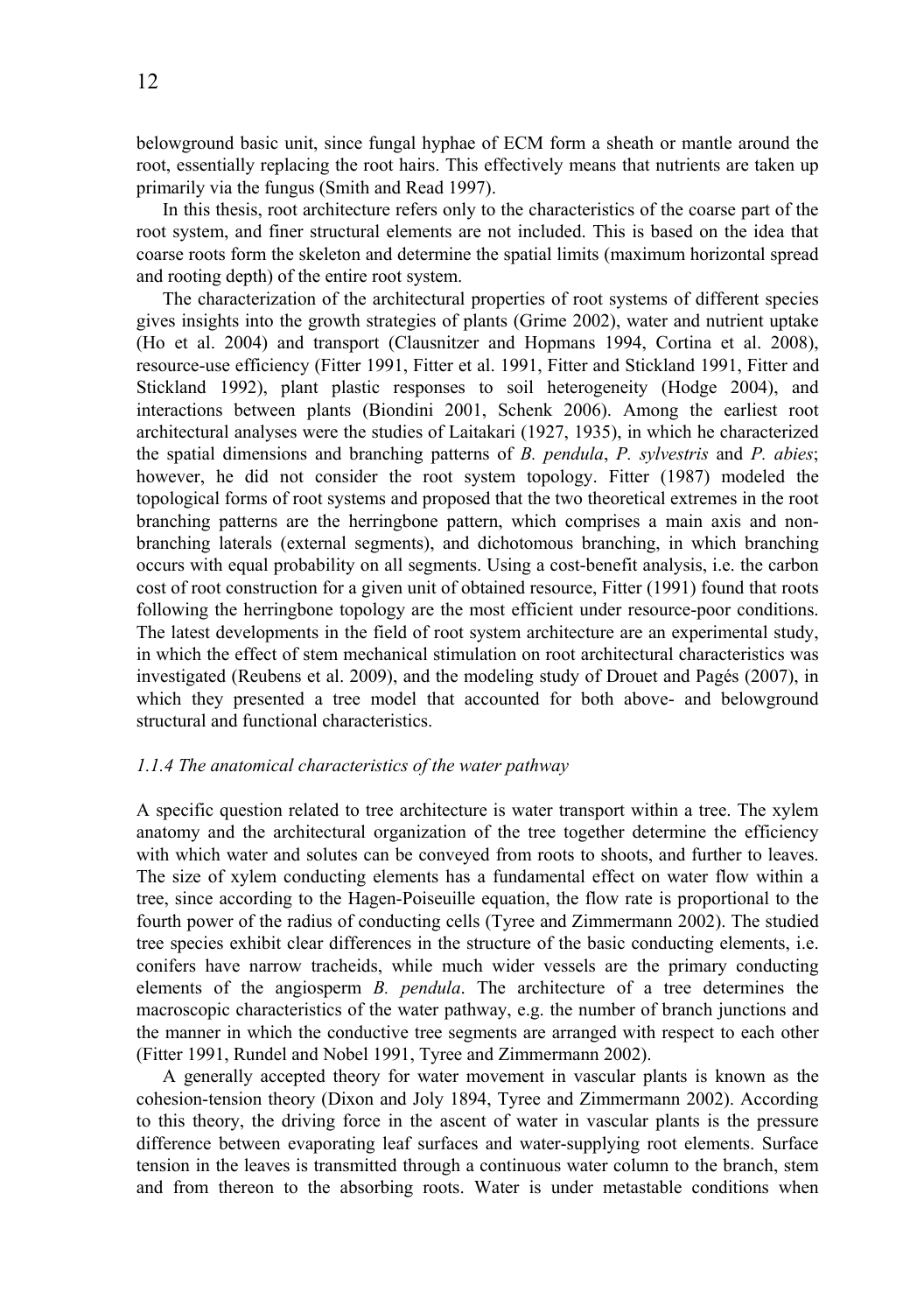belowground basic unit, since fungal hyphae of ECM form a sheath or mantle around the root, essentially replacing the root hairs. This effectively means that nutrients are taken up primarily via the fungus (Smith and Read 1997).

In this thesis, root architecture refers only to the characteristics of the coarse part of the root system, and finer structural elements are not included. This is based on the idea that coarse roots form the skeleton and determine the spatial limits (maximum horizontal spread and rooting depth) of the entire root system.

The characterization of the architectural properties of root systems of different species gives insights into the growth strategies of plants (Grime 2002), water and nutrient uptake (Ho et al. 2004) and transport (Clausnitzer and Hopmans 1994, Cortina et al. 2008), resource-use efficiency (Fitter 1991, Fitter et al. 1991, Fitter and Stickland 1991, Fitter and Stickland 1992), plant plastic responses to soil heterogeneity (Hodge 2004), and interactions between plants (Biondini 2001, Schenk 2006). Among the earliest root architectural analyses were the studies of Laitakari (1927, 1935), in which he characterized the spatial dimensions and branching patterns of *B. pendula*, *P. sylvestris* and *P. abies*; however, he did not consider the root system topology. Fitter (1987) modeled the topological forms of root systems and proposed that the two theoretical extremes in the root branching patterns are the herringbone pattern, which comprises a main axis and non-branching laterals (external segments), and dichotomous branching, in which branching occurs with equal probability on all segments. Using a cost-benefit analysis, i.e. the carbon cost of root construction for a given unit of obtained resource, Fitter (1991) found that roots following the herringbone topology are the most efficient under resource-poor conditions. The latest developments in the field of root system architecture are an experimental study, in which the effect of stem mechanical stimulation on root architectural characteristics was investigated (Reubens et al. 2009), and the modeling study of Drouet and Pagés (2007), in which they presented a tree model that accounted for both above- and belowground structural and functional characteristics.

### *1.1.4 The anatomical characteristics of the water pathway*

A specific question related to tree architecture is water transport within a tree. The xylem anatomy and the architectural organization of the tree together determine the efficiency with which water and solutes can be conveyed from roots to shoots, and further to leaves. The size of xylem conducting elements has a fundamental effect on water flow within a tree, since according to the Hagen-Poiseuille equation, the flow rate is proportional to the fourth power of the radius of conducting cells (Tyree and Zimmermann 2002). The studied tree species exhibit clear differences in the structure of the basic conducting elements, i.e. conifers have narrow tracheids, while much wider vessels are the primary conducting elements of the angiosperm *B. pendula*. The architecture of a tree determines the macroscopic characteristics of the water pathway, e.g. the number of branch junctions and the manner in which the conductive tree segments are arranged with respect to each other (Fitter 1991, Rundel and Nobel 1991, Tyree and Zimmermann 2002).

A generally accepted theory for water movement in vascular plants is known as the cohesion-tension theory (Dixon and Joly 1894, Tyree and Zimmermann 2002). According to this theory, the driving force in the ascent of water in vascular plants is the pressure difference between evaporating leaf surfaces and water-supplying root elements. Surface tension in the leaves is transmitted through a continuous water column to the branch, stem and from thereon to the absorbing roots. Water is under metastable conditions when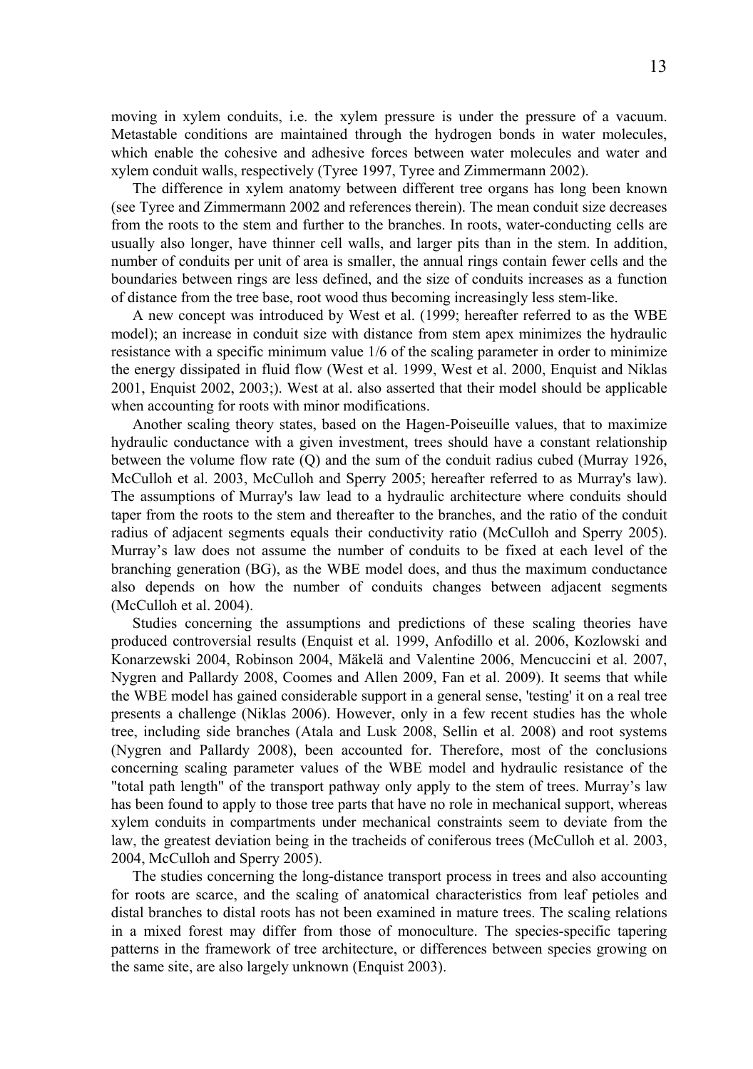moving in xylem conduits, i.e. the xylem pressure is under the pressure of a vacuum. Metastable conditions are maintained through the hydrogen bonds in water molecules, which enable the cohesive and adhesive forces between water molecules and water and xylem conduit walls, respectively (Tyree 1997, Tyree and Zimmermann 2002).

The difference in xylem anatomy between different tree organs has long been known (see Tyree and Zimmermann 2002 and references therein). The mean conduit size decreases from the roots to the stem and further to the branches. In roots, water-conducting cells are usually also longer, have thinner cell walls, and larger pits than in the stem. In addition, number of conduits per unit of area is smaller, the annual rings contain fewer cells and the boundaries between rings are less defined, and the size of conduits increases as a function of distance from the tree base, root wood thus becoming increasingly less stem-like.

A new concept was introduced by West et al. (1999; hereafter referred to as the WBE model); an increase in conduit size with distance from stem apex minimizes the hydraulic resistance with a specific minimum value 1/6 of the scaling parameter in order to minimize the energy dissipated in fluid flow (West et al. 1999, West et al. 2000, Enquist and Niklas 2001, Enquist 2002, 2003;). West at al. also asserted that their model should be applicable when accounting for roots with minor modifications.

Another scaling theory states, based on the Hagen-Poiseuille values, that to maximize hydraulic conductance with a given investment, trees should have a constant relationship between the volume flow rate (Q) and the sum of the conduit radius cubed (Murray 1926, McCulloh et al. 2003, McCulloh and Sperry 2005; hereafter referred to as Murray's law). The assumptions of Murray's law lead to a hydraulic architecture where conduits should taper from the roots to the stem and thereafter to the branches, and the ratio of the conduit radius of adjacent segments equals their conductivity ratio (McCulloh and Sperry 2005). Murray's law does not assume the number of conduits to be fixed at each level of the branching generation (BG), as the WBE model does, and thus the maximum conductance also depends on how the number of conduits changes between adjacent segments (McCulloh et al. 2004).

Studies concerning the assumptions and predictions of these scaling theories have produced controversial results (Enquist et al. 1999, Anfodillo et al. 2006, Kozlowski and Konarzewski 2004, Robinson 2004, Mäkelä and Valentine 2006, Mencuccini et al. 2007, Nygren and Pallardy 2008, Coomes and Allen 2009, Fan et al. 2009). It seems that while the WBE model has gained considerable support in a general sense, 'testing' it on a real tree presents a challenge (Niklas 2006). However, only in a few recent studies has the whole tree, including side branches (Atala and Lusk 2008, Sellin et al. 2008) and root systems (Nygren and Pallardy 2008), been accounted for. Therefore, most of the conclusions concerning scaling parameter values of the WBE model and hydraulic resistance of the "total path length" of the transport pathway only apply to the stem of trees. Murray's law has been found to apply to those tree parts that have no role in mechanical support, whereas xylem conduits in compartments under mechanical constraints seem to deviate from the law, the greatest deviation being in the tracheids of coniferous trees (McCulloh et al. 2003, 2004, McCulloh and Sperry 2005).

The studies concerning the long-distance transport process in trees and also accounting for roots are scarce, and the scaling of anatomical characteristics from leaf petioles and distal branches to distal roots has not been examined in mature trees. The scaling relations in a mixed forest may differ from those of monoculture. The species-specific tapering patterns in the framework of tree architecture, or differences between species growing on the same site, are also largely unknown (Enquist 2003).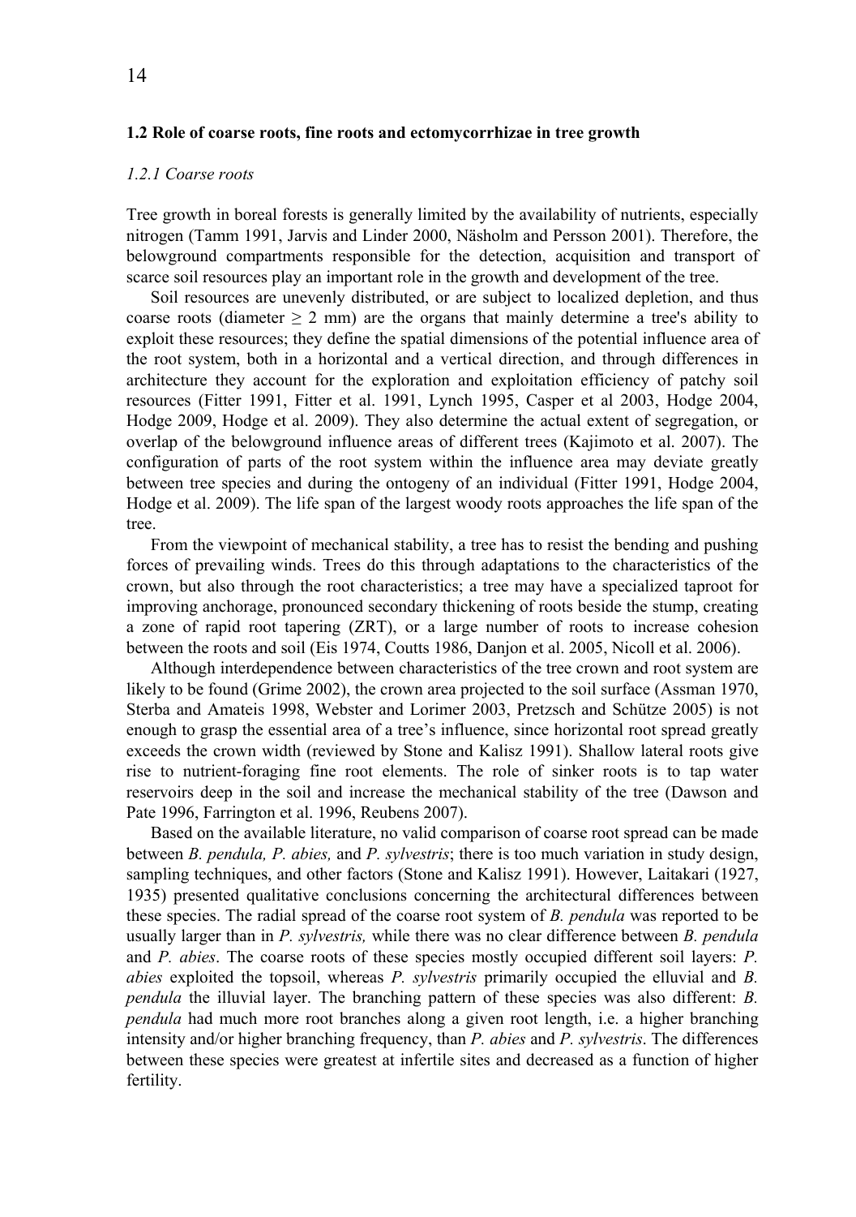## 1.2 Role of coarse roots, fine roots and ectomycorrhizae in tree growth

### *1.2.1 Coarse roots*

Tree growth in boreal forests is generally limited by the availability of nutrients, especially nitrogen (Tamm 1991, Jarvis and Linder 2000, Näsholm and Persson 2001). Therefore, the belowground compartments responsible for the detection, acquisition and transport of scarce soil resources play an important role in the growth and development of the tree.

Soil resources are unevenly distributed, or are subject to localized depletion, and thus coarse roots (diameter ≥ 2 mm) are the organs that mainly determine a tree's ability to exploit these resources; they define the spatial dimensions of the potential influence area of the root system, both in a horizontal and a vertical direction, and through differences in architecture they account for the exploration and exploitation efficiency of patchy soil resources (Fitter 1991, Fitter et al. 1991, Lynch 1995, Casper et al 2003, Hodge 2004, Hodge 2009, Hodge et al. 2009). They also determine the actual extent of segregation, or overlap of the belowground influence areas of different trees (Kajimoto et al. 2007). The configuration of parts of the root system within the influence area may deviate greatly between tree species and during the ontogeny of an individual (Fitter 1991, Hodge 2004, Hodge et al. 2009). The life span of the largest woody roots approaches the life span of the tree.

From the viewpoint of mechanical stability, a tree has to resist the bending and pushing forces of prevailing winds. Trees do this through adaptations to the characteristics of the crown, but also through the root characteristics; a tree may have a specialized taproot for improving anchorage, pronounced secondary thickening of roots beside the stump, creating a zone of rapid root tapering (ZRT), or a large number of roots to increase cohesion between the roots and soil (Eis 1974, Coutts 1986, Danjon et al. 2005, Nicoll et al. 2006).

Although interdependence between characteristics of the tree crown and root system are likely to be found (Grime 2002), the crown area projected to the soil surface (Assman 1970, Sterba and Amateis 1998, Webster and Lorimer 2003, Pretzsch and Schütze 2005) is not enough to grasp the essential area of a tree's influence, since horizontal root spread greatly exceeds the crown width (reviewed by Stone and Kalisz 1991). Shallow lateral roots give rise to nutrient-foraging fine root elements. The role of sinker roots is to tap water reservoirs deep in the soil and increase the mechanical stability of the tree (Dawson and Pate 1996, Farrington et al. 1996, Reubens 2007).

Based on the available literature, no valid comparison of coarse root spread can be made between *B. pendula, P. abies,* and *P. sylvestris*; there is too much variation in study design, sampling techniques, and other factors (Stone and Kalisz 1991). However, Laitakari (1927, 1935) presented qualitative conclusions concerning the architectural differences between these species. The radial spread of the coarse root system of *B. pendula* was reported to be usually larger than in *P. sylvestris,* while there was no clear difference between *B. pendula* and *P. abies*. The coarse roots of these species mostly occupied different soil layers: *P. abies* exploited the topsoil, whereas *P. sylvestris* primarily occupied the elluvial and *B. pendula* the illuvial layer. The branching pattern of these species was also different: *B. pendula* had much more root branches along a given root length, i.e. a higher branching intensity and/or higher branching frequency, than *P. abies* and *P. sylvestris*. The differences between these species were greatest at infertile sites and decreased as a function of higher fertility.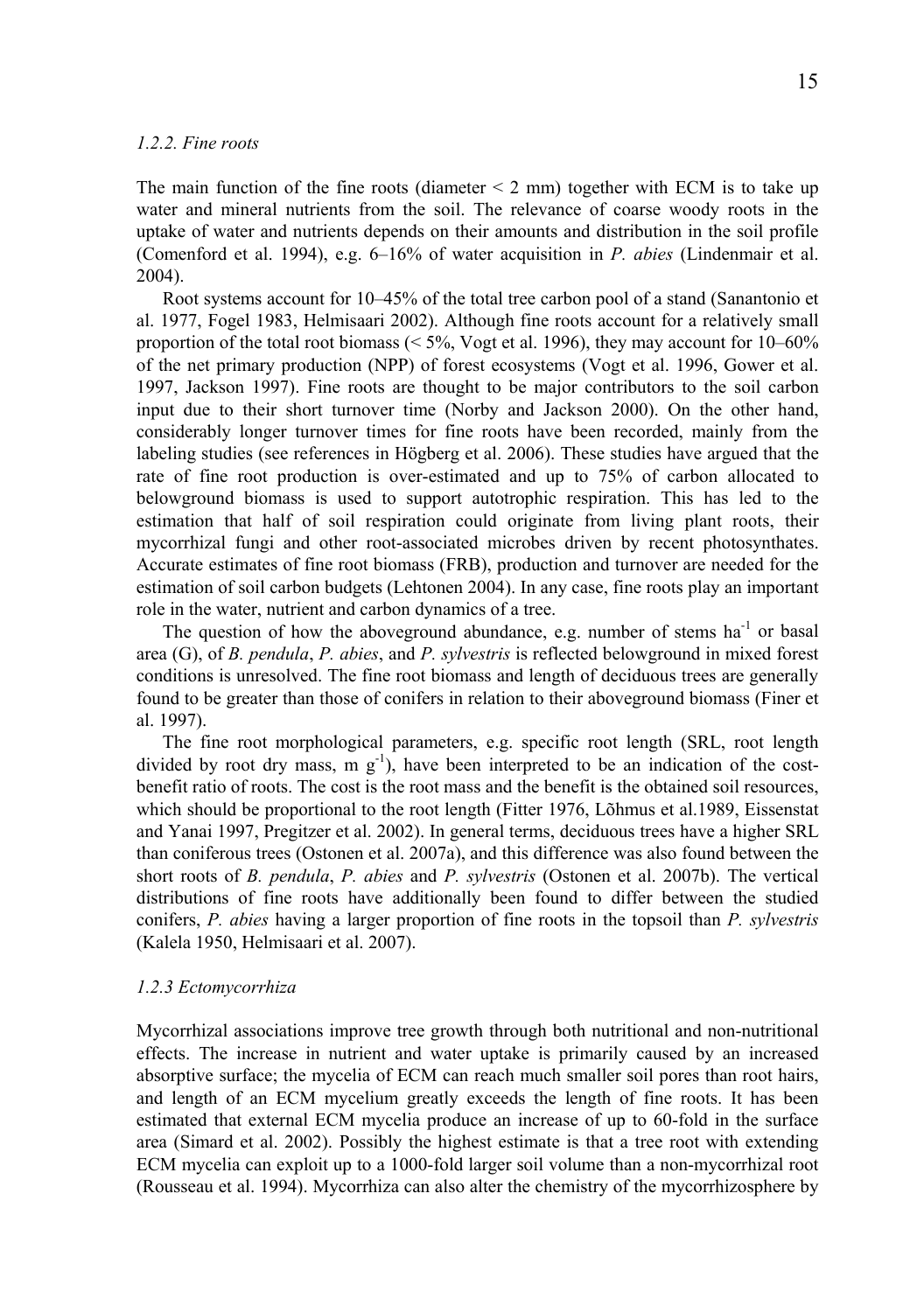### *1.2.2. Fine roots*

The main function of the fine roots (diameter < 2 mm) together with ECM is to take up water and mineral nutrients from the soil. The relevance of coarse woody roots in the uptake of water and nutrients depends on their amounts and distribution in the soil profile (Comenford et al. 1994), e.g. 6–16% of water acquisition in *P. abies* (Lindenmair et al. 2004).

Root systems account for 10–45% of the total tree carbon pool of a stand (Sanantonio et al. 1977, Fogel 1983, Helmisaari 2002). Although fine roots account for a relatively small proportion of the total root biomass (< 5%, Vogt et al. 1996), they may account for 10–60% of the net primary production (NPP) of forest ecosystems (Vogt et al. 1996, Gower et al. 1997, Jackson 1997). Fine roots are thought to be major contributors to the soil carbon input due to their short turnover time (Norby and Jackson 2000). On the other hand, considerably longer turnover times for fine roots have been recorded, mainly from the labeling studies (see references in Högberg et al. 2006). These studies have argued that the rate of fine root production is over-estimated and up to 75% of carbon allocated to belowground biomass is used to support autotrophic respiration. This has led to the estimation that half of soil respiration could originate from living plant roots, their mycorrhizal fungi and other root-associated microbes driven by recent photosynthates. Accurate estimates of fine root biomass (FRB), production and turnover are needed for the estimation of soil carbon budgets (Lehtonen 2004). In any case, fine roots play an important role in the water, nutrient and carbon dynamics of a tree.

The question of how the aboveground abundance, e.g. number of stems $ha^{-1}$ or basal area (G), of *B. pendula*, *P. abies*, and *P. sylvestris* is reflected belowground in mixed forest conditions is unresolved. The fine root biomass and length of deciduous trees are generally found to be greater than those of conifers in relation to their aboveground biomass (Finer et al. 1997).

The fine root morphological parameters, e.g. specific root length (SRL, root length divided by root dry mass, m $g^{-1}$), have been interpreted to be an indication of the cost-benefit ratio of roots. The cost is the root mass and the benefit is the obtained soil resources, which should be proportional to the root length (Fitter 1976, Lõhmus et al.1989, Eissenstat and Yanai 1997, Pregitzer et al. 2002). In general terms, deciduous trees have a higher SRL than coniferous trees (Ostonen et al. 2007a), and this difference was also found between the short roots of *B. pendula*, *P. abies* and *P. sylvestris* (Ostonen et al. 2007b). The vertical distributions of fine roots have additionally been found to differ between the studied conifers, *P. abies* having a larger proportion of fine roots in the topsoil than *P. sylvestris* (Kalela 1950, Helmisaari et al. 2007).

### *1.2.3 Ectomycorrhiza*

Mycorrhizal associations improve tree growth through both nutritional and non-nutritional effects. The increase in nutrient and water uptake is primarily caused by an increased absorptive surface; the mycelia of ECM can reach much smaller soil pores than root hairs, and length of an ECM mycelium greatly exceeds the length of fine roots. It has been estimated that external ECM mycelia produce an increase of up to 60-fold in the surface area (Simard et al. 2002). Possibly the highest estimate is that a tree root with extending ECM mycelia can exploit up to a 1000-fold larger soil volume than a non-mycorrhizal root (Rousseau et al. 1994). Mycorrhiza can also alter the chemistry of the mycorrhizosphere by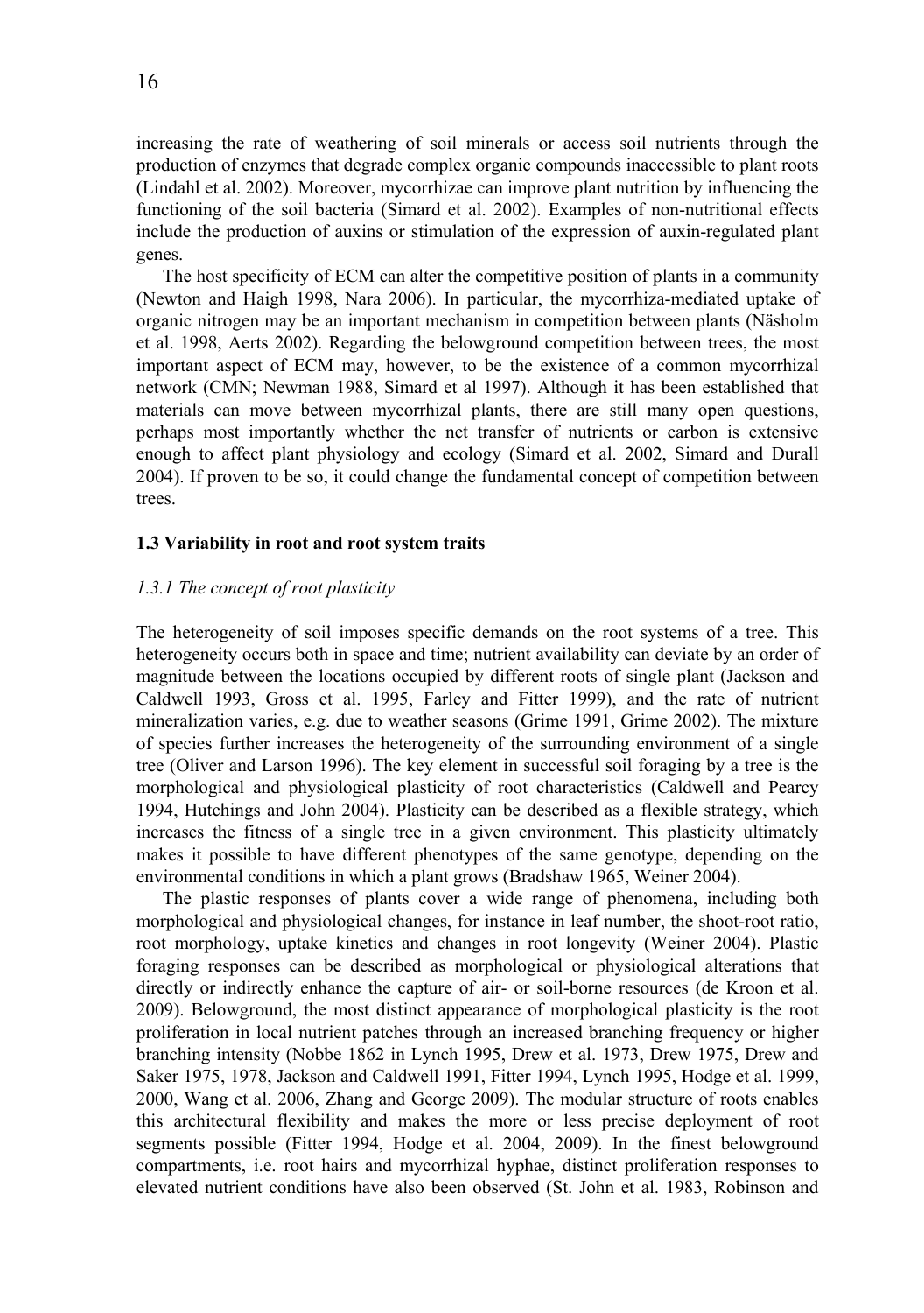increasing the rate of weathering of soil minerals or access soil nutrients through the production of enzymes that degrade complex organic compounds inaccessible to plant roots (Lindahl et al. 2002). Moreover, mycorrhizae can improve plant nutrition by influencing the functioning of the soil bacteria (Simard et al. 2002). Examples of non-nutritional effects include the production of auxins or stimulation of the expression of auxin-regulated plant genes.

The host specificity of ECM can alter the competitive position of plants in a community (Newton and Haigh 1998, Nara 2006). In particular, the mycorrhiza-mediated uptake of organic nitrogen may be an important mechanism in competition between plants (Näsholm et al. 1998, Aerts 2002). Regarding the belowground competition between trees, the most important aspect of ECM may, however, to be the existence of a common mycorrhizal network (CMN; Newman 1988, Simard et al 1997). Although it has been established that materials can move between mycorrhizal plants, there are still many open questions, perhaps most importantly whether the net transfer of nutrients or carbon is extensive enough to affect plant physiology and ecology (Simard et al. 2002, Simard and Durall 2004). If proven to be so, it could change the fundamental concept of competition between trees.

### 1.3 Variability in root and root system traits

#### *1.3.1 The concept of root plasticity*

The heterogeneity of soil imposes specific demands on the root systems of a tree. This heterogeneity occurs both in space and time; nutrient availability can deviate by an order of magnitude between the locations occupied by different roots of single plant (Jackson and Caldwell 1993, Gross et al. 1995, Farley and Fitter 1999), and the rate of nutrient mineralization varies, e.g. due to weather seasons (Grime 1991, Grime 2002). The mixture of species further increases the heterogeneity of the surrounding environment of a single tree (Oliver and Larson 1996). The key element in successful soil foraging by a tree is the morphological and physiological plasticity of root characteristics (Caldwell and Pearcy 1994, Hutchings and John 2004). Plasticity can be described as a flexible strategy, which increases the fitness of a single tree in a given environment. This plasticity ultimately makes it possible to have different phenotypes of the same genotype, depending on the environmental conditions in which a plant grows (Bradshaw 1965, Weiner 2004).

The plastic responses of plants cover a wide range of phenomena, including both morphological and physiological changes, for instance in leaf number, the shoot-root ratio, root morphology, uptake kinetics and changes in root longevity (Weiner 2004). Plastic foraging responses can be described as morphological or physiological alterations that directly or indirectly enhance the capture of air- or soil-borne resources (de Kroon et al. 2009). Belowground, the most distinct appearance of morphological plasticity is the root proliferation in local nutrient patches through an increased branching frequency or higher branching intensity (Nobbe 1862 in Lynch 1995, Drew et al. 1973, Drew 1975, Drew and Saker 1975, 1978, Jackson and Caldwell 1991, Fitter 1994, Lynch 1995, Hodge et al. 1999, 2000, Wang et al. 2006, Zhang and George 2009). The modular structure of roots enables this architectural flexibility and makes the more or less precise deployment of root segments possible (Fitter 1994, Hodge et al. 2004, 2009). In the finest belowground compartments, i.e. root hairs and mycorrhizal hyphae, distinct proliferation responses to elevated nutrient conditions have also been observed (St. John et al. 1983, Robinson and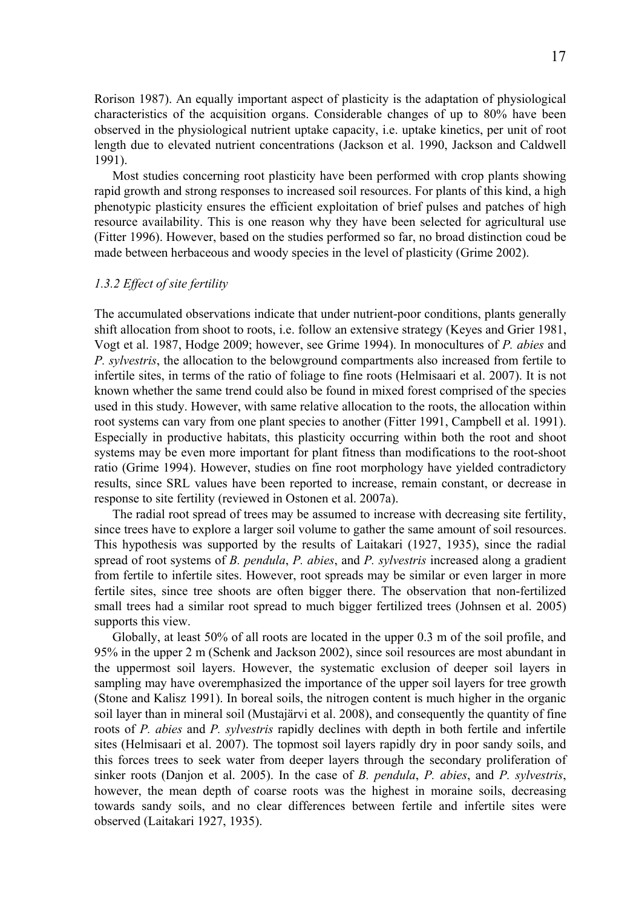Rorison 1987). An equally important aspect of plasticity is the adaptation of physiological characteristics of the acquisition organs. Considerable changes of up to 80% have been observed in the physiological nutrient uptake capacity, i.e. uptake kinetics, per unit of root length due to elevated nutrient concentrations (Jackson et al. 1990, Jackson and Caldwell 1991).

Most studies concerning root plasticity have been performed with crop plants showing rapid growth and strong responses to increased soil resources. For plants of this kind, a high phenotypic plasticity ensures the efficient exploitation of brief pulses and patches of high resource availability. This is one reason why they have been selected for agricultural use (Fitter 1996). However, based on the studies performed so far, no broad distinction coud be made between herbaceous and woody species in the level of plasticity (Grime 2002).

### *1.3.2 Effect of site fertility*

The accumulated observations indicate that under nutrient-poor conditions, plants generally shift allocation from shoot to roots, i.e. follow an extensive strategy (Keyes and Grier 1981, Vogt et al. 1987, Hodge 2009; however, see Grime 1994). In monocultures of *P. abies* and *P. sylvestris*, the allocation to the belowground compartments also increased from fertile to infertile sites, in terms of the ratio of foliage to fine roots (Helmisaari et al. 2007). It is not known whether the same trend could also be found in mixed forest comprised of the species used in this study. However, with same relative allocation to the roots, the allocation within root systems can vary from one plant species to another (Fitter 1991, Campbell et al. 1991). Especially in productive habitats, this plasticity occurring within both the root and shoot systems may be even more important for plant fitness than modifications to the root-shoot ratio (Grime 1994). However, studies on fine root morphology have yielded contradictory results, since SRL values have been reported to increase, remain constant, or decrease in response to site fertility (reviewed in Ostonen et al. 2007a).

The radial root spread of trees may be assumed to increase with decreasing site fertility, since trees have to explore a larger soil volume to gather the same amount of soil resources. This hypothesis was supported by the results of Laitakari (1927, 1935), since the radial spread of root systems of *B. pendula*, *P. abies*, and *P. sylvestris* increased along a gradient from fertile to infertile sites. However, root spreads may be similar or even larger in more fertile sites, since tree shoots are often bigger there. The observation that non-fertilized small trees had a similar root spread to much bigger fertilized trees (Johnsen et al. 2005) supports this view.

Globally, at least 50% of all roots are located in the upper 0.3 m of the soil profile, and 95% in the upper 2 m (Schenk and Jackson 2002), since soil resources are most abundant in the uppermost soil layers. However, the systematic exclusion of deeper soil layers in sampling may have overemphasized the importance of the upper soil layers for tree growth (Stone and Kalisz 1991). In boreal soils, the nitrogen content is much higher in the organic soil layer than in mineral soil (Mustajärvi et al. 2008), and consequently the quantity of fine roots of *P. abies* and *P. sylvestris* rapidly declines with depth in both fertile and infertile sites (Helmisaari et al. 2007). The topmost soil layers rapidly dry in poor sandy soils, and this forces trees to seek water from deeper layers through the secondary proliferation of sinker roots (Danjon et al. 2005). In the case of *B. pendula*, *P. abies*, and *P. sylvestris*, however, the mean depth of coarse roots was the highest in moraine soils, decreasing towards sandy soils, and no clear differences between fertile and infertile sites were observed (Laitakari 1927, 1935).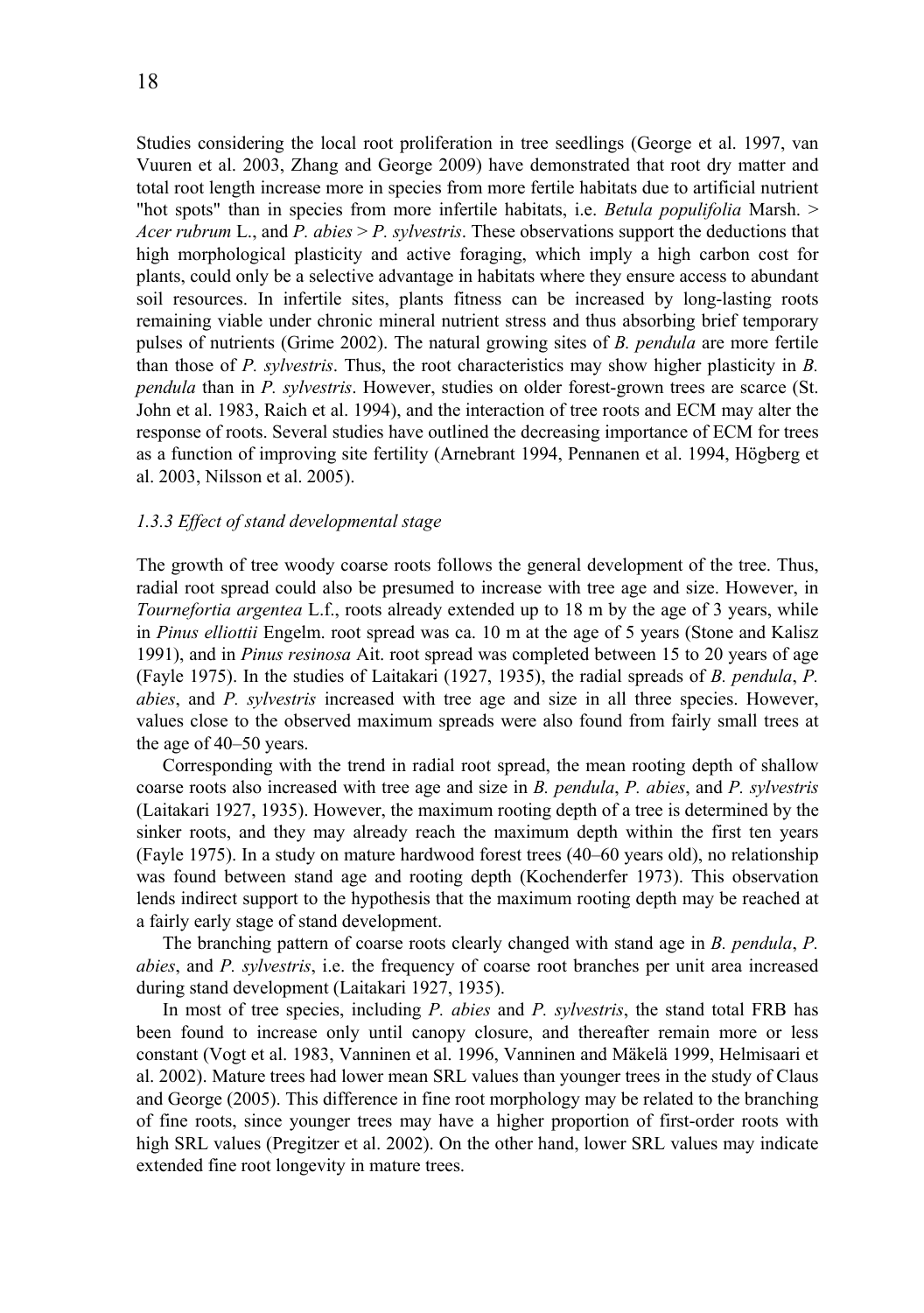Studies considering the local root proliferation in tree seedlings (George et al. 1997, van Vuuren et al. 2003, Zhang and George 2009) have demonstrated that root dry matter and total root length increase more in species from more fertile habitats due to artificial nutrient "hot spots" than in species from more infertile habitats, i.e. *Betula populifolia* Marsh. > *Acer rubrum* L., and *P. abies* > *P. sylvestris*. These observations support the deductions that high morphological plasticity and active foraging, which imply a high carbon cost for plants, could only be a selective advantage in habitats where they ensure access to abundant soil resources. In infertile sites, plants fitness can be increased by long-lasting roots remaining viable under chronic mineral nutrient stress and thus absorbing brief temporary pulses of nutrients (Grime 2002). The natural growing sites of *B. pendula* are more fertile than those of *P. sylvestris*. Thus, the root characteristics may show higher plasticity in *B. pendula* than in *P. sylvestris*. However, studies on older forest-grown trees are scarce (St. John et al. 1983, Raich et al. 1994), and the interaction of tree roots and ECM may alter the response of roots. Several studies have outlined the decreasing importance of ECM for trees as a function of improving site fertility (Arnebrant 1994, Pennanen et al. 1994, Högberg et al. 2003, Nilsson et al. 2005).

### *1.3.3 Effect of stand developmental stage*

The growth of tree woody coarse roots follows the general development of the tree. Thus, radial root spread could also be presumed to increase with tree age and size. However, in *Tournefortia argentea* L.f., roots already extended up to 18 m by the age of 3 years, while in *Pinus elliottii* Engelm. root spread was ca. 10 m at the age of 5 years (Stone and Kalisz 1991), and in *Pinus resinosa* Ait. root spread was completed between 15 to 20 years of age (Fayle 1975). In the studies of Laitakari (1927, 1935), the radial spreads of *B. pendula*, *P. abies*, and *P. sylvestris* increased with tree age and size in all three species. However, values close to the observed maximum spreads were also found from fairly small trees at the age of 40–50 years.

Corresponding with the trend in radial root spread, the mean rooting depth of shallow coarse roots also increased with tree age and size in *B. pendula*, *P. abies*, and *P. sylvestris* (Laitakari 1927, 1935). However, the maximum rooting depth of a tree is determined by the sinker roots, and they may already reach the maximum depth within the first ten years (Fayle 1975). In a study on mature hardwood forest trees (40–60 years old), no relationship was found between stand age and rooting depth (Kochenderfer 1973). This observation lends indirect support to the hypothesis that the maximum rooting depth may be reached at a fairly early stage of stand development.

The branching pattern of coarse roots clearly changed with stand age in *B. pendula*, *P. abies*, and *P. sylvestris*, i.e. the frequency of coarse root branches per unit area increased during stand development (Laitakari 1927, 1935).

In most of tree species, including *P. abies* and *P. sylvestris*, the stand total FRB has been found to increase only until canopy closure, and thereafter remain more or less constant (Vogt et al. 1983, Vanninen et al. 1996, Vanninen and Mäkelä 1999, Helmisaari et al. 2002). Mature trees had lower mean SRL values than younger trees in the study of Claus and George (2005). This difference in fine root morphology may be related to the branching of fine roots, since younger trees may have a higher proportion of first-order roots with high SRL values (Pregitzer et al. 2002). On the other hand, lower SRL values may indicate extended fine root longevity in mature trees.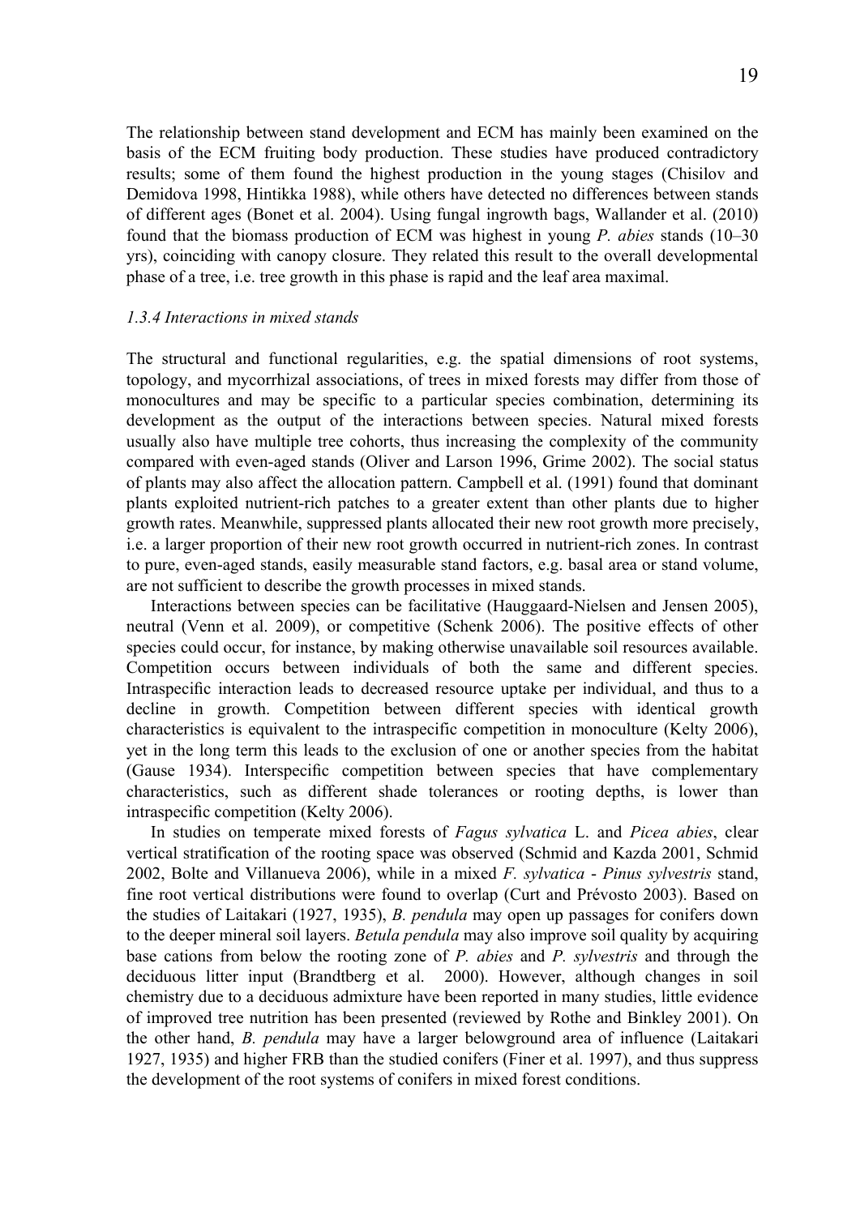The relationship between stand development and ECM has mainly been examined on the basis of the ECM fruiting body production. These studies have produced contradictory results; some of them found the highest production in the young stages (Chisilov and Demidova 1998, Hintikka 1988), while others have detected no differences between stands of different ages (Bonet et al. 2004). Using fungal ingrowth bags, Wallander et al. (2010) found that the biomass production of ECM was highest in young *P. abies* stands (10–30 yrs), coinciding with canopy closure. They related this result to the overall developmental phase of a tree, i.e. tree growth in this phase is rapid and the leaf area maximal.

### *1.3.4 Interactions in mixed stands*

The structural and functional regularities, e.g. the spatial dimensions of root systems, topology, and mycorrhizal associations, of trees in mixed forests may differ from those of monocultures and may be specific to a particular species combination, determining its development as the output of the interactions between species. Natural mixed forests usually also have multiple tree cohorts, thus increasing the complexity of the community compared with even-aged stands (Oliver and Larson 1996, Grime 2002). The social status of plants may also affect the allocation pattern. Campbell et al. (1991) found that dominant plants exploited nutrient-rich patches to a greater extent than other plants due to higher growth rates. Meanwhile, suppressed plants allocated their new root growth more precisely, i.e. a larger proportion of their new root growth occurred in nutrient-rich zones. In contrast to pure, even-aged stands, easily measurable stand factors, e.g. basal area or stand volume, are not sufficient to describe the growth processes in mixed stands.

Interactions between species can be facilitative (Hauggaard-Nielsen and Jensen 2005), neutral (Venn et al. 2009), or competitive (Schenk 2006). The positive effects of other species could occur, for instance, by making otherwise unavailable soil resources available. Competition occurs between individuals of both the same and different species. Intraspecific interaction leads to decreased resource uptake per individual, and thus to a decline in growth. Competition between different species with identical growth characteristics is equivalent to the intraspecific competition in monoculture (Kelty 2006), yet in the long term this leads to the exclusion of one or another species from the habitat (Gause 1934). Interspecific competition between species that have complementary characteristics, such as different shade tolerances or rooting depths, is lower than intraspecific competition (Kelty 2006).

In studies on temperate mixed forests of *Fagus sylvatica* L. and *Picea abies*, clear vertical stratification of the rooting space was observed (Schmid and Kazda 2001, Schmid 2002, Bolte and Villanueva 2006), while in a mixed *F. sylvatica* - *Pinus sylvestris* stand, fine root vertical distributions were found to overlap (Curt and Prévosto 2003). Based on the studies of Laitakari (1927, 1935), *B. pendula* may open up passages for conifers down to the deeper mineral soil layers. *Betula pendula* may also improve soil quality by acquiring base cations from below the rooting zone of *P. abies* and *P. sylvestris* and through the deciduous litter input (Brandtberg et al. 2000). However, although changes in soil chemistry due to a deciduous admixture have been reported in many studies, little evidence of improved tree nutrition has been presented (reviewed by Rothe and Binkley 2001). On the other hand, *B. pendula* may have a larger belowground area of influence (Laitakari 1927, 1935) and higher FRB than the studied conifers (Finer et al. 1997), and thus suppress the development of the root systems of conifers in mixed forest conditions.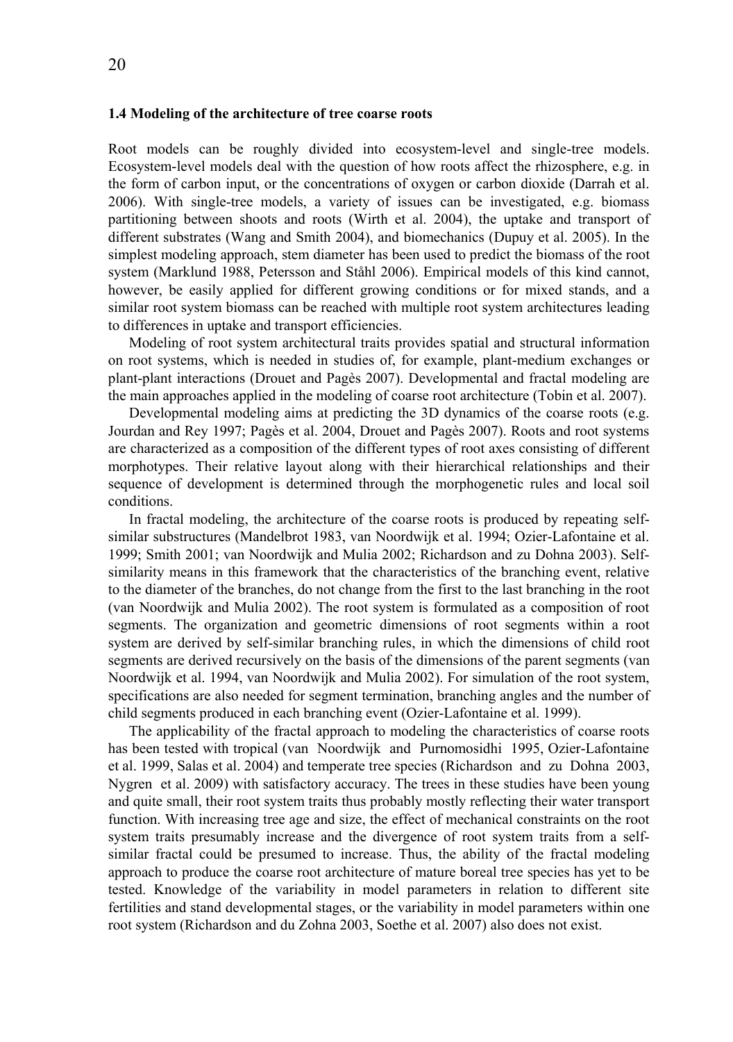### 1.4 Modeling of the architecture of tree coarse roots

Root models can be roughly divided into ecosystem-level and single-tree models. Ecosystem-level models deal with the question of how roots affect the rhizosphere, e.g. in the form of carbon input, or the concentrations of oxygen or carbon dioxide (Darrah et al. 2006). With single-tree models, a variety of issues can be investigated, e.g. biomass partitioning between shoots and roots (Wirth et al. 2004), the uptake and transport of different substrates (Wang and Smith 2004), and biomechanics (Dupuy et al. 2005). In the simplest modeling approach, stem diameter has been used to predict the biomass of the root system (Marklund 1988, Petersson and Ståhl 2006). Empirical models of this kind cannot, however, be easily applied for different growing conditions or for mixed stands, and a similar root system biomass can be reached with multiple root system architectures leading to differences in uptake and transport efficiencies.

Modeling of root system architectural traits provides spatial and structural information on root systems, which is needed in studies of, for example, plant-medium exchanges or plant-plant interactions (Drouet and Pagès 2007). Developmental and fractal modeling are the main approaches applied in the modeling of coarse root architecture (Tobin et al. 2007).

Developmental modeling aims at predicting the 3D dynamics of the coarse roots (e.g. Jourdan and Rey 1997; Pagès et al. 2004, Drouet and Pagès 2007). Roots and root systems are characterized as a composition of the different types of root axes consisting of different morphotypes. Their relative layout along with their hierarchical relationships and their sequence of development is determined through the morphogenetic rules and local soil conditions.

In fractal modeling, the architecture of the coarse roots is produced by repeating self-similar substructures (Mandelbrot 1983, van Noordwijk et al. 1994; Ozier-Lafontaine et al. 1999; Smith 2001; van Noordwijk and Mulia 2002; Richardson and zu Dohna 2003). Self-similarity means in this framework that the characteristics of the branching event, relative to the diameter of the branches, do not change from the first to the last branching in the root (van Noordwijk and Mulia 2002). The root system is formulated as a composition of root segments. The organization and geometric dimensions of root segments within a root system are derived by self-similar branching rules, in which the dimensions of child root segments are derived recursively on the basis of the dimensions of the parent segments (van Noordwijk et al. 1994, van Noordwijk and Mulia 2002). For simulation of the root system, specifications are also needed for segment termination, branching angles and the number of child segments produced in each branching event (Ozier-Lafontaine et al. 1999).

The applicability of the fractal approach to modeling the characteristics of coarse roots has been tested with tropical (van Noordwijk and Purnomosidhi 1995, Ozier-Lafontaine et al. 1999, Salas et al. 2004) and temperate tree species (Richardson and zu Dohna 2003, Nygren et al. 2009) with satisfactory accuracy. The trees in these studies have been young and quite small, their root system traits thus probably mostly reflecting their water transport function. With increasing tree age and size, the effect of mechanical constraints on the root system traits presumably increase and the divergence of root system traits from a self-similar fractal could be presumed to increase. Thus, the ability of the fractal modeling approach to produce the coarse root architecture of mature boreal tree species has yet to be tested. Knowledge of the variability in model parameters in relation to different site fertilities and stand developmental stages, or the variability in model parameters within one root system (Richardson and du Zohna 2003, Soethe et al. 2007) also does not exist.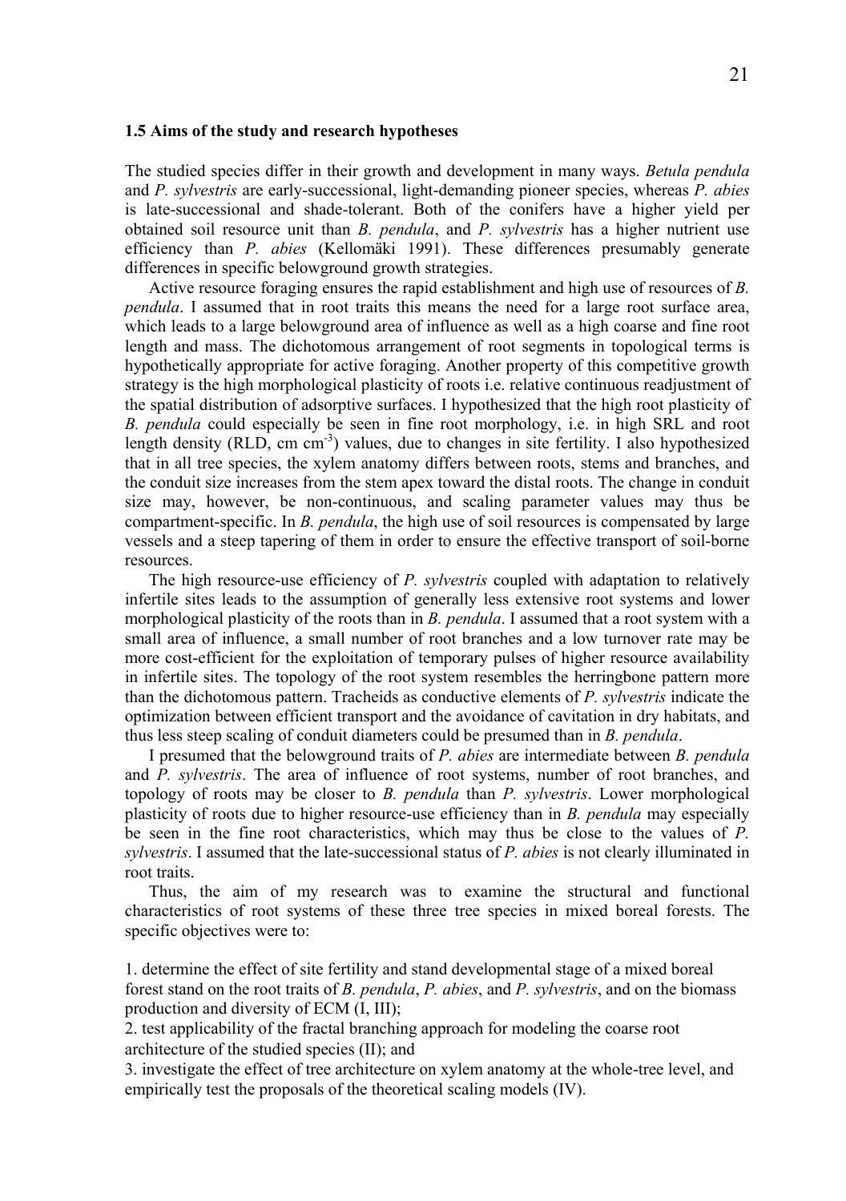### 1.5 Aims of the study and research hypotheses

The studied species differ in their growth and development in many ways. *Betula pendula* and *P. sylvestris* are early-successional, light-demanding pioneer species, whereas *P. abies* is late-successional and shade-tolerant. Both of the conifers have a higher yield per obtained soil resource unit than *B. pendula*, and *P. sylvestris* has a higher nutrient use efficiency than *P. abies* (Kellomäki 1991). These differences presumably generate differences in specific belowground growth strategies.

Active resource foraging ensures the rapid establishment and high use of resources of *B. pendula*. I assumed that in root traits this means the need for a large root surface area, which leads to a large belowground area of influence as well as a high coarse and fine root length and mass. The dichotomous arrangement of root segments in topological terms is hypothetically appropriate for active foraging. Another property of this competitive growth strategy is the high morphological plasticity of roots i.e. relative continuous readjustment of the spatial distribution of adsorptive surfaces. I hypothesized that the high root plasticity of *B. pendula* could especially be seen in fine root morphology, i.e. in high SRL and root length density (RLD, cm $cm^{-3}$) values, due to changes in site fertility. I also hypothesized that in all tree species, the xylem anatomy differs between roots, stems and branches, and the conduit size increases from the stem apex toward the distal roots. The change in conduit size may, however, be non-continuous, and scaling parameter values may thus be compartment-specific. In *B. pendula*, the high use of soil resources is compensated by large vessels and a steep tapering of them in order to ensure the effective transport of soil-borne resources.

The high resource-use efficiency of *P. sylvestris* coupled with adaptation to relatively infertile sites leads to the assumption of generally less extensive root systems and lower morphological plasticity of the roots than in *B. pendula*. I assumed that a root system with a small area of influence, a small number of root branches and a low turnover rate may be more cost-efficient for the exploitation of temporary pulses of higher resource availability in infertile sites. The topology of the root system resembles the herringbone pattern more than the dichotomous pattern. Tracheids as conductive elements of *P. sylvestris* indicate the optimization between efficient transport and the avoidance of cavitation in dry habitats, and thus less steep scaling of conduit diameters could be presumed than in *B. pendula*.

I presumed that the belowground traits of *P. abies* are intermediate between *B. pendula* and *P. sylvestris*. The area of influence of root systems, number of root branches, and topology of roots may be closer to *B. pendula* than *P. sylvestris*. Lower morphological plasticity of roots due to higher resource-use efficiency than in *B. pendula* may especially be seen in the fine root characteristics, which may thus be close to the values of *P. sylvestris*. I assumed that the late-successional status of *P. abies* is not clearly illuminated in root traits.

Thus, the aim of my research was to examine the structural and functional characteristics of root systems of these three tree species in mixed boreal forests. The specific objectives were to:

1. determine the effect of site fertility and stand developmental stage of a mixed boreal forest stand on the root traits of *B. pendula*, *P. abies*, and *P. sylvestris*, and on the biomass production and diversity of ECM (I, III);
2. test applicability of the fractal branching approach for modeling the coarse root architecture of the studied species (II); and
3. investigate the effect of tree architecture on xylem anatomy at the whole-tree level, and empirically test the proposals of the theoretical scaling models (IV).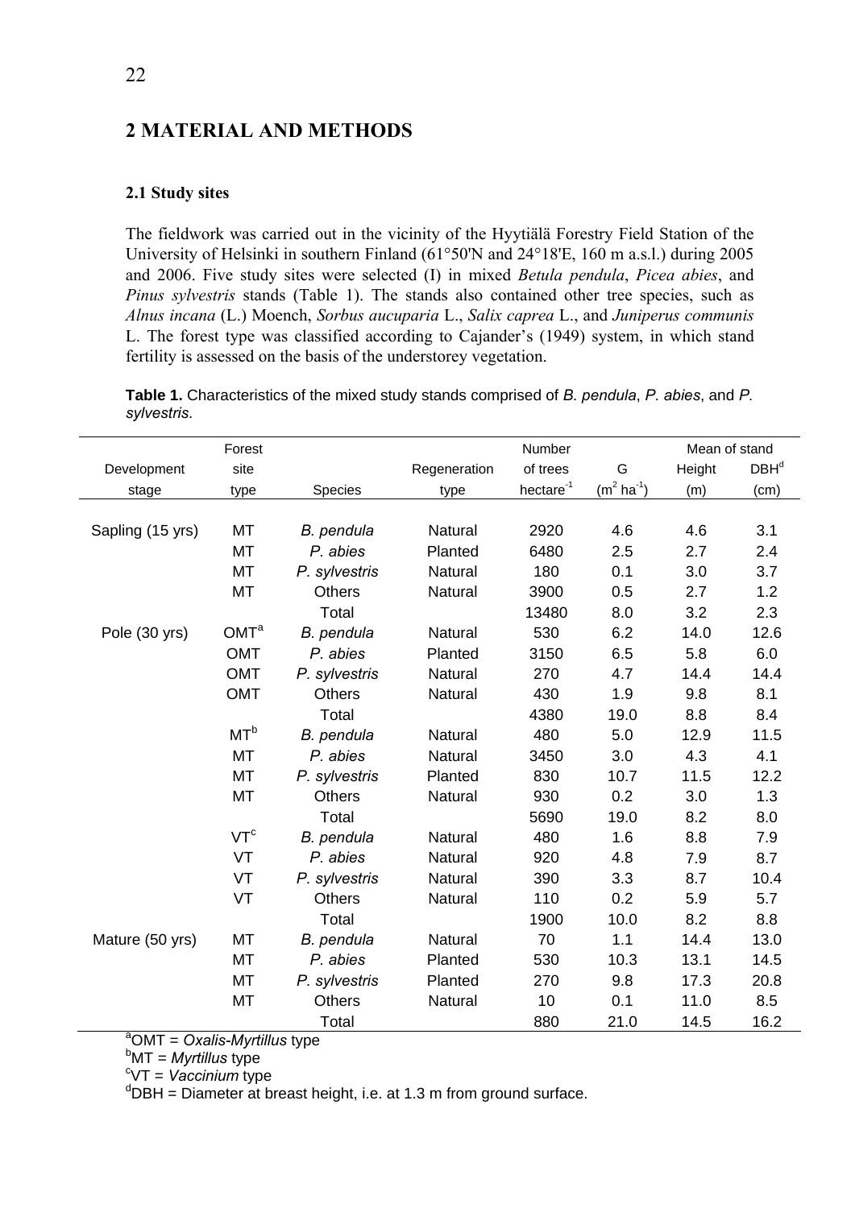## 2 MATERIAL AND METHODS

### 2.1 Study sites

The fieldwork was carried out in the vicinity of the Hyytiälä Forestry Field Station of the University of Helsinki in southern Finland (61°50'N and 24°18'E, 160 m a.s.l.) during 2005 and 2006. Five study sites were selected (I) in mixed *Betula pendula*, *Picea abies*, and *Pinus sylvestris* stands (Table 1). The stands also contained other tree species, such as *Alnus incana* (L.) Moench, *Sorbus aucuparia* L., *Salix caprea* L., and *Juniperus communis* L. The forest type was classified according to Cajander's (1949) system, in which stand fertility is assessed on the basis of the understorey vegetation.

**Table 1.** Characteristics of the mixed study stands comprised of *B. pendula*, *P. abies*, and *P. sylvestris*.

| Development stage | Forest site type | Species | Regeneration type | Number of trees hectare$^{-1}$ | G ($m^2$ $ha^{-1}$) | Mean of stand Height (m) | Mean of stand DBH[d] (cm) |
|---|---|---|---|---|---|---|---|
| Sapling (15 yrs) | MT | *B. pendula* | Natural | 2920 | 4.6 | 4.6 | 3.1 |
| | MT | *P. abies* | Planted | 6480 | 2.5 | 2.7 | 2.4 |
| | MT | *P. sylvestris* | Natural | 180 | 0.1 | 3.0 | 3.7 |
| | MT | Others | Natural | 3900 | 0.5 | 2.7 | 1.2 |
| | | Total | | 13480 | 8.0 | 3.2 | 2.3 |
| Pole (30 yrs) | OMT[a] | *B. pendula* | Natural | 530 | 6.2 | 14.0 | 12.6 |
| | OMT | *P. abies* | Planted | 3150 | 6.5 | 5.8 | 6.0 |
| | OMT | *P. sylvestris* | Natural | 270 | 4.7 | 14.4 | 14.4 |
| | OMT | Others | Natural | 430 | 1.9 | 9.8 | 8.1 |
| | | Total | | 4380 | 19.0 | 8.8 | 8.4 |
| | MT[b] | *B. pendula* | Natural | 480 | 5.0 | 12.9 | 11.5 |
| | MT | *P. abies* | Natural | 3450 | 3.0 | 4.3 | 4.1 |
| | MT | *P. sylvestris* | Planted | 830 | 10.7 | 11.5 | 12.2 |
| | MT | Others | Natural | 930 | 0.2 | 3.0 | 1.3 |
| | | Total | | 5690 | 19.0 | 8.2 | 8.0 |
| | VT[c] | *B. pendula* | Natural | 480 | 1.6 | 8.8 | 7.9 |
| | VT | *P. abies* | Natural | 920 | 4.8 | 7.9 | 8.7 |
| | VT | *P. sylvestris* | Natural | 390 | 3.3 | 8.7 | 10.4 |
| | VT | Others | Natural | 110 | 0.2 | 5.9 | 5.7 |
| | | Total | | 1900 | 10.0 | 8.2 | 8.8 |
| Mature (50 yrs) | MT | *B. pendula* | Natural | 70 | 1.1 | 14.4 | 13.0 |
| | MT | *P. abies* | Planted | 530 | 10.3 | 13.1 | 14.5 |
| | MT | *P. sylvestris* | Planted | 270 | 9.8 | 17.3 | 20.8 |
| | MT | Others | Natural | 10 | 0.1 | 11.0 | 8.5 |
| | | Total | | 880 | 21.0 | 14.5 | 16.2 |

[a]OMT = *Oxalis-Myrtillus* type
[b]MT = *Myrtillus* type
[c]VT = *Vaccinium* type
[d]DBH = Diameter at breast height, i.e. at 1.3 m from ground surface.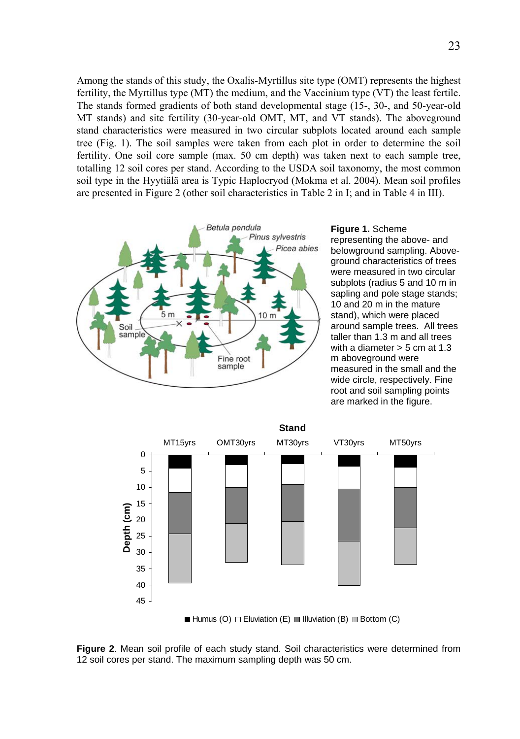Among the stands of this study, the Oxalis-Myrtillus site type (OMT) represents the highest fertility, the Myrtillus type (MT) the medium, and the Vaccinium type (VT) the least fertile. The stands formed gradients of both stand developmental stage (15-, 30-, and 50-year-old MT stands) and site fertility (30-year-old OMT, MT, and VT stands). The aboveground stand characteristics were measured in two circular subplots located around each sample tree (Fig. 1). The soil samples were taken from each plot in order to determine the soil fertility. One soil core sample (max. 50 cm depth) was taken next to each sample tree, totalling 12 soil cores per stand. According to the USDA soil taxonomy, the most common soil type in the Hyytiälä area is Typic Haplocryod (Mokma et al. 2004). Mean soil profiles are presented in Figure 2 (other soil characteristics in Table 2 in I; and in Table 4 in III).

**Figure 1.** Scheme representing the above- and belowground sampling. Aboveground characteristics of trees were measured in two circular subplots (radius 5 and 10 m in sapling and pole stage stands; 10 and 20 m in the mature stand), which were placed around sample trees. All trees taller than 1.3 m and all trees with a diameter > 5 cm at 1.3 m aboveground were measured in the small and the wide circle, respectively. Fine root and soil sampling points are marked in the figure.

**Figure 2**. Mean soil profile of each study stand. Soil characteristics were determined from 12 soil cores per stand. The maximum sampling depth was 50 cm.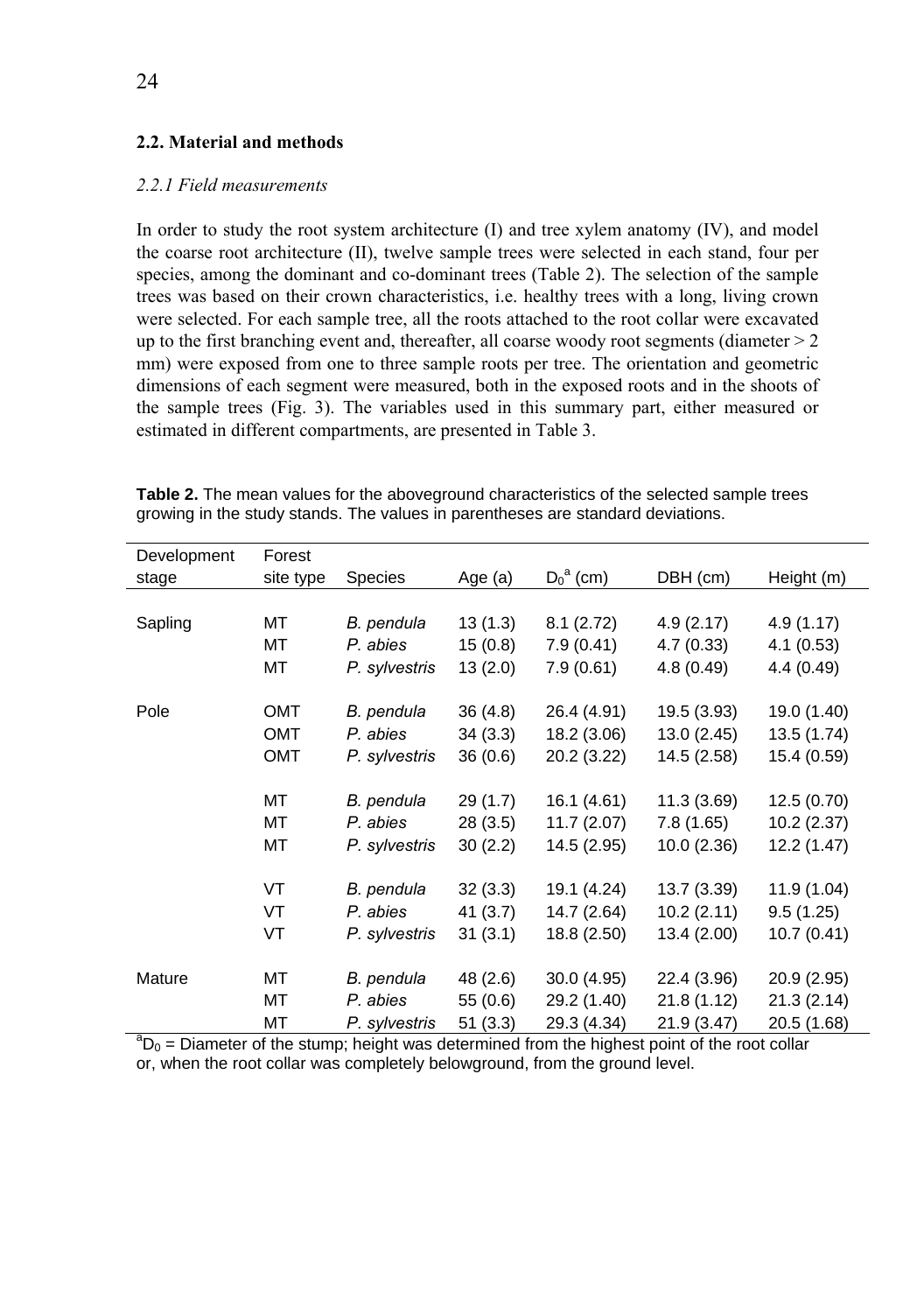## 2.2. Material and methods

### *2.2.1 Field measurements*

In order to study the root system architecture (I) and tree xylem anatomy (IV), and model the coarse root architecture (II), twelve sample trees were selected in each stand, four per species, among the dominant and co-dominant trees (Table 2). The selection of the sample trees was based on their crown characteristics, i.e. healthy trees with a long, living crown were selected. For each sample tree, all the roots attached to the root collar were excavated up to the first branching event and, thereafter, all coarse woody root segments (diameter > 2 mm) were exposed from one to three sample roots per tree. The orientation and geometric dimensions of each segment were measured, both in the exposed roots and in the shoots of the sample trees (Fig. 3). The variables used in this summary part, either measured or estimated in different compartments, are presented in Table 3.

**Table 2.** The mean values for the aboveground characteristics of the selected sample trees growing in the study stands. The values in parentheses are standard deviations.

| Development stage | Forest site type | Species | Age (a) | $D_0$[a] (cm) | DBH (cm) | Height (m) |
|---|---|---|---|---|---|---|
| Sapling | MT | *B. pendula* | 13 (1.3) | 8.1 (2.72) | 4.9 (2.17) | 4.9 (1.17) |
| | MT | *P. abies* | 15 (0.8) | 7.9 (0.41) | 4.7 (0.33) | 4.1 (0.53) |
| | MT | *P. sylvestris* | 13 (2.0) | 7.9 (0.61) | 4.8 (0.49) | 4.4 (0.49) |
| Pole | OMT | *B. pendula* | 36 (4.8) | 26.4 (4.91) | 19.5 (3.93) | 19.0 (1.40) |
| | OMT | *P. abies* | 34 (3.3) | 18.2 (3.06) | 13.0 (2.45) | 13.5 (1.74) |
| | OMT | *P. sylvestris* | 36 (0.6) | 20.2 (3.22) | 14.5 (2.58) | 15.4 (0.59) |
| | MT | *B. pendula* | 29 (1.7) | 16.1 (4.61) | 11.3 (3.69) | 12.5 (0.70) |
| | MT | *P. abies* | 28 (3.5) | 11.7 (2.07) | 7.8 (1.65) | 10.2 (2.37) |
| | MT | *P. sylvestris* | 30 (2.2) | 14.5 (2.95) | 10.0 (2.36) | 12.2 (1.47) |
| | VT | *B. pendula* | 32 (3.3) | 19.1 (4.24) | 13.7 (3.39) | 11.9 (1.04) |
| | VT | *P. abies* | 41 (3.7) | 14.7 (2.64) | 10.2 (2.11) | 9.5 (1.25) |
| | VT | *P. sylvestris* | 31 (3.1) | 18.8 (2.50) | 13.4 (2.00) | 10.7 (0.41) |
| Mature | MT | *B. pendula* | 48 (2.6) | 30.0 (4.95) | 22.4 (3.96) | 20.9 (2.95) |
| | MT | *P. abies* | 55 (0.6) | 29.2 (1.40) | 21.8 (1.12) | 21.3 (2.14) |
| | MT | *P. sylvestris* | 51 (3.3) | 29.3 (4.34) | 21.9 (3.47) | 20.5 (1.68) |

[a]$D_0$ = Diameter of the stump; height was determined from the highest point of the root collar or, when the root collar was completely belowground, from the ground level.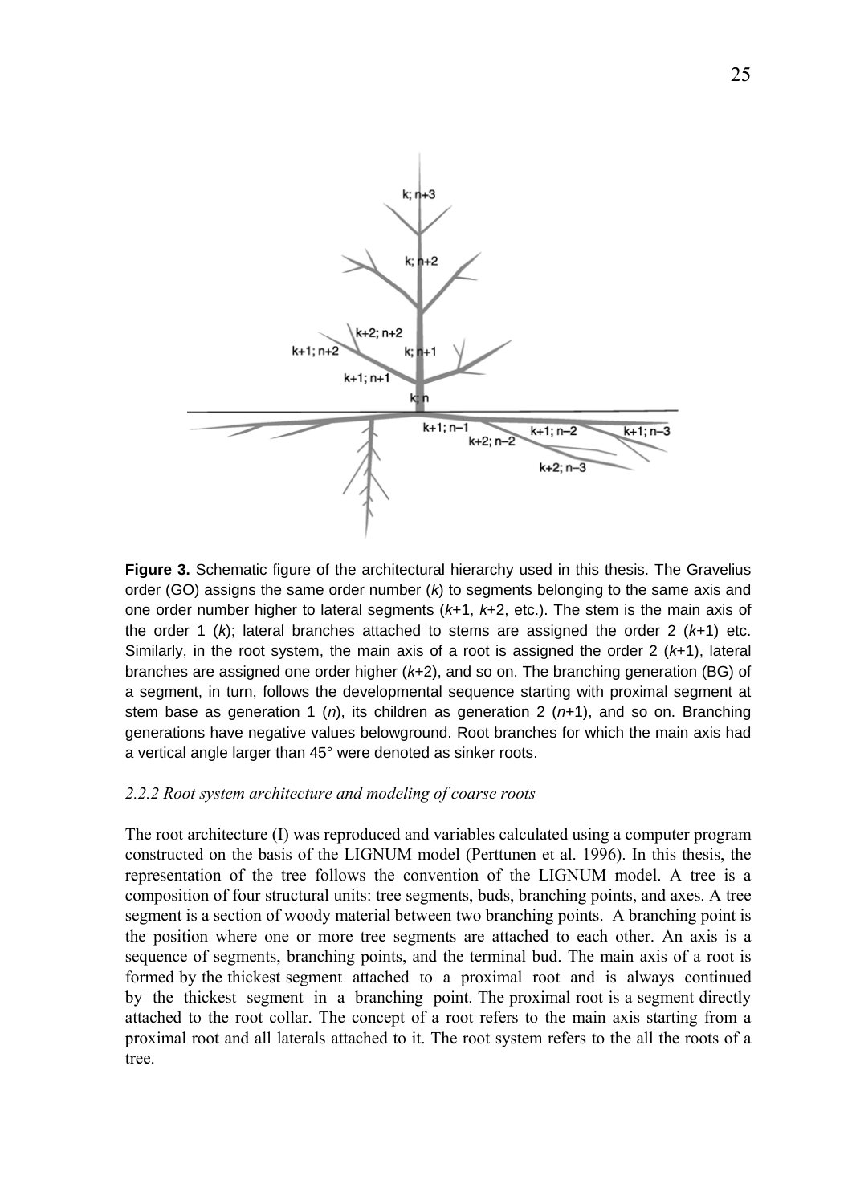**Figure 3.** Schematic figure of the architectural hierarchy used in this thesis. The Gravelius order (GO) assigns the same order number (*k*) to segments belonging to the same axis and one order number higher to lateral segments (*k*+1, *k*+2, etc.). The stem is the main axis of the order 1 (*k*); lateral branches attached to stems are assigned the order 2 (*k*+1) etc. Similarly, in the root system, the main axis of a root is assigned the order 2 (*k*+1), lateral branches are assigned one order higher (*k*+2), and so on. The branching generation (BG) of a segment, in turn, follows the developmental sequence starting with proximal segment at stem base as generation 1 (*n*), its children as generation 2 (*n*+1), and so on. Branching generations have negative values belowground. Root branches for which the main axis had a vertical angle larger than 45° were denoted as sinker roots.

### *2.2.2 Root system architecture and modeling of coarse roots*

The root architecture (I) was reproduced and variables calculated using a computer program constructed on the basis of the LIGNUM model (Perttunen et al. 1996). In this thesis, the representation of the tree follows the convention of the LIGNUM model. A tree is a composition of four structural units: tree segments, buds, branching points, and axes. A tree segment is a section of woody material between two branching points. A branching point is the position where one or more tree segments are attached to each other. An axis is a sequence of segments, branching points, and the terminal bud. The main axis of a root is formed by the thickest segment attached to a proximal root and is always continued by the thickest segment in a branching point. The proximal root is a segment directly attached to the root collar. The concept of a root refers to the main axis starting from a proximal root and all laterals attached to it. The root system refers to the all the roots of a tree.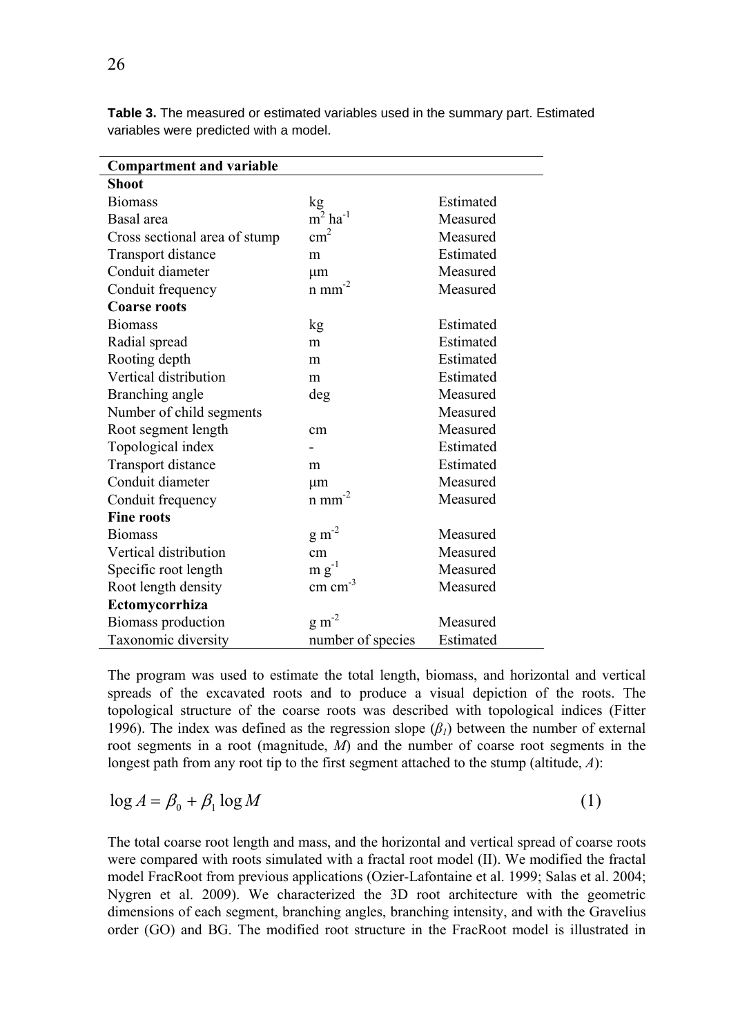**Table 3.** The measured or estimated variables used in the summary part. Estimated variables were predicted with a model.

| Compartment and variable | | |
|---|---|---|
| **Shoot** | | |
| Biomass | kg | Estimated |
| Basal area | $m^2$ $ha^{-1}$ | Measured |
| Cross sectional area of stump | $cm^2$ | Measured |
| Transport distance | m | Estimated |
| Conduit diameter | μm | Measured |
| Conduit frequency | n $mm^{-2}$ | Measured |
| **Coarse roots** | | |
| Biomass | kg | Estimated |
| Radial spread | m | Estimated |
| Rooting depth | m | Estimated |
| Vertical distribution | m | Estimated |
| Branching angle | deg | Measured |
| Number of child segments | | Measured |
| Root segment length | cm | Measured |
| Topological index | - | Estimated |
| Transport distance | m | Estimated |
| Conduit diameter | μm | Measured |
| Conduit frequency | n $mm^{-2}$ | Measured |
| **Fine roots** | | |
| Biomass | g $m^{-2}$ | Measured |
| Vertical distribution | cm | Measured |
| Specific root length | m $g^{-1}$ | Measured |
| Root length density | cm $cm^{-3}$ | Measured |
| **Ectomycorrhiza** | | |
| Biomass production | g $m^{-2}$ | Measured |
| Taxonomic diversity | number of species | Estimated |

The program was used to estimate the total length, biomass, and horizontal and vertical spreads of the excavated roots and to produce a visual depiction of the roots. The topological structure of the coarse roots was described with topological indices (Fitter 1996). The index was defined as the regression slope ($\beta_1$) between the number of external root segments in a root (magnitude, *M*) and the number of coarse root segments in the longest path from any root tip to the first segment attached to the stump (altitude, *A*):

$$\log A = \beta_0 + \beta_1 \log M \tag{1}$$

The total coarse root length and mass, and the horizontal and vertical spread of coarse roots were compared with roots simulated with a fractal root model (II). We modified the fractal model FracRoot from previous applications (Ozier-Lafontaine et al. 1999; Salas et al. 2004; Nygren et al. 2009). We characterized the 3D root architecture with the geometric dimensions of each segment, branching angles, branching intensity, and with the Gravelius order (GO) and BG. The modified root structure in the FracRoot model is illustrated in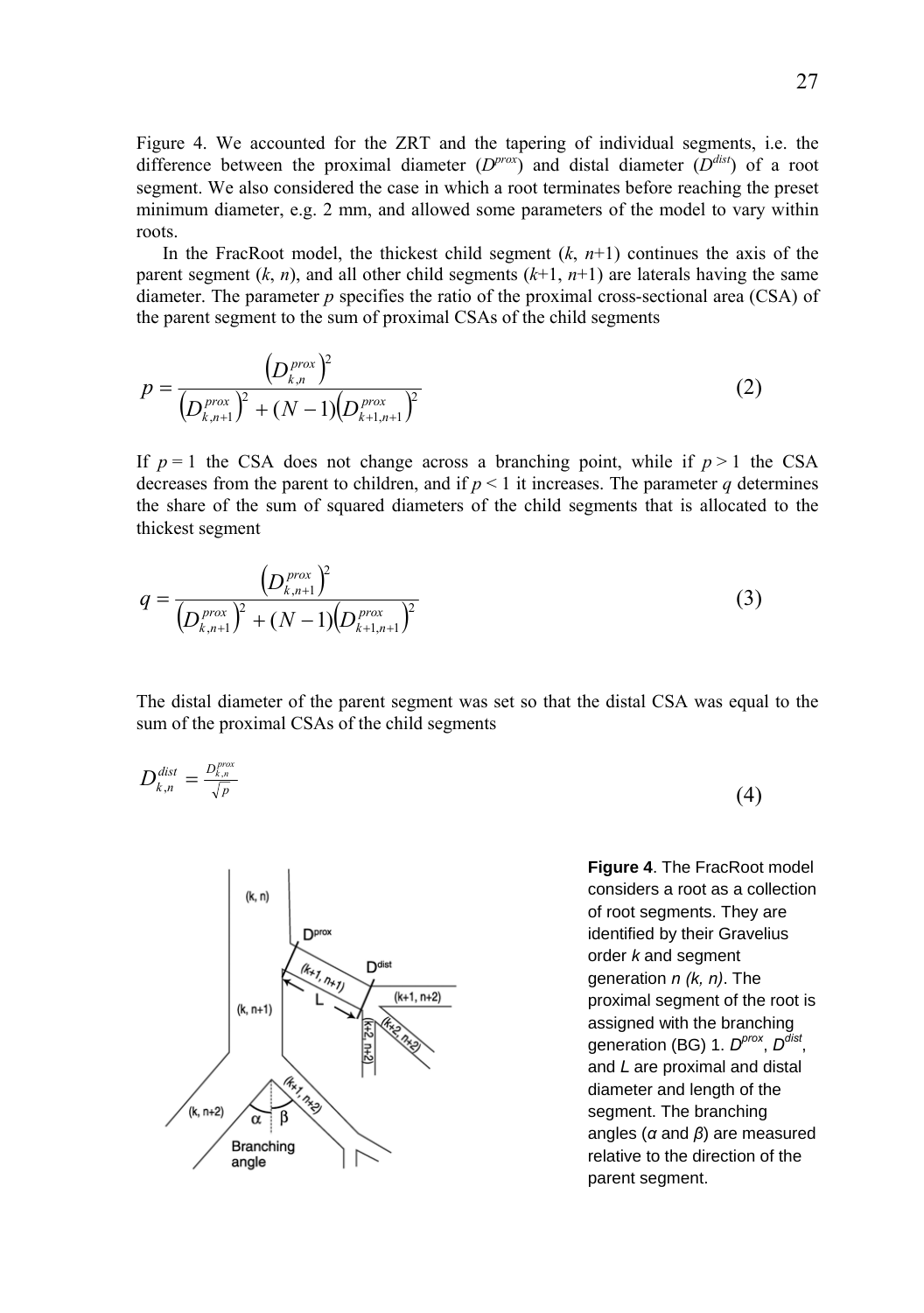Figure 4. We accounted for the ZRT and the tapering of individual segments, i.e. the difference between the proximal diameter ($D^{prox}$) and distal diameter ($D^{dist}$) of a root segment. We also considered the case in which a root terminates before reaching the preset minimum diameter, e.g. 2 mm, and allowed some parameters of the model to vary within roots.

In the FracRoot model, the thickest child segment ($k$, $n$+1) continues the axis of the parent segment ($k$, $n$), and all other child segments ($k$+1, $n$+1) are laterals having the same diameter. The parameter $p$ specifies the ratio of the proximal cross-sectional area (CSA) of the parent segment to the sum of proximal CSAs of the child segments

$$p = \frac{\left(D_{k,n}^{prox}\right)^2}{\left(D_{k,n+1}^{prox}\right)^2 + (N-1)\left(D_{k+1,n+1}^{prox}\right)^2} \tag{2}$$

If $p = 1$ the CSA does not change across a branching point, while if $p > 1$ the CSA decreases from the parent to children, and if $p < 1$ it increases. The parameter $q$ determines the share of the sum of squared diameters of the child segments that is allocated to the thickest segment

$$q = \frac{\left(D_{k,n+1}^{prox}\right)^2}{\left(D_{k,n+1}^{prox}\right)^2 + (N-1)\left(D_{k+1,n+1}^{prox}\right)^2} \tag{3}$$

The distal diameter of the parent segment was set so that the distal CSA was equal to the sum of the proximal CSAs of the child segments

$$D_{k,n}^{dist} = \frac{D_{k,n}^{prox}}{\sqrt{p}} \tag{4}$$

**Figure 4**. The FracRoot model considers a root as a collection of root segments. They are identified by their Gravelius order *k* and segment generation *n (k, n)*. The proximal segment of the root is assigned with the branching generation (BG) 1. $D^{prox}$, $D^{dist}$, and *L* are proximal and distal diameter and length of the segment. The branching angles (*α* and *β*) are measured relative to the direction of the parent segment.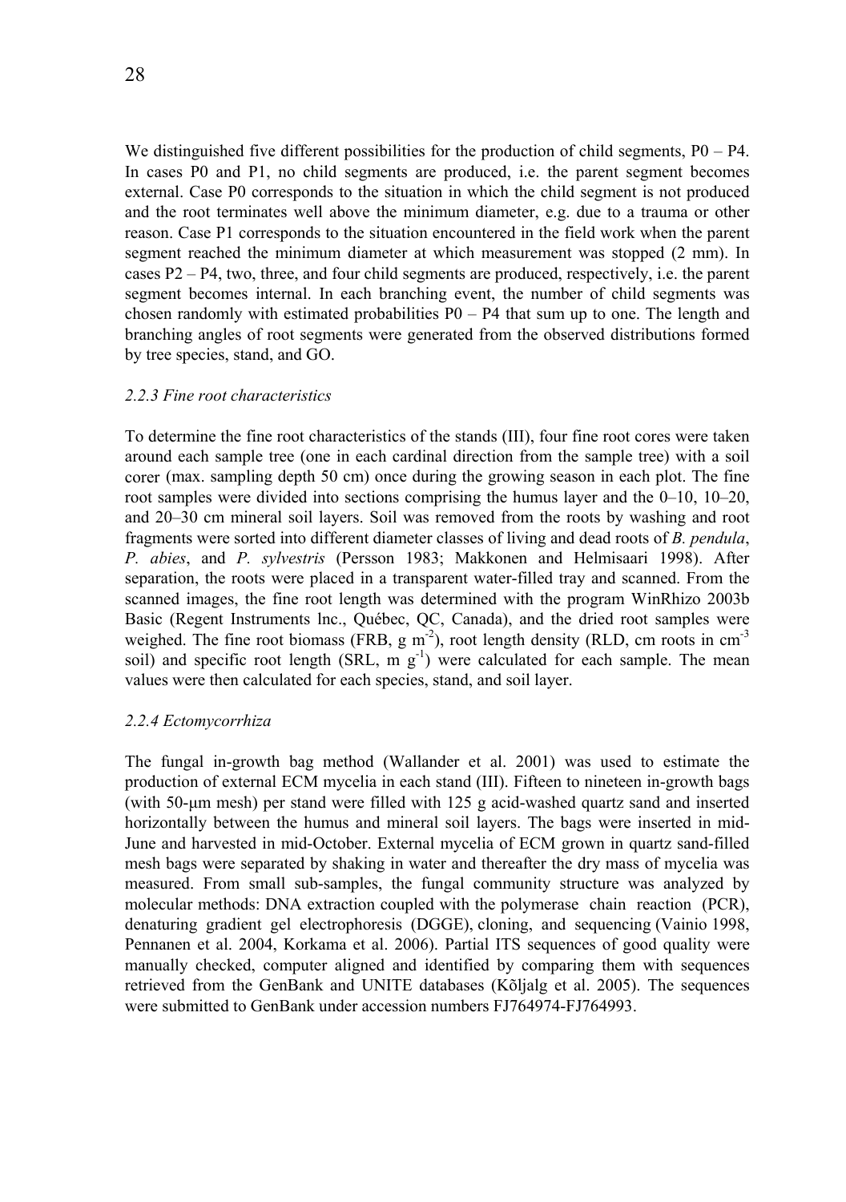We distinguished five different possibilities for the production of child segments, P0 – P4. In cases P0 and P1, no child segments are produced, i.e. the parent segment becomes external. Case P0 corresponds to the situation in which the child segment is not produced and the root terminates well above the minimum diameter, e.g. due to a trauma or other reason. Case P1 corresponds to the situation encountered in the field work when the parent segment reached the minimum diameter at which measurement was stopped (2 mm). In cases P2 – P4, two, three, and four child segments are produced, respectively, i.e. the parent segment becomes internal. In each branching event, the number of child segments was chosen randomly with estimated probabilities P0 – P4 that sum up to one. The length and branching angles of root segments were generated from the observed distributions formed by tree species, stand, and GO.

### *2.2.3 Fine root characteristics*

To determine the fine root characteristics of the stands (III), four fine root cores were taken around each sample tree (one in each cardinal direction from the sample tree) with a soil corer (max. sampling depth 50 cm) once during the growing season in each plot. The fine root samples were divided into sections comprising the humus layer and the 0–10, 10–20, and 20–30 cm mineral soil layers. Soil was removed from the roots by washing and root fragments were sorted into different diameter classes of living and dead roots of *B. pendula*, *P. abies*, and *P. sylvestris* (Persson 1983; Makkonen and Helmisaari 1998). After separation, the roots were placed in a transparent water-filled tray and scanned. From the scanned images, the fine root length was determined with the program WinRhizo 2003b Basic (Regent Instruments lnc., Québec, QC, Canada), and the dried root samples were weighed. The fine root biomass (FRB, g $m^{-2}$), root length density (RLD, cm roots in $cm^{-3}$ soil) and specific root length (SRL, m $g^{-1}$) were calculated for each sample. The mean values were then calculated for each species, stand, and soil layer.

### *2.2.4 Ectomycorrhiza*

The fungal in-growth bag method (Wallander et al. 2001) was used to estimate the production of external ECM mycelia in each stand (III). Fifteen to nineteen in-growth bags (with 50-μm mesh) per stand were filled with 125 g acid-washed quartz sand and inserted horizontally between the humus and mineral soil layers. The bags were inserted in mid-June and harvested in mid-October. External mycelia of ECM grown in quartz sand-filled mesh bags were separated by shaking in water and thereafter the dry mass of mycelia was measured. From small sub-samples, the fungal community structure was analyzed by molecular methods: DNA extraction coupled with the polymerase chain reaction (PCR), denaturing gradient gel electrophoresis (DGGE), cloning, and sequencing (Vainio 1998, Pennanen et al. 2004, Korkama et al. 2006). Partial ITS sequences of good quality were manually checked, computer aligned and identified by comparing them with sequences retrieved from the GenBank and UNITE databases (Kõljalg et al. 2005). The sequences were submitted to GenBank under accession numbers FJ764974-FJ764993.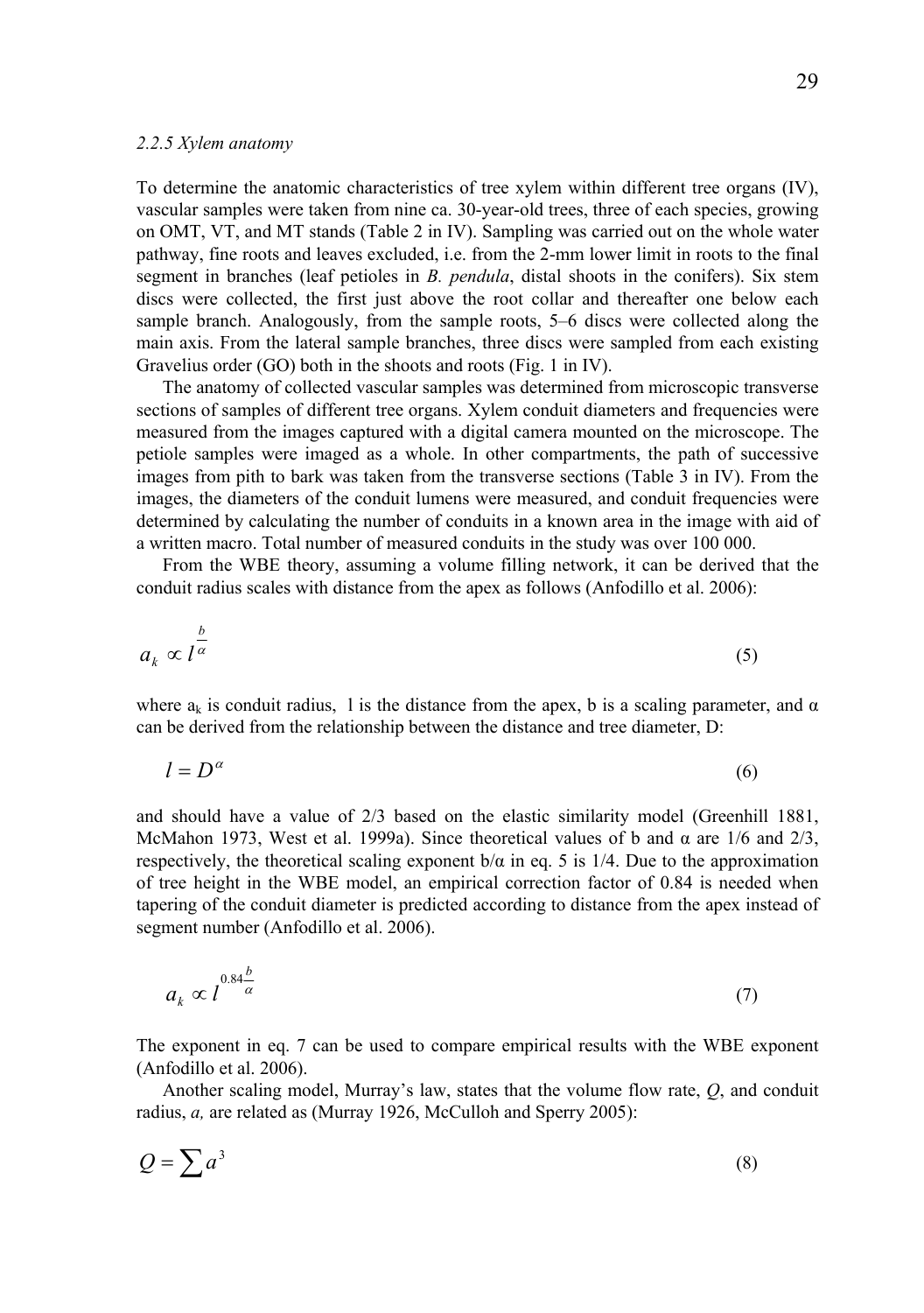*2.2.5 Xylem anatomy*

To determine the anatomic characteristics of tree xylem within different tree organs (IV), vascular samples were taken from nine ca. 30-year-old trees, three of each species, growing on OMT, VT, and MT stands (Table 2 in IV). Sampling was carried out on the whole water pathway, fine roots and leaves excluded, i.e. from the 2-mm lower limit in roots to the final segment in branches (leaf petioles in *B. pendula*, distal shoots in the conifers). Six stem discs were collected, the first just above the root collar and thereafter one below each sample branch. Analogously, from the sample roots, 5–6 discs were collected along the main axis. From the lateral sample branches, three discs were sampled from each existing Gravelius order (GO) both in the shoots and roots (Fig. 1 in IV).

The anatomy of collected vascular samples was determined from microscopic transverse sections of samples of different tree organs. Xylem conduit diameters and frequencies were measured from the images captured with a digital camera mounted on the microscope. The petiole samples were imaged as a whole. In other compartments, the path of successive images from pith to bark was taken from the transverse sections (Table 3 in IV). From the images, the diameters of the conduit lumens were measured, and conduit frequencies were determined by calculating the number of conduits in a known area in the image with aid of a written macro. Total number of measured conduits in the study was over 100 000.

From the WBE theory, assuming a volume filling network, it can be derived that the conduit radius scales with distance from the apex as follows (Anfodillo et al. 2006):

$$a_k \propto l^{\frac{b}{\alpha}} \tag{5}$$

where $a_k$ is conduit radius, $l$ is the distance from the apex, b is a scaling parameter, and $\alpha$ can be derived from the relationship between the distance and tree diameter, D:

$$l = D^{\alpha} \tag{6}$$

and should have a value of 2/3 based on the elastic similarity model (Greenhill 1881, McMahon 1973, West et al. 1999a). Since theoretical values of b and $\alpha$ are 1/6 and 2/3, respectively, the theoretical scaling exponent $b/\alpha$ in eq. 5 is 1/4. Due to the approximation of tree height in the WBE model, an empirical correction factor of 0.84 is needed when tapering of the conduit diameter is predicted according to distance from the apex instead of segment number (Anfodillo et al. 2006).

$$a_k \propto l^{0.84\frac{b}{\alpha}} \tag{7}$$

The exponent in eq. 7 can be used to compare empirical results with the WBE exponent (Anfodillo et al. 2006).

Another scaling model, Murray's law, states that the volume flow rate, *Q*, and conduit radius, *a*, are related as (Murray 1926, McCulloh and Sperry 2005):

$$Q = \sum a^3 \tag{8}$$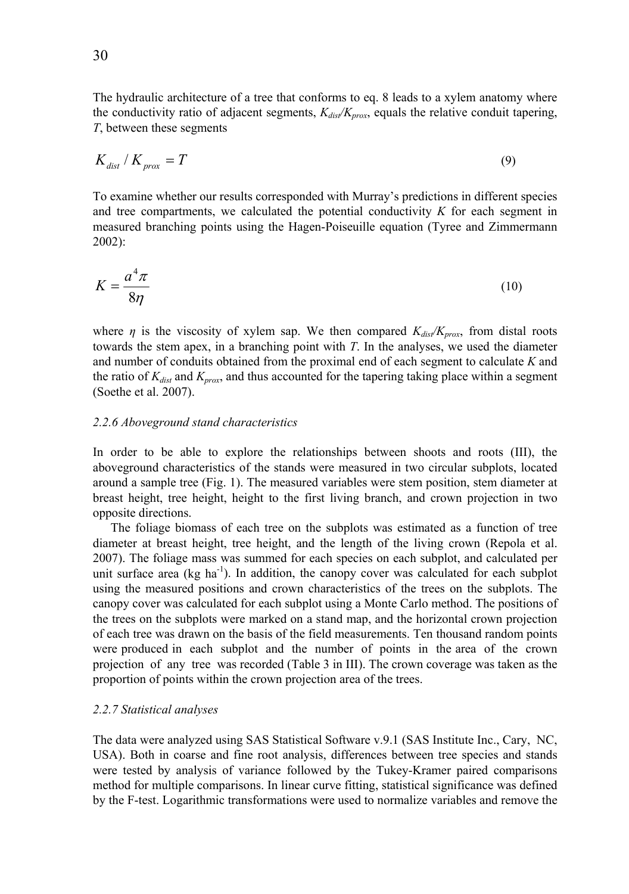The hydraulic architecture of a tree that conforms to eq. 8 leads to a xylem anatomy where the conductivity ratio of adjacent segments, $K_{dist}/K_{prox}$, equals the relative conduit tapering, $T$, between these segments

$$K_{dist} / K_{prox} = T \tag{9}$$

To examine whether our results corresponded with Murray's predictions in different species and tree compartments, we calculated the potential conductivity $K$ for each segment in measured branching points using the Hagen-Poiseuille equation (Tyree and Zimmermann 2002):

$$K = \frac{a^4 \pi}{8\eta} \tag{10}$$

where $\eta$ is the viscosity of xylem sap. We then compared $K_{dist}/K_{prox}$, from distal roots towards the stem apex, in a branching point with $T$. In the analyses, we used the diameter and number of conduits obtained from the proximal end of each segment to calculate $K$ and the ratio of $K_{dist}$ and $K_{prox}$, and thus accounted for the tapering taking place within a segment (Soethe et al. 2007).

### *2.2.6 Aboveground stand characteristics*

In order to be able to explore the relationships between shoots and roots (III), the aboveground characteristics of the stands were measured in two circular subplots, located around a sample tree (Fig. 1). The measured variables were stem position, stem diameter at breast height, tree height, height to the first living branch, and crown projection in two opposite directions.

The foliage biomass of each tree on the subplots was estimated as a function of tree diameter at breast height, tree height, and the length of the living crown (Repola et al. 2007). The foliage mass was summed for each species on each subplot, and calculated per unit surface area (kg ha$^{-1}$). In addition, the canopy cover was calculated for each subplot using the measured positions and crown characteristics of the trees on the subplots. The canopy cover was calculated for each subplot using a Monte Carlo method. The positions of the trees on the subplots were marked on a stand map, and the horizontal crown projection of each tree was drawn on the basis of the field measurements. Ten thousand random points were produced in each subplot and the number of points in the area of the crown projection of any tree was recorded (Table 3 in III). The crown coverage was taken as the proportion of points within the crown projection area of the trees.

### *2.2.7 Statistical analyses*

The data were analyzed using SAS Statistical Software v.9.1 (SAS Institute Inc., Cary, NC, USA). Both in coarse and fine root analysis, differences between tree species and stands were tested by analysis of variance followed by the Tukey-Kramer paired comparisons method for multiple comparisons. In linear curve fitting, statistical significance was defined by the F-test. Logarithmic transformations were used to normalize variables and remove the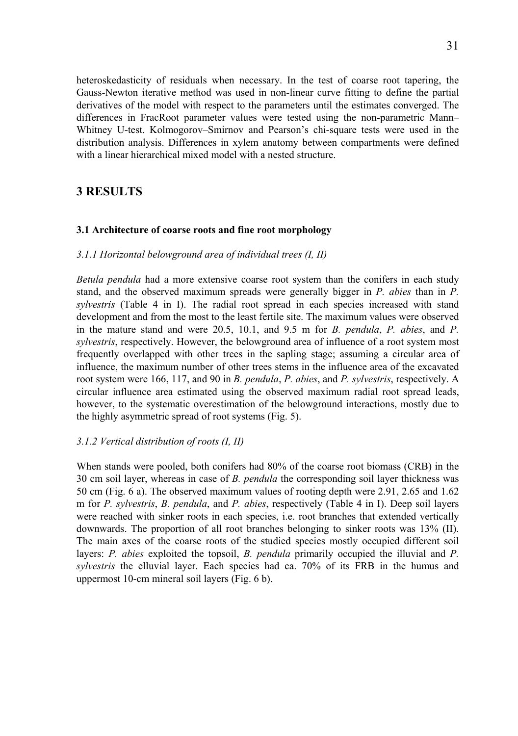heteroskedasticity of residuals when necessary. In the test of coarse root tapering, the Gauss-Newton iterative method was used in non-linear curve fitting to define the partial derivatives of the model with respect to the parameters until the estimates converged. The differences in FracRoot parameter values were tested using the non-parametric Mann–Whitney U-test. Kolmogorov–Smirnov and Pearson's chi-square tests were used in the distribution analysis. Differences in xylem anatomy between compartments were defined with a linear hierarchical mixed model with a nested structure.

# 3 RESULTS

## 3.1 Architecture of coarse roots and fine root morphology

### *3.1.1 Horizontal belowground area of individual trees (I, II)*

*Betula pendula* had a more extensive coarse root system than the conifers in each study stand, and the observed maximum spreads were generally bigger in *P. abies* than in *P. sylvestris* (Table 4 in I). The radial root spread in each species increased with stand development and from the most to the least fertile site. The maximum values were observed in the mature stand and were 20.5, 10.1, and 9.5 m for *B. pendula*, *P. abies*, and *P. sylvestris*, respectively. However, the belowground area of influence of a root system most frequently overlapped with other trees in the sapling stage; assuming a circular area of influence, the maximum number of other trees stems in the influence area of the excavated root system were 166, 117, and 90 in *B. pendula*, *P. abies*, and *P. sylvestris*, respectively. A circular influence area estimated using the observed maximum radial root spread leads, however, to the systematic overestimation of the belowground interactions, mostly due to the highly asymmetric spread of root systems (Fig. 5).

### *3.1.2 Vertical distribution of roots (I, II)*

When stands were pooled, both conifers had 80% of the coarse root biomass (CRB) in the 30 cm soil layer, whereas in case of *B. pendula* the corresponding soil layer thickness was 50 cm (Fig. 6 a). The observed maximum values of rooting depth were 2.91, 2.65 and 1.62 m for *P. sylvestris*, *B. pendula*, and *P. abies*, respectively (Table 4 in I). Deep soil layers were reached with sinker roots in each species, i.e. root branches that extended vertically downwards. The proportion of all root branches belonging to sinker roots was 13% (II). The main axes of the coarse roots of the studied species mostly occupied different soil layers: *P. abies* exploited the topsoil, *B. pendula* primarily occupied the illuvial and *P. sylvestris* the elluvial layer. Each species had ca. 70% of its FRB in the humus and uppermost 10-cm mineral soil layers (Fig. 6 b).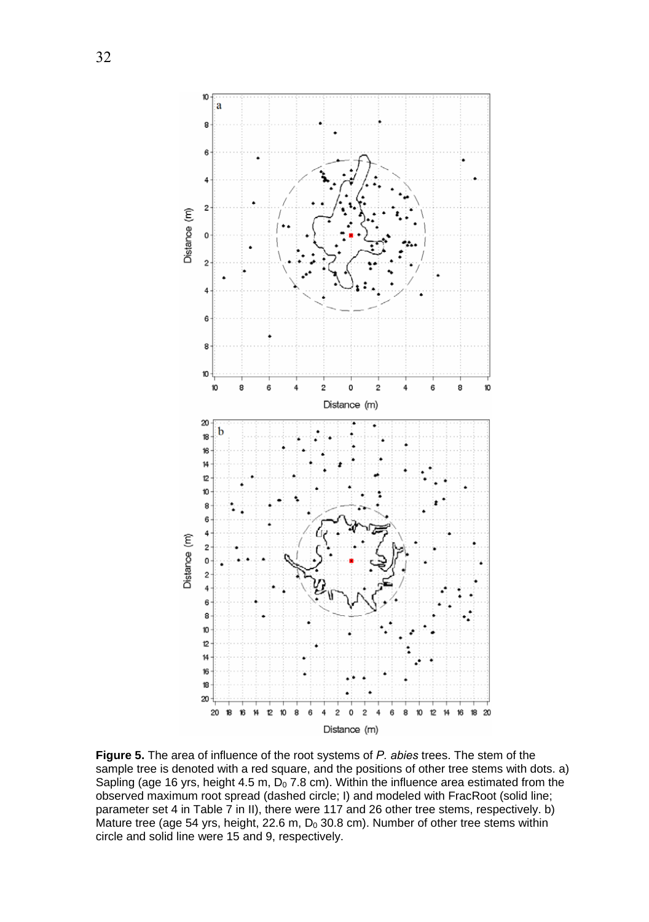**Figure 5.** The area of influence of the root systems of *P. abies* trees. The stem of the sample tree is denoted with a red square, and the positions of other tree stems with dots. a) Sapling (age 16 yrs, height 4.5 m, $D_0$ 7.8 cm). Within the influence area estimated from the observed maximum root spread (dashed circle; I) and modeled with FracRoot (solid line; parameter set 4 in Table 7 in II), there were 117 and 26 other tree stems, respectively. b) Mature tree (age 54 yrs, height, 22.6 m, $D_0$ 30.8 cm). Number of other tree stems within circle and solid line were 15 and 9, respectively.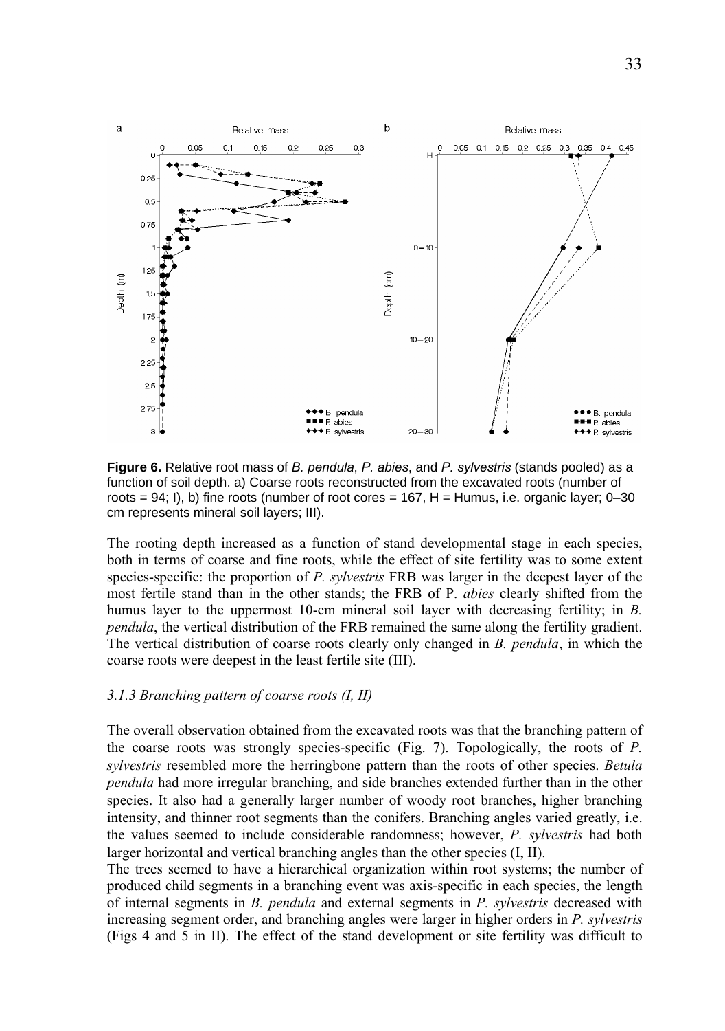**Figure 6.** Relative root mass of *B. pendula*, *P. abies*, and *P. sylvestris* (stands pooled) as a function of soil depth. a) Coarse roots reconstructed from the excavated roots (number of roots = 94; I), b) fine roots (number of root cores = 167, H = Humus, i.e. organic layer; 0–30 cm represents mineral soil layers; III).

The rooting depth increased as a function of stand developmental stage in each species, both in terms of coarse and fine roots, while the effect of site fertility was to some extent species-specific: the proportion of *P. sylvestris* FRB was larger in the deepest layer of the most fertile stand than in the other stands; the FRB of P. *abies* clearly shifted from the humus layer to the uppermost 10-cm mineral soil layer with decreasing fertility; in *B. pendula*, the vertical distribution of the FRB remained the same along the fertility gradient. The vertical distribution of coarse roots clearly only changed in *B. pendula*, in which the coarse roots were deepest in the least fertile site (III).

### *3.1.3 Branching pattern of coarse roots (I, II)*

The overall observation obtained from the excavated roots was that the branching pattern of the coarse roots was strongly species-specific (Fig. 7). Topologically, the roots of *P. sylvestris* resembled more the herringbone pattern than the roots of other species. *Betula pendula* had more irregular branching, and side branches extended further than in the other species. It also had a generally larger number of woody root branches, higher branching intensity, and thinner root segments than the conifers. Branching angles varied greatly, i.e. the values seemed to include considerable randomness; however, *P. sylvestris* had both larger horizontal and vertical branching angles than the other species (I, II).

The trees seemed to have a hierarchical organization within root systems; the number of produced child segments in a branching event was axis-specific in each species, the length of internal segments in *B. pendula* and external segments in *P. sylvestris* decreased with increasing segment order, and branching angles were larger in higher orders in *P. sylvestris* (Figs 4 and 5 in II). The effect of the stand development or site fertility was difficult to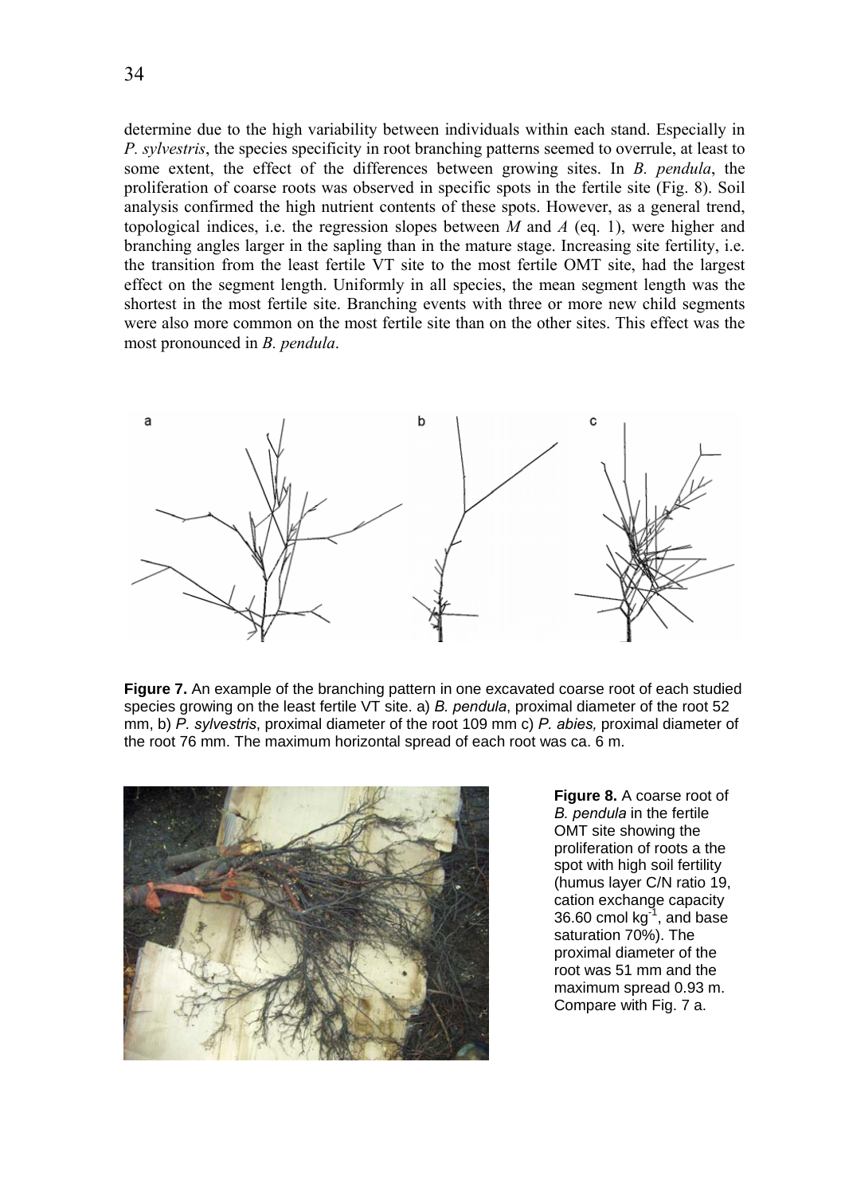determine due to the high variability between individuals within each stand. Especially in *P. sylvestris*, the species specificity in root branching patterns seemed to overrule, at least to some extent, the effect of the differences between growing sites. In *B. pendula*, the proliferation of coarse roots was observed in specific spots in the fertile site (Fig. 8). Soil analysis confirmed the high nutrient contents of these spots. However, as a general trend, topological indices, i.e. the regression slopes between $M$ and $A$ (eq. 1), were higher and branching angles larger in the sapling than in the mature stage. Increasing site fertility, i.e. the transition from the least fertile VT site to the most fertile OMT site, had the largest effect on the segment length. Uniformly in all species, the mean segment length was the shortest in the most fertile site. Branching events with three or more new child segments were also more common on the most fertile site than on the other sites. This effect was the most pronounced in *B. pendula*.

**Figure 7.** An example of the branching pattern in one excavated coarse root of each studied species growing on the least fertile VT site. a) *B. pendula*, proximal diameter of the root 52 mm, b) *P. sylvestris*, proximal diameter of the root 109 mm c) *P. abies,* proximal diameter of the root 76 mm. The maximum horizontal spread of each root was ca. 6 m.

**Figure 8.** A coarse root of *B. pendula* in the fertile OMT site showing the proliferation of roots a the spot with high soil fertility (humus layer C/N ratio 19, cation exchange capacity 36.60 cmol $kg^{-1}$, and base saturation 70%). The proximal diameter of the root was 51 mm and the maximum spread 0.93 m. Compare with Fig. 7 a.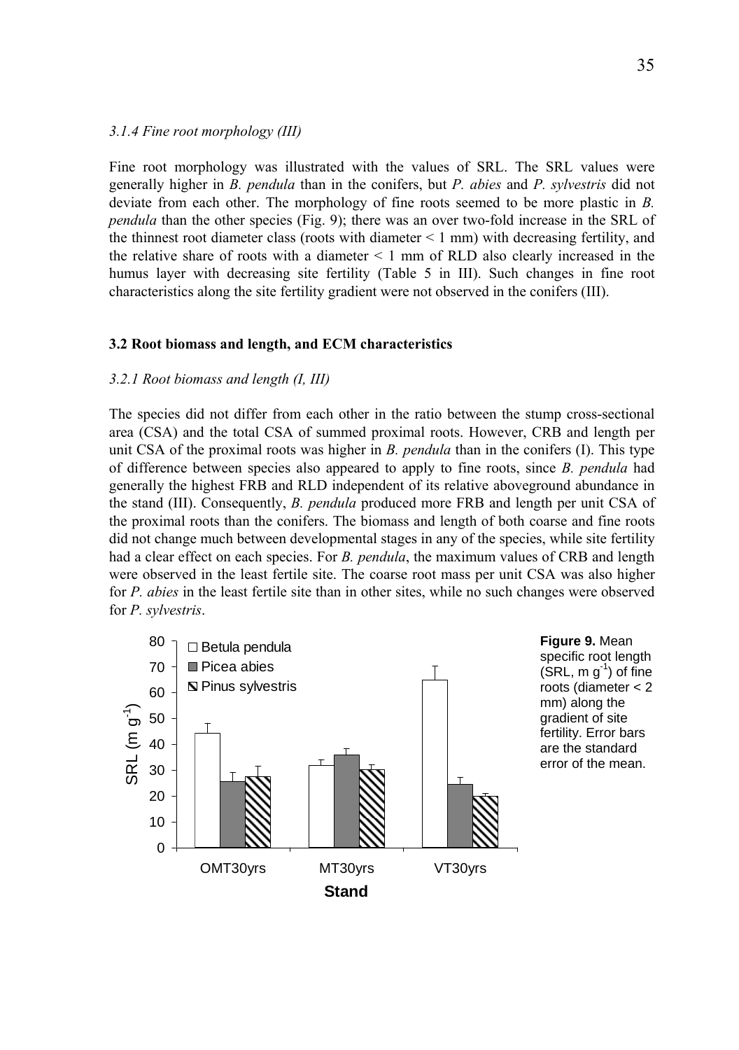### *3.1.4 Fine root morphology (III)*

Fine root morphology was illustrated with the values of SRL. The SRL values were generally higher in *B. pendula* than in the conifers, but *P. abies* and *P. sylvestris* did not deviate from each other. The morphology of fine roots seemed to be more plastic in *B. pendula* than the other species (Fig. 9); there was an over two-fold increase in the SRL of the thinnest root diameter class (roots with diameter < 1 mm) with decreasing fertility, and the relative share of roots with a diameter < 1 mm of RLD also clearly increased in the humus layer with decreasing site fertility (Table 5 in III). Such changes in fine root characteristics along the site fertility gradient were not observed in the conifers (III).

## 3.2 Root biomass and length, and ECM characteristics

### *3.2.1 Root biomass and length (I, III)*

The species did not differ from each other in the ratio between the stump cross-sectional area (CSA) and the total CSA of summed proximal roots. However, CRB and length per unit CSA of the proximal roots was higher in *B. pendula* than in the conifers (I). This type of difference between species also appeared to apply to fine roots, since *B. pendula* had generally the highest FRB and RLD independent of its relative aboveground abundance in the stand (III). Consequently, *B. pendula* produced more FRB and length per unit CSA of the proximal roots than the conifers. The biomass and length of both coarse and fine roots did not change much between developmental stages in any of the species, while site fertility had a clear effect on each species. For *B. pendula*, the maximum values of CRB and length were observed in the least fertile site. The coarse root mass per unit CSA was also higher for *P. abies* in the least fertile site than in other sites, while no such changes were observed for *P. sylvestris*.

**Figure 9.** Mean specific root length (SRL, m $g^{-1}$) of fine roots (diameter < 2 mm) along the gradient of site fertility. Error bars are the standard error of the mean.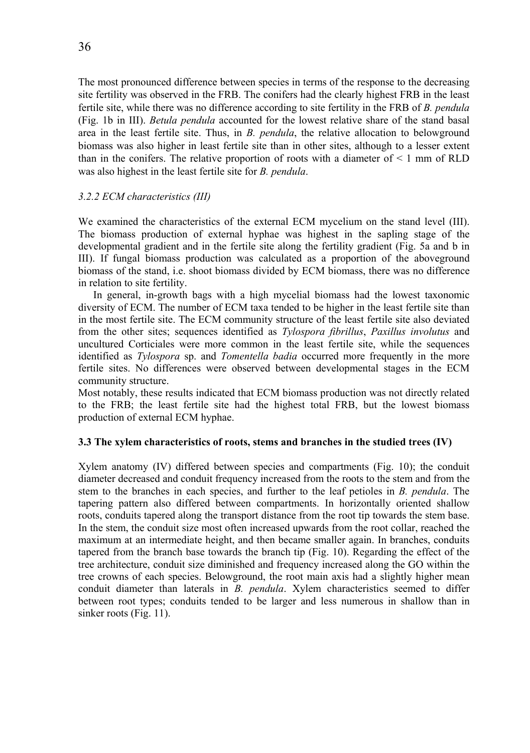The most pronounced difference between species in terms of the response to the decreasing site fertility was observed in the FRB. The conifers had the clearly highest FRB in the least fertile site, while there was no difference according to site fertility in the FRB of *B. pendula* (Fig. 1b in III). *Betula pendula* accounted for the lowest relative share of the stand basal area in the least fertile site. Thus, in *B. pendula*, the relative allocation to belowground biomass was also higher in least fertile site than in other sites, although to a lesser extent than in the conifers. The relative proportion of roots with a diameter of < 1 mm of RLD was also highest in the least fertile site for *B. pendula*.

### *3.2.2 ECM characteristics (III)*

We examined the characteristics of the external ECM mycelium on the stand level (III). The biomass production of external hyphae was highest in the sapling stage of the developmental gradient and in the fertile site along the fertility gradient (Fig. 5a and b in III). If fungal biomass production was calculated as a proportion of the aboveground biomass of the stand, i.e. shoot biomass divided by ECM biomass, there was no difference in relation to site fertility.

In general, in-growth bags with a high mycelial biomass had the lowest taxonomic diversity of ECM. The number of ECM taxa tended to be higher in the least fertile site than in the most fertile site. The ECM community structure of the least fertile site also deviated from the other sites; sequences identified as *Tylospora fibrillus*, *Paxillus involutus* and uncultured Corticiales were more common in the least fertile site, while the sequences identified as *Tylospora* sp. and *Tomentella badia* occurred more frequently in the more fertile sites. No differences were observed between developmental stages in the ECM community structure.

Most notably, these results indicated that ECM biomass production was not directly related to the FRB; the least fertile site had the highest total FRB, but the lowest biomass production of external ECM hyphae.

## 3.3 The xylem characteristics of roots, stems and branches in the studied trees (IV)

Xylem anatomy (IV) differed between species and compartments (Fig. 10); the conduit diameter decreased and conduit frequency increased from the roots to the stem and from the stem to the branches in each species, and further to the leaf petioles in *B. pendula*. The tapering pattern also differed between compartments. In horizontally oriented shallow roots, conduits tapered along the transport distance from the root tip towards the stem base. In the stem, the conduit size most often increased upwards from the root collar, reached the maximum at an intermediate height, and then became smaller again. In branches, conduits tapered from the branch base towards the branch tip (Fig. 10). Regarding the effect of the tree architecture, conduit size diminished and frequency increased along the GO within the tree crowns of each species. Belowground, the root main axis had a slightly higher mean conduit diameter than laterals in *B. pendula*. Xylem characteristics seemed to differ between root types; conduits tended to be larger and less numerous in shallow than in sinker roots (Fig. 11).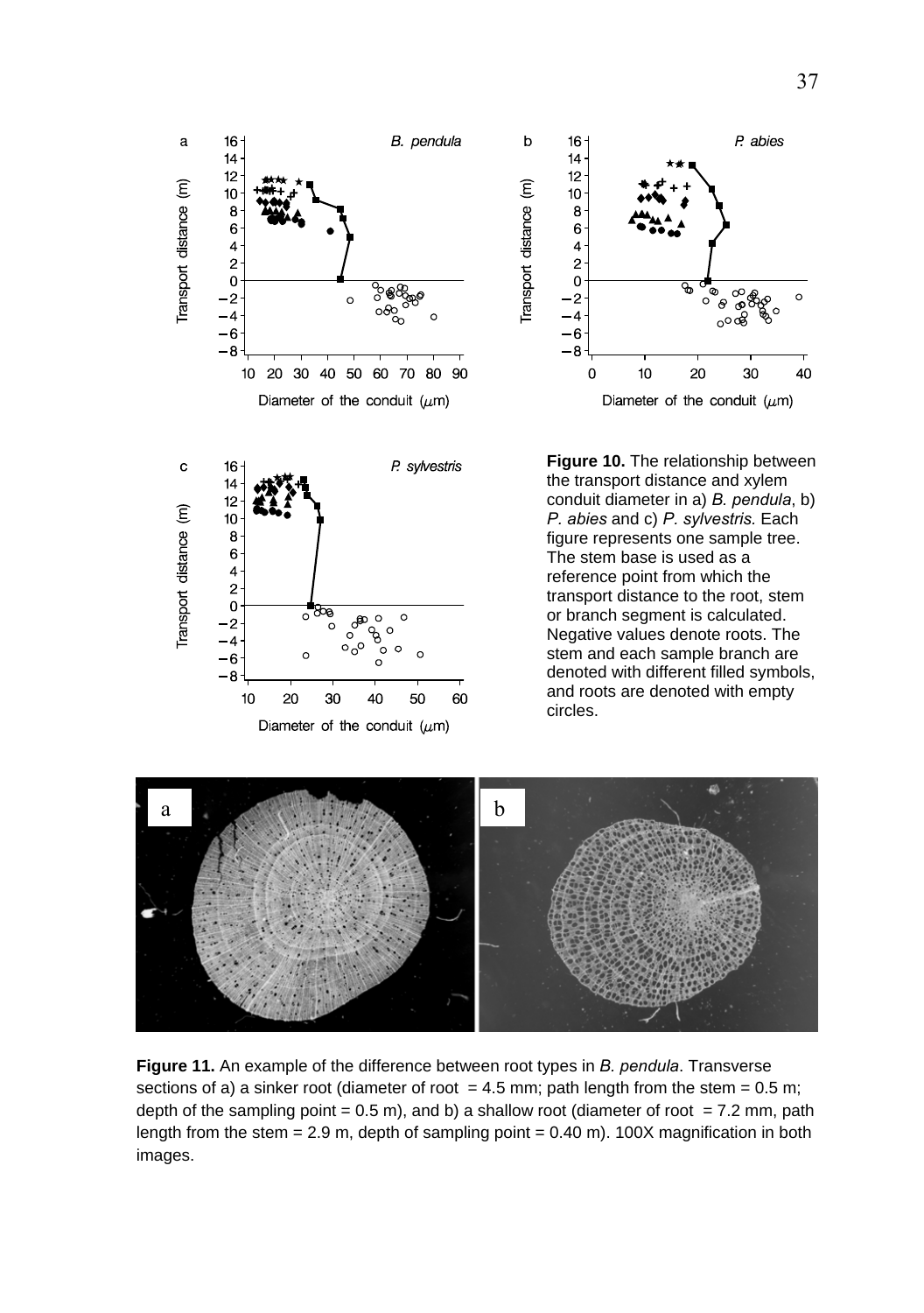**Figure 10.** The relationship between the transport distance and xylem conduit diameter in a) *B. pendula*, b) *P. abies* and c) *P. sylvestris*. Each figure represents one sample tree. The stem base is used as a reference point from which the transport distance to the root, stem or branch segment is calculated. Negative values denote roots. The stem and each sample branch are denoted with different filled symbols, and roots are denoted with empty circles.

**Figure 11.** An example of the difference between root types in *B. pendula*. Transverse sections of a) a sinker root (diameter of root = 4.5 mm; path length from the stem = 0.5 m; depth of the sampling point = 0.5 m), and b) a shallow root (diameter of root = 7.2 mm, path length from the stem = 2.9 m, depth of sampling point = 0.40 m). 100X magnification in both images.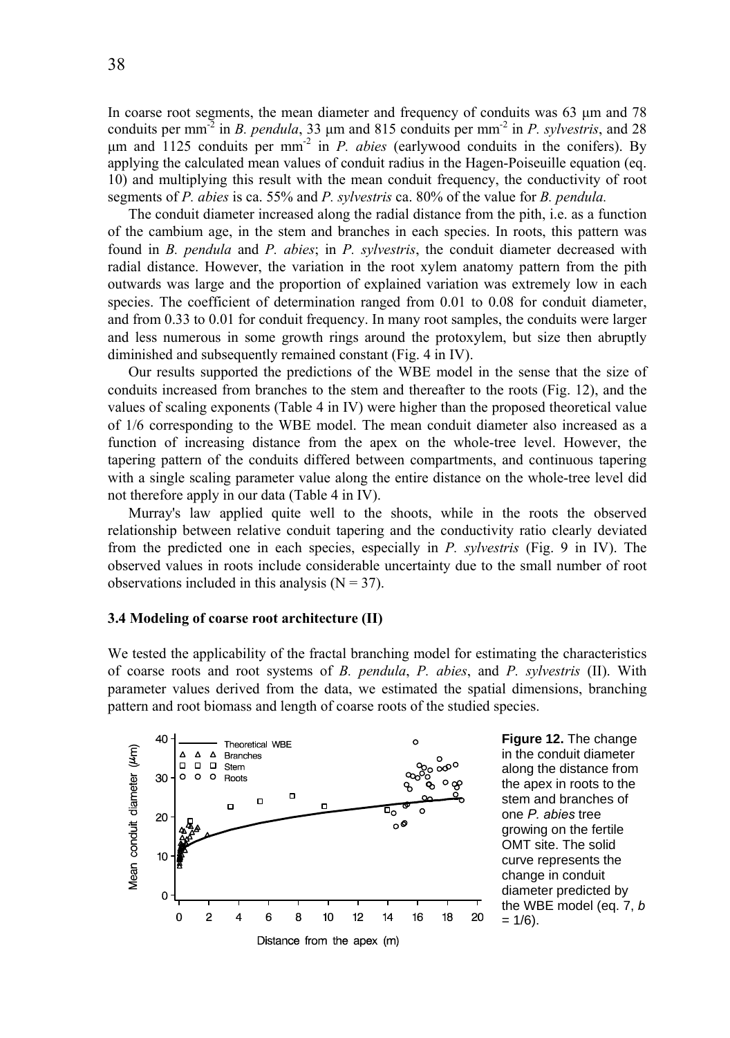In coarse root segments, the mean diameter and frequency of conduits was 63 μm and 78 conduits per $mm^{-2}$ in *B. pendula*, 33 μm and 815 conduits per $mm^{-2}$ in *P. sylvestris*, and 28 μm and 1125 conduits per $mm^{-2}$ in *P. abies* (earlywood conduits in the conifers). By applying the calculated mean values of conduit radius in the Hagen-Poiseuille equation (eq. 10) and multiplying this result with the mean conduit frequency, the conductivity of root segments of *P. abies* is ca. 55% and *P. sylvestris* ca. 80% of the value for *B. pendula.*

The conduit diameter increased along the radial distance from the pith, i.e. as a function of the cambium age, in the stem and branches in each species. In roots, this pattern was found in *B. pendula* and *P. abies*; in *P. sylvestris*, the conduit diameter decreased with radial distance. However, the variation in the root xylem anatomy pattern from the pith outwards was large and the proportion of explained variation was extremely low in each species. The coefficient of determination ranged from 0.01 to 0.08 for conduit diameter, and from 0.33 to 0.01 for conduit frequency. In many root samples, the conduits were larger and less numerous in some growth rings around the protoxylem, but size then abruptly diminished and subsequently remained constant (Fig. 4 in IV).

Our results supported the predictions of the WBE model in the sense that the size of conduits increased from branches to the stem and thereafter to the roots (Fig. 12), and the values of scaling exponents (Table 4 in IV) were higher than the proposed theoretical value of 1/6 corresponding to the WBE model. The mean conduit diameter also increased as a function of increasing distance from the apex on the whole-tree level. However, the tapering pattern of the conduits differed between compartments, and continuous tapering with a single scaling parameter value along the entire distance on the whole-tree level did not therefore apply in our data (Table 4 in IV).

Murray's law applied quite well to the shoots, while in the roots the observed relationship between relative conduit tapering and the conductivity ratio clearly deviated from the predicted one in each species, especially in *P. sylvestris* (Fig. 9 in IV). The observed values in roots include considerable uncertainty due to the small number of root observations included in this analysis ($N = 37$).

### 3.4 Modeling of coarse root architecture (II)

We tested the applicability of the fractal branching model for estimating the characteristics of coarse roots and root systems of *B. pendula*, *P. abies*, and *P. sylvestris* (II). With parameter values derived from the data, we estimated the spatial dimensions, branching pattern and root biomass and length of coarse roots of the studied species.

**Figure 12.** The change in the conduit diameter along the distance from the apex in roots to the stem and branches of one *P. abies* tree growing on the fertile OMT site. The solid curve represents the change in conduit diameter predicted by the WBE model (eq. 7, $b = 1/6$).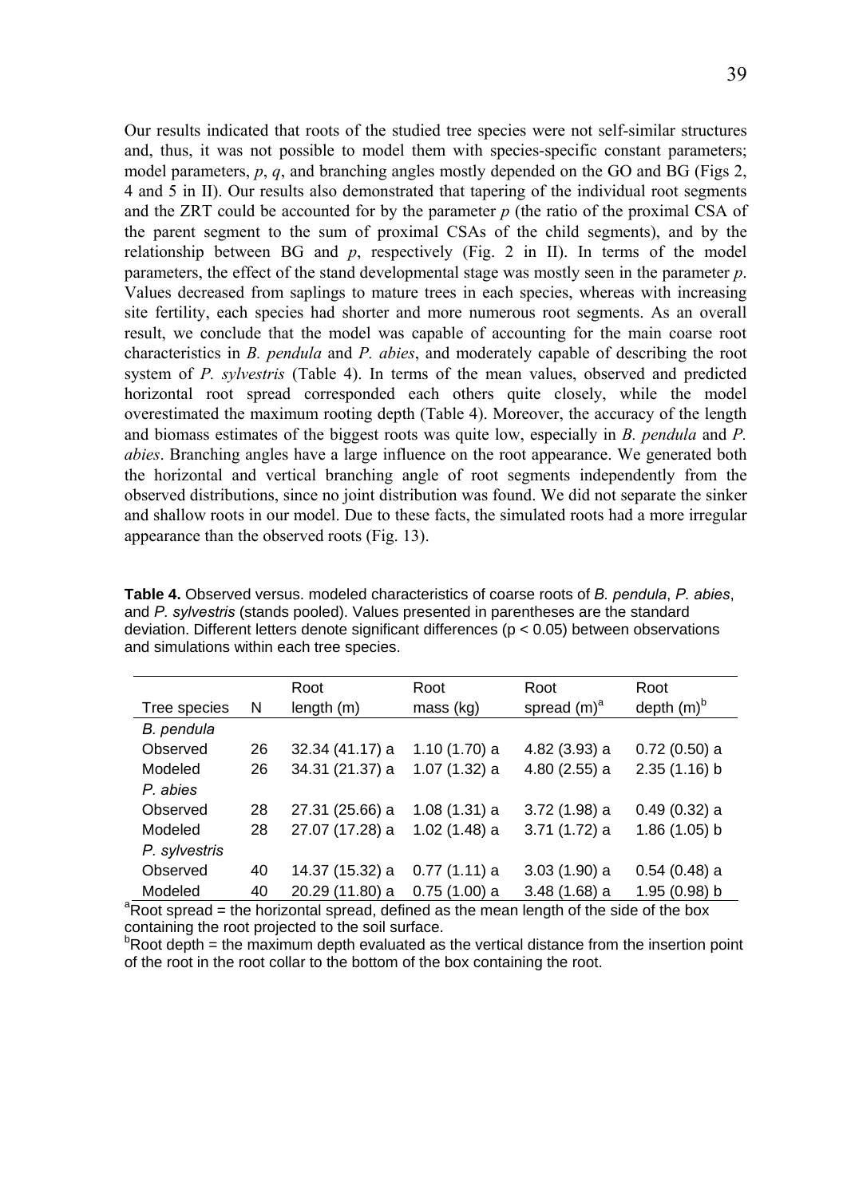Our results indicated that roots of the studied tree species were not self-similar structures and, thus, it was not possible to model them with species-specific constant parameters; model parameters, $p$, $q$, and branching angles mostly depended on the GO and BG (Figs 2, 4 and 5 in II). Our results also demonstrated that tapering of the individual root segments and the ZRT could be accounted for by the parameter $p$ (the ratio of the proximal CSA of the parent segment to the sum of proximal CSAs of the child segments), and by the relationship between BG and $p$, respectively (Fig. 2 in II). In terms of the model parameters, the effect of the stand developmental stage was mostly seen in the parameter $p$. Values decreased from saplings to mature trees in each species, whereas with increasing site fertility, each species had shorter and more numerous root segments. As an overall result, we conclude that the model was capable of accounting for the main coarse root characteristics in *B. pendula* and *P. abies*, and moderately capable of describing the root system of *P. sylvestris* (Table 4). In terms of the mean values, observed and predicted horizontal root spread corresponded each others quite closely, while the model overestimated the maximum rooting depth (Table 4). Moreover, the accuracy of the length and biomass estimates of the biggest roots was quite low, especially in *B. pendula* and *P. abies*. Branching angles have a large influence on the root appearance. We generated both the horizontal and vertical branching angle of root segments independently from the observed distributions, since no joint distribution was found. We did not separate the sinker and shallow roots in our model. Due to these facts, the simulated roots had a more irregular appearance than the observed roots (Fig. 13).

**Table 4.** Observed versus. modeled characteristics of coarse roots of *B. pendula*, *P. abies*, and *P. sylvestris* (stands pooled). Values presented in parentheses are the standard deviation. Different letters denote significant differences ($p < 0.05$) between observations and simulations within each tree species.

| Tree species | N | Root length (m) | Root mass (kg) | Root spread (m)[a] | Root depth (m)[b] |
|---|---|---|---|---|---|
| *B. pendula* | | | | | |
| Observed | 26 | 32.34 (41.17) a | 1.10 (1.70) a | 4.82 (3.93) a | 0.72 (0.50) a |
| Modeled | 26 | 34.31 (21.37) a | 1.07 (1.32) a | 4.80 (2.55) a | 2.35 (1.16) b |
| *P. abies* | | | | | |
| Observed | 28 | 27.31 (25.66) a | 1.08 (1.31) a | 3.72 (1.98) a | 0.49 (0.32) a |
| Modeled | 28 | 27.07 (17.28) a | 1.02 (1.48) a | 3.71 (1.72) a | 1.86 (1.05) b |
| *P. sylvestris* | | | | | |
| Observed | 40 | 14.37 (15.32) a | 0.77 (1.11) a | 3.03 (1.90) a | 0.54 (0.48) a |
| Modeled | 40 | 20.29 (11.80) a | 0.75 (1.00) a | 3.48 (1.68) a | 1.95 (0.98) b |

[a]Root spread = the horizontal spread, defined as the mean length of the side of the box containing the root projected to the soil surface.

[b]Root depth = the maximum depth evaluated as the vertical distance from the insertion point of the root in the root collar to the bottom of the box containing the root.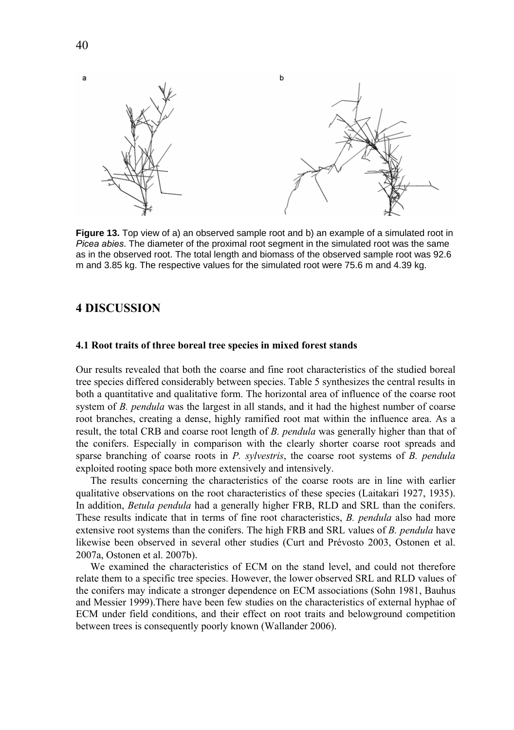**Figure 13.** Top view of a) an observed sample root and b) an example of a simulated root in *Picea abies*. The diameter of the proximal root segment in the simulated root was the same as in the observed root. The total length and biomass of the observed sample root was 92.6 m and 3.85 kg. The respective values for the simulated root were 75.6 m and 4.39 kg.

# 4 DISCUSSION

## 4.1 Root traits of three boreal tree species in mixed forest stands

Our results revealed that both the coarse and fine root characteristics of the studied boreal tree species differed considerably between species. Table 5 synthesizes the central results in both a quantitative and qualitative form. The horizontal area of influence of the coarse root system of *B. pendula* was the largest in all stands, and it had the highest number of coarse root branches, creating a dense, highly ramified root mat within the influence area. As a result, the total CRB and coarse root length of *B. pendula* was generally higher than that of the conifers. Especially in comparison with the clearly shorter coarse root spreads and sparse branching of coarse roots in *P. sylvestris*, the coarse root systems of *B. pendula* exploited rooting space both more extensively and intensively.

The results concerning the characteristics of the coarse roots are in line with earlier qualitative observations on the root characteristics of these species (Laitakari 1927, 1935). In addition, *Betula pendula* had a generally higher FRB, RLD and SRL than the conifers. These results indicate that in terms of fine root characteristics, *B. pendula* also had more extensive root systems than the conifers. The high FRB and SRL values of *B. pendula* have likewise been observed in several other studies (Curt and Prévosto 2003, Ostonen et al. 2007a, Ostonen et al. 2007b).

We examined the characteristics of ECM on the stand level, and could not therefore relate them to a specific tree species. However, the lower observed SRL and RLD values of the conifers may indicate a stronger dependence on ECM associations (Sohn 1981, Bauhus and Messier 1999).There have been few studies on the characteristics of external hyphae of ECM under field conditions, and their effect on root traits and belowground competition between trees is consequently poorly known (Wallander 2006).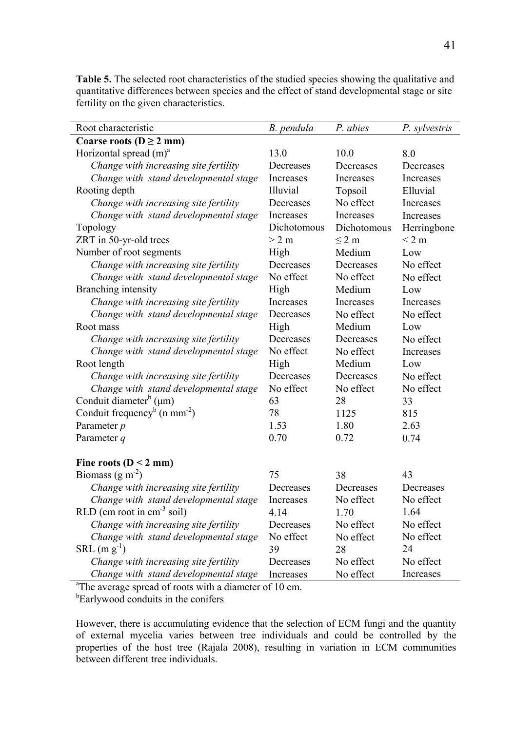**Table 5.** The selected root characteristics of the studied species showing the qualitative and quantitative differences between species and the effect of stand developmental stage or site fertility on the given characteristics.

| Root characteristic | *B. pendula* | *P. abies* | *P. sylvestris* |
|---|---|---|---|
| **Coarse roots (D ≥ 2 mm)** | | | |
| Horizontal spread (m)[a] | 13.0 | 10.0 | 8.0 |
| *Change with increasing site fertility* | Decreases | Decreases | Decreases |
| *Change with stand developmental stage* | Increases | Increases | Increases |
| Rooting depth | Illuvial | Topsoil | Elluvial |
| *Change with increasing site fertility* | Decreases | No effect | Increases |
| *Change with stand developmental stage* | Increases | Increases | Increases |
| Topology | Dichotomous | Dichotomous | Herringbone |
| ZRT in 50-yr-old trees | > 2 m | ≤ 2 m | < 2 m |
| Number of root segments | High | Medium | Low |
| *Change with increasing site fertility* | Decreases | Decreases | No effect |
| *Change with stand developmental stage* | No effect | No effect | No effect |
| Branching intensity | High | Medium | Low |
| *Change with increasing site fertility* | Increases | Increases | Increases |
| *Change with stand developmental stage* | Decreases | No effect | No effect |
| Root mass | High | Medium | Low |
| *Change with increasing site fertility* | Decreases | Decreases | No effect |
| *Change with stand developmental stage* | No effect | No effect | Increases |
| Root length | High | Medium | Low |
| *Change with increasing site fertility* | Decreases | Decreases | No effect |
| *Change with stand developmental stage* | No effect | No effect | No effect |
| Conduit diameter[b] (μm) | 63 | 28 | 33 |
| Conduit frequency[b] (n $mm^{-2}$) | 78 | 1125 | 815 |
| Parameter $p$ | 1.53 | 1.80 | 2.63 |
| Parameter $q$ | 0.70 | 0.72 | 0.74 |
| **Fine roots (D < 2 mm)** | | | |
| Biomass (g $m^{-2}$) | 75 | 38 | 43 |
| *Change with increasing site fertility* | Decreases | Decreases | Decreases |
| *Change with stand developmental stage* | Increases | No effect | No effect |
| RLD (cm root in $cm^{-3}$ soil) | 4.14 | 1.70 | 1.64 |
| *Change with increasing site fertility* | Decreases | No effect | No effect |
| *Change with stand developmental stage* | No effect | No effect | No effect |
| SRL (m $g^{-1}$) | 39 | 28 | 24 |
| *Change with increasing site fertility* | Decreases | No effect | No effect |
| *Change with stand developmental stage* | Increases | No effect | Increases |

[a]The average spread of roots with a diameter of 10 cm.
[b]Earlywood conduits in the conifers

However, there is accumulating evidence that the selection of ECM fungi and the quantity of external mycelia varies between tree individuals and could be controlled by the properties of the host tree (Rajala 2008), resulting in variation in ECM communities between different tree individuals.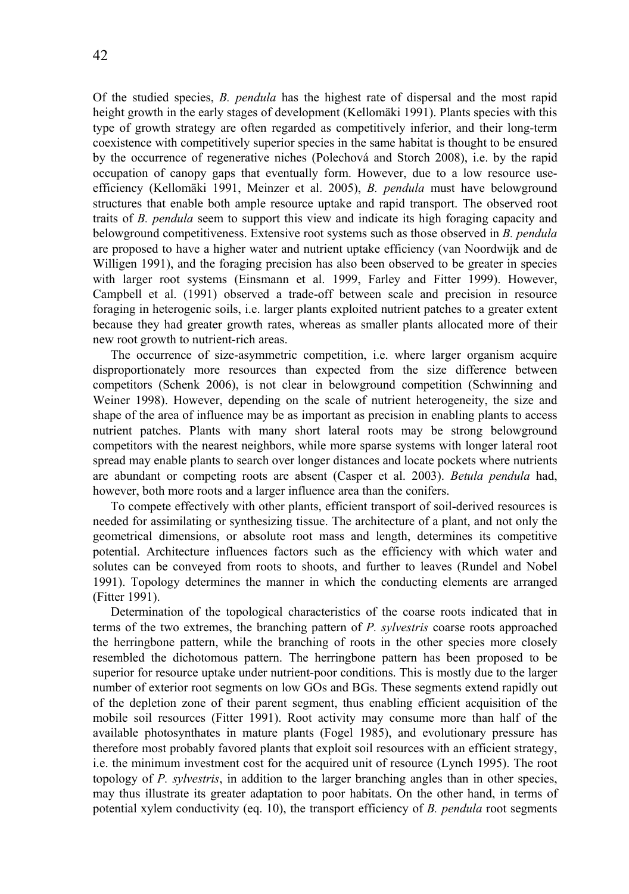Of the studied species, *B. pendula* has the highest rate of dispersal and the most rapid height growth in the early stages of development (Kellomäki 1991). Plants species with this type of growth strategy are often regarded as competitively inferior, and their long-term coexistence with competitively superior species in the same habitat is thought to be ensured by the occurrence of regenerative niches (Polechová and Storch 2008), i.e. by the rapid occupation of canopy gaps that eventually form. However, due to a low resource use-efficiency (Kellomäki 1991, Meinzer et al. 2005), *B. pendula* must have belowground structures that enable both ample resource uptake and rapid transport. The observed root traits of *B. pendula* seem to support this view and indicate its high foraging capacity and belowground competitiveness. Extensive root systems such as those observed in *B. pendula* are proposed to have a higher water and nutrient uptake efficiency (van Noordwijk and de Willigen 1991), and the foraging precision has also been observed to be greater in species with larger root systems (Einsmann et al. 1999, Farley and Fitter 1999). However, Campbell et al. (1991) observed a trade-off between scale and precision in resource foraging in heterogenic soils, i.e. larger plants exploited nutrient patches to a greater extent because they had greater growth rates, whereas as smaller plants allocated more of their new root growth to nutrient-rich areas.

The occurrence of size-asymmetric competition, i.e. where larger organism acquire disproportionately more resources than expected from the size difference between competitors (Schenk 2006), is not clear in belowground competition (Schwinning and Weiner 1998). However, depending on the scale of nutrient heterogeneity, the size and shape of the area of influence may be as important as precision in enabling plants to access nutrient patches. Plants with many short lateral roots may be strong belowground competitors with the nearest neighbors, while more sparse systems with longer lateral root spread may enable plants to search over longer distances and locate pockets where nutrients are abundant or competing roots are absent (Casper et al. 2003). *Betula pendula* had, however, both more roots and a larger influence area than the conifers.

To compete effectively with other plants, efficient transport of soil-derived resources is needed for assimilating or synthesizing tissue. The architecture of a plant, and not only the geometrical dimensions, or absolute root mass and length, determines its competitive potential. Architecture influences factors such as the efficiency with which water and solutes can be conveyed from roots to shoots, and further to leaves (Rundel and Nobel 1991). Topology determines the manner in which the conducting elements are arranged (Fitter 1991).

Determination of the topological characteristics of the coarse roots indicated that in terms of the two extremes, the branching pattern of *P. sylvestris* coarse roots approached the herringbone pattern, while the branching of roots in the other species more closely resembled the dichotomous pattern. The herringbone pattern has been proposed to be superior for resource uptake under nutrient-poor conditions. This is mostly due to the larger number of exterior root segments on low GOs and BGs. These segments extend rapidly out of the depletion zone of their parent segment, thus enabling efficient acquisition of the mobile soil resources (Fitter 1991). Root activity may consume more than half of the available photosynthates in mature plants (Fogel 1985), and evolutionary pressure has therefore most probably favored plants that exploit soil resources with an efficient strategy, i.e. the minimum investment cost for the acquired unit of resource (Lynch 1995). The root topology of *P. sylvestris*, in addition to the larger branching angles than in other species, may thus illustrate its greater adaptation to poor habitats. On the other hand, in terms of potential xylem conductivity (eq. 10), the transport efficiency of *B. pendula* root segments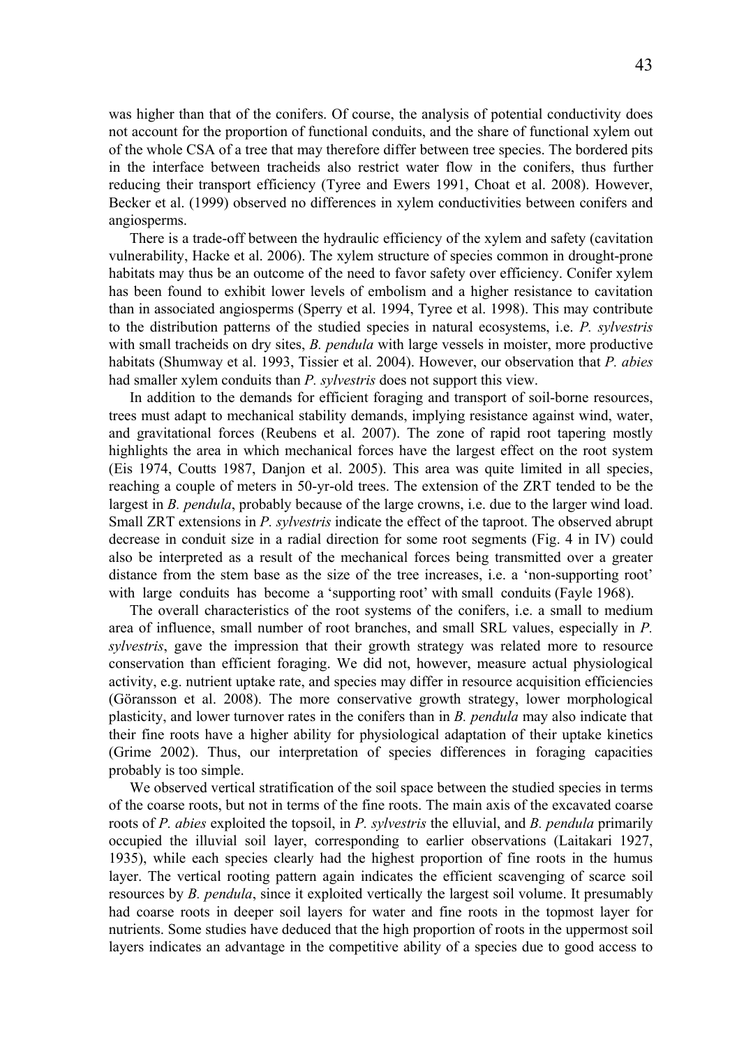was higher than that of the conifers. Of course, the analysis of potential conductivity does not account for the proportion of functional conduits, and the share of functional xylem out of the whole CSA of a tree that may therefore differ between tree species. The bordered pits in the interface between tracheids also restrict water flow in the conifers, thus further reducing their transport efficiency (Tyree and Ewers 1991, Choat et al. 2008). However, Becker et al. (1999) observed no differences in xylem conductivities between conifers and angiosperms.

There is a trade-off between the hydraulic efficiency of the xylem and safety (cavitation vulnerability, Hacke et al. 2006). The xylem structure of species common in drought-prone habitats may thus be an outcome of the need to favor safety over efficiency. Conifer xylem has been found to exhibit lower levels of embolism and a higher resistance to cavitation than in associated angiosperms (Sperry et al. 1994, Tyree et al. 1998). This may contribute to the distribution patterns of the studied species in natural ecosystems, i.e. *P. sylvestris* with small tracheids on dry sites, *B. pendula* with large vessels in moister, more productive habitats (Shumway et al. 1993, Tissier et al. 2004). However, our observation that *P. abies* had smaller xylem conduits than *P. sylvestris* does not support this view.

In addition to the demands for efficient foraging and transport of soil-borne resources, trees must adapt to mechanical stability demands, implying resistance against wind, water, and gravitational forces (Reubens et al. 2007). The zone of rapid root tapering mostly highlights the area in which mechanical forces have the largest effect on the root system (Eis 1974, Coutts 1987, Danjon et al. 2005). This area was quite limited in all species, reaching a couple of meters in 50-yr-old trees. The extension of the ZRT tended to be the largest in *B. pendula*, probably because of the large crowns, i.e. due to the larger wind load. Small ZRT extensions in *P. sylvestris* indicate the effect of the taproot. The observed abrupt decrease in conduit size in a radial direction for some root segments (Fig. 4 in IV) could also be interpreted as a result of the mechanical forces being transmitted over a greater distance from the stem base as the size of the tree increases, i.e. a 'non-supporting root' with large conduits has become a 'supporting root' with small conduits (Fayle 1968).

The overall characteristics of the root systems of the conifers, i.e. a small to medium area of influence, small number of root branches, and small SRL values, especially in *P. sylvestris*, gave the impression that their growth strategy was related more to resource conservation than efficient foraging. We did not, however, measure actual physiological activity, e.g. nutrient uptake rate, and species may differ in resource acquisition efficiencies (Göransson et al. 2008). The more conservative growth strategy, lower morphological plasticity, and lower turnover rates in the conifers than in *B. pendula* may also indicate that their fine roots have a higher ability for physiological adaptation of their uptake kinetics (Grime 2002). Thus, our interpretation of species differences in foraging capacities probably is too simple.

We observed vertical stratification of the soil space between the studied species in terms of the coarse roots, but not in terms of the fine roots. The main axis of the excavated coarse roots of *P. abies* exploited the topsoil, in *P. sylvestris* the elluvial, and *B. pendula* primarily occupied the illuvial soil layer, corresponding to earlier observations (Laitakari 1927, 1935), while each species clearly had the highest proportion of fine roots in the humus layer. The vertical rooting pattern again indicates the efficient scavenging of scarce soil resources by *B. pendula*, since it exploited vertically the largest soil volume. It presumably had coarse roots in deeper soil layers for water and fine roots in the topmost layer for nutrients. Some studies have deduced that the high proportion of roots in the uppermost soil layers indicates an advantage in the competitive ability of a species due to good access to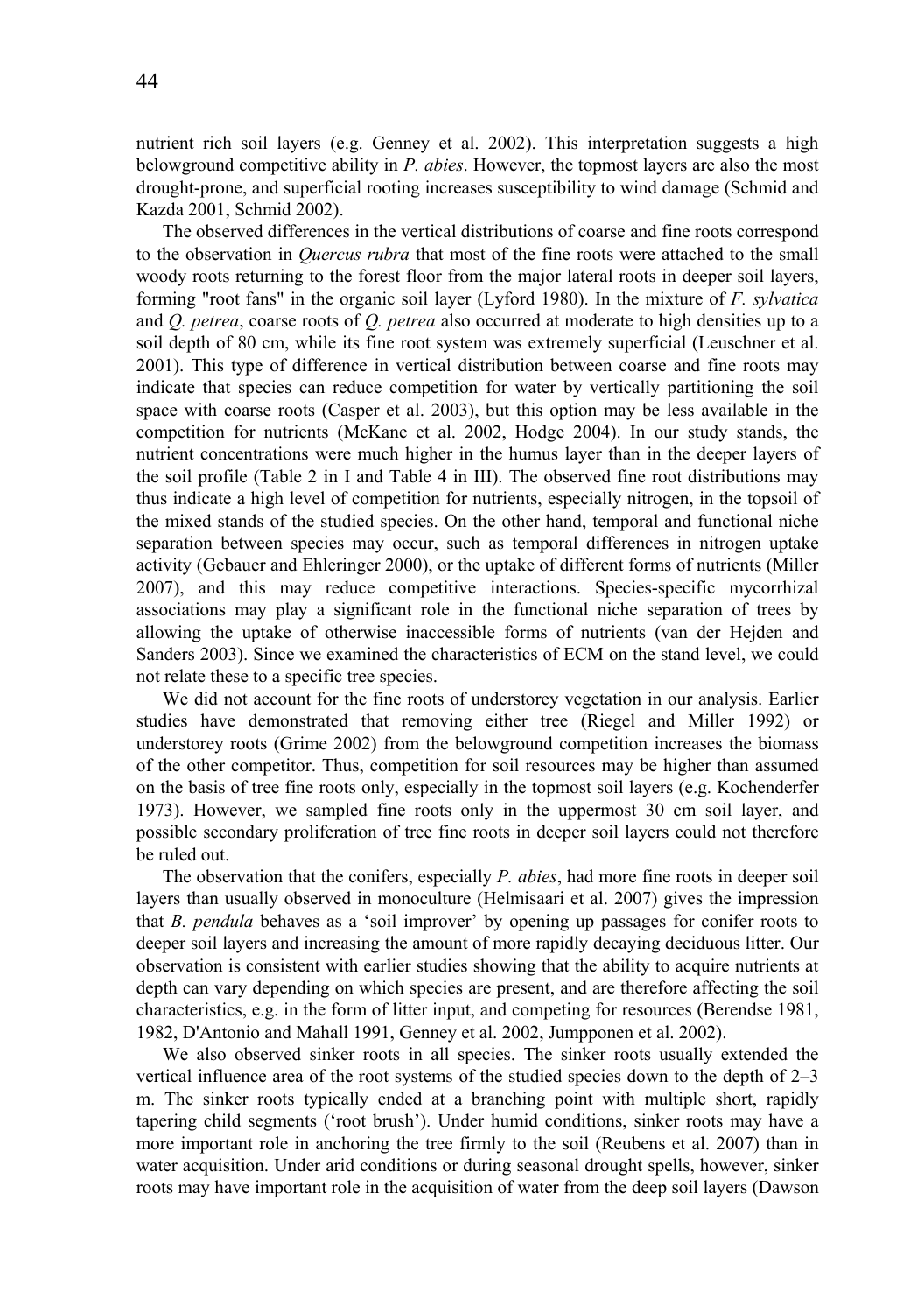nutrient rich soil layers (e.g. Genney et al. 2002). This interpretation suggests a high belowground competitive ability in *P. abies*. However, the topmost layers are also the most drought-prone, and superficial rooting increases susceptibility to wind damage (Schmid and Kazda 2001, Schmid 2002).

The observed differences in the vertical distributions of coarse and fine roots correspond to the observation in *Quercus rubra* that most of the fine roots were attached to the small woody roots returning to the forest floor from the major lateral roots in deeper soil layers, forming "root fans" in the organic soil layer (Lyford 1980). In the mixture of *F. sylvatica* and *Q. petrea*, coarse roots of *Q. petrea* also occurred at moderate to high densities up to a soil depth of 80 cm, while its fine root system was extremely superficial (Leuschner et al. 2001). This type of difference in vertical distribution between coarse and fine roots may indicate that species can reduce competition for water by vertically partitioning the soil space with coarse roots (Casper et al. 2003), but this option may be less available in the competition for nutrients (McKane et al. 2002, Hodge 2004). In our study stands, the nutrient concentrations were much higher in the humus layer than in the deeper layers of the soil profile (Table 2 in I and Table 4 in III). The observed fine root distributions may thus indicate a high level of competition for nutrients, especially nitrogen, in the topsoil of the mixed stands of the studied species. On the other hand, temporal and functional niche separation between species may occur, such as temporal differences in nitrogen uptake activity (Gebauer and Ehleringer 2000), or the uptake of different forms of nutrients (Miller 2007), and this may reduce competitive interactions. Species-specific mycorrhizal associations may play a significant role in the functional niche separation of trees by allowing the uptake of otherwise inaccessible forms of nutrients (van der Hejden and Sanders 2003). Since we examined the characteristics of ECM on the stand level, we could not relate these to a specific tree species.

We did not account for the fine roots of understorey vegetation in our analysis. Earlier studies have demonstrated that removing either tree (Riegel and Miller 1992) or understorey roots (Grime 2002) from the belowground competition increases the biomass of the other competitor. Thus, competition for soil resources may be higher than assumed on the basis of tree fine roots only, especially in the topmost soil layers (e.g. Kochenderfer 1973). However, we sampled fine roots only in the uppermost 30 cm soil layer, and possible secondary proliferation of tree fine roots in deeper soil layers could not therefore be ruled out.

The observation that the conifers, especially *P. abies*, had more fine roots in deeper soil layers than usually observed in monoculture (Helmisaari et al. 2007) gives the impression that *B. pendula* behaves as a 'soil improver' by opening up passages for conifer roots to deeper soil layers and increasing the amount of more rapidly decaying deciduous litter. Our observation is consistent with earlier studies showing that the ability to acquire nutrients at depth can vary depending on which species are present, and are therefore affecting the soil characteristics, e.g. in the form of litter input, and competing for resources (Berendse 1981, 1982, D'Antonio and Mahall 1991, Genney et al. 2002, Jumpponen et al. 2002).

We also observed sinker roots in all species. The sinker roots usually extended the vertical influence area of the root systems of the studied species down to the depth of 2–3 m. The sinker roots typically ended at a branching point with multiple short, rapidly tapering child segments ('root brush'). Under humid conditions, sinker roots may have a more important role in anchoring the tree firmly to the soil (Reubens et al. 2007) than in water acquisition. Under arid conditions or during seasonal drought spells, however, sinker roots may have important role in the acquisition of water from the deep soil layers (Dawson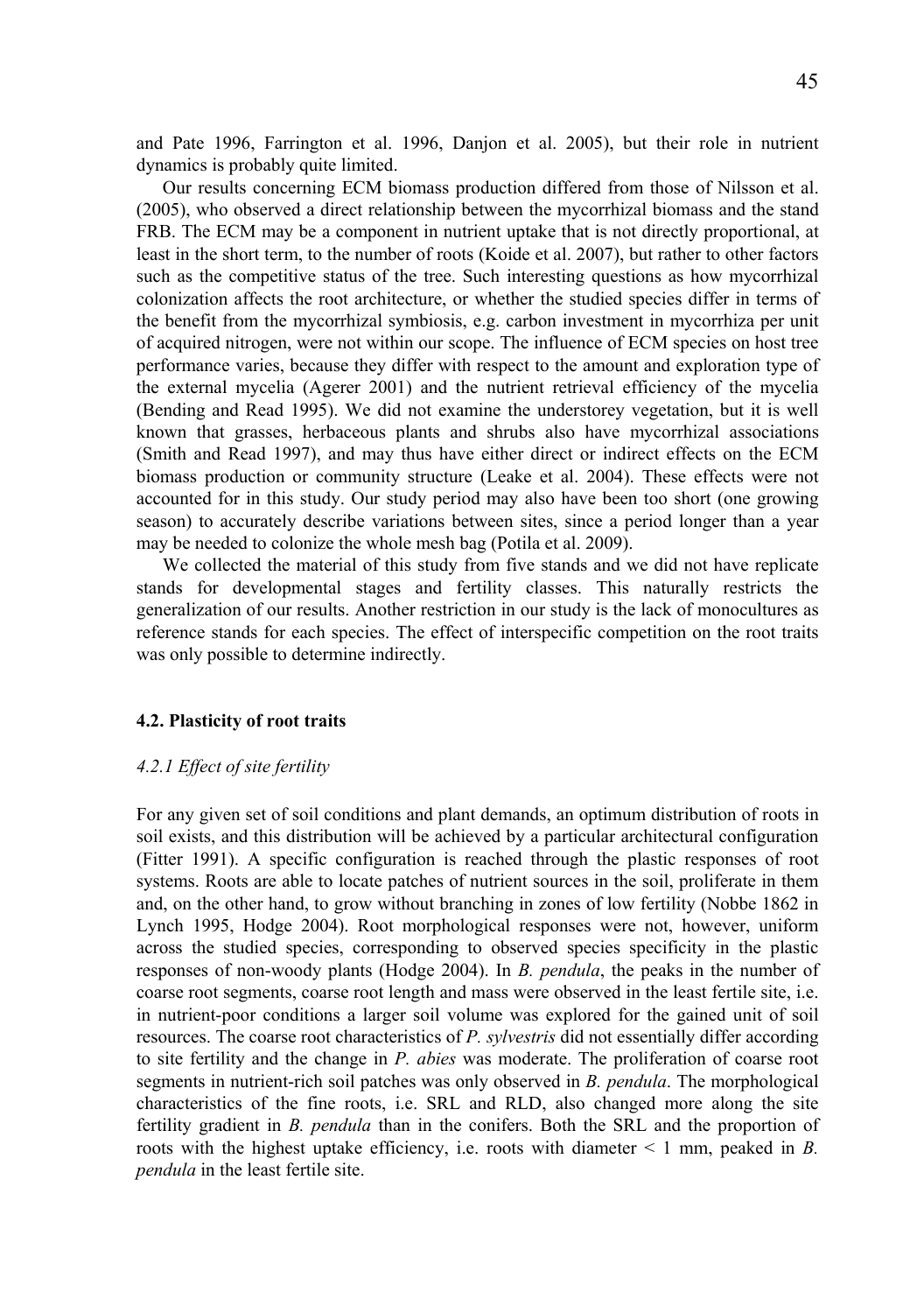and Pate 1996, Farrington et al. 1996, Danjon et al. 2005), but their role in nutrient dynamics is probably quite limited.

Our results concerning ECM biomass production differed from those of Nilsson et al. (2005), who observed a direct relationship between the mycorrhizal biomass and the stand FRB. The ECM may be a component in nutrient uptake that is not directly proportional, at least in the short term, to the number of roots (Koide et al. 2007), but rather to other factors such as the competitive status of the tree. Such interesting questions as how mycorrhizal colonization affects the root architecture, or whether the studied species differ in terms of the benefit from the mycorrhizal symbiosis, e.g. carbon investment in mycorrhiza per unit of acquired nitrogen, were not within our scope. The influence of ECM species on host tree performance varies, because they differ with respect to the amount and exploration type of the external mycelia (Agerer 2001) and the nutrient retrieval efficiency of the mycelia (Bending and Read 1995). We did not examine the understorey vegetation, but it is well known that grasses, herbaceous plants and shrubs also have mycorrhizal associations (Smith and Read 1997), and may thus have either direct or indirect effects on the ECM biomass production or community structure (Leake et al. 2004). These effects were not accounted for in this study. Our study period may also have been too short (one growing season) to accurately describe variations between sites, since a period longer than a year may be needed to colonize the whole mesh bag (Potila et al. 2009).

We collected the material of this study from five stands and we did not have replicate stands for developmental stages and fertility classes. This naturally restricts the generalization of our results. Another restriction in our study is the lack of monocultures as reference stands for each species. The effect of interspecific competition on the root traits was only possible to determine indirectly.

### 4.2. Plasticity of root traits

#### *4.2.1 Effect of site fertility*

For any given set of soil conditions and plant demands, an optimum distribution of roots in soil exists, and this distribution will be achieved by a particular architectural configuration (Fitter 1991). A specific configuration is reached through the plastic responses of root systems. Roots are able to locate patches of nutrient sources in the soil, proliferate in them and, on the other hand, to grow without branching in zones of low fertility (Nobbe 1862 in Lynch 1995, Hodge 2004). Root morphological responses were not, however, uniform across the studied species, corresponding to observed species specificity in the plastic responses of non-woody plants (Hodge 2004). In *B. pendula*, the peaks in the number of coarse root segments, coarse root length and mass were observed in the least fertile site, i.e. in nutrient-poor conditions a larger soil volume was explored for the gained unit of soil resources. The coarse root characteristics of *P. sylvestris* did not essentially differ according to site fertility and the change in *P. abies* was moderate. The proliferation of coarse root segments in nutrient-rich soil patches was only observed in *B. pendula*. The morphological characteristics of the fine roots, i.e. SRL and RLD, also changed more along the site fertility gradient in *B. pendula* than in the conifers. Both the SRL and the proportion of roots with the highest uptake efficiency, i.e. roots with diameter < 1 mm, peaked in *B. pendula* in the least fertile site.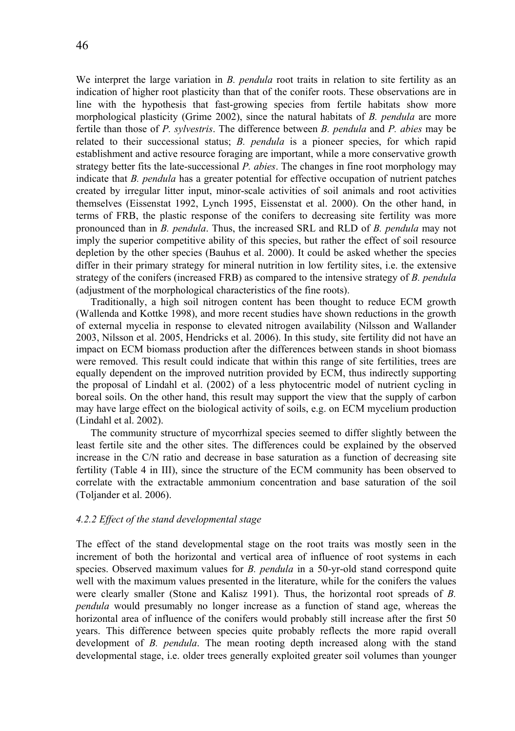We interpret the large variation in *B. pendula* root traits in relation to site fertility as an indication of higher root plasticity than that of the conifer roots. These observations are in line with the hypothesis that fast-growing species from fertile habitats show more morphological plasticity (Grime 2002), since the natural habitats of *B. pendula* are more fertile than those of *P. sylvestris*. The difference between *B. pendula* and *P. abies* may be related to their successional status; *B. pendula* is a pioneer species, for which rapid establishment and active resource foraging are important, while a more conservative growth strategy better fits the late-successional *P. abies*. The changes in fine root morphology may indicate that *B. pendula* has a greater potential for effective occupation of nutrient patches created by irregular litter input, minor-scale activities of soil animals and root activities themselves (Eissenstat 1992, Lynch 1995, Eissenstat et al. 2000). On the other hand, in terms of FRB, the plastic response of the conifers to decreasing site fertility was more pronounced than in *B. pendula*. Thus, the increased SRL and RLD of *B. pendula* may not imply the superior competitive ability of this species, but rather the effect of soil resource depletion by the other species (Bauhus et al. 2000). It could be asked whether the species differ in their primary strategy for mineral nutrition in low fertility sites, i.e. the extensive strategy of the conifers (increased FRB) as compared to the intensive strategy of *B. pendula* (adjustment of the morphological characteristics of the fine roots).

Traditionally, a high soil nitrogen content has been thought to reduce ECM growth (Wallenda and Kottke 1998), and more recent studies have shown reductions in the growth of external mycelia in response to elevated nitrogen availability (Nilsson and Wallander 2003, Nilsson et al. 2005, Hendricks et al. 2006). In this study, site fertility did not have an impact on ECM biomass production after the differences between stands in shoot biomass were removed. This result could indicate that within this range of site fertilities, trees are equally dependent on the improved nutrition provided by ECM, thus indirectly supporting the proposal of Lindahl et al. (2002) of a less phytocentric model of nutrient cycling in boreal soils. On the other hand, this result may support the view that the supply of carbon may have large effect on the biological activity of soils, e.g. on ECM mycelium production (Lindahl et al. 2002).

The community structure of mycorrhizal species seemed to differ slightly between the least fertile site and the other sites. The differences could be explained by the observed increase in the C/N ratio and decrease in base saturation as a function of decreasing site fertility (Table 4 in III), since the structure of the ECM community has been observed to correlate with the extractable ammonium concentration and base saturation of the soil (Toljander et al. 2006).

#### *4.2.2 Effect of the stand developmental stage*

The effect of the stand developmental stage on the root traits was mostly seen in the increment of both the horizontal and vertical area of influence of root systems in each species. Observed maximum values for *B. pendula* in a 50-yr-old stand correspond quite well with the maximum values presented in the literature, while for the conifers the values were clearly smaller (Stone and Kalisz 1991). Thus, the horizontal root spreads of *B. pendula* would presumably no longer increase as a function of stand age, whereas the horizontal area of influence of the conifers would probably still increase after the first 50 years. This difference between species quite probably reflects the more rapid overall development of *B. pendula*. The mean rooting depth increased along with the stand developmental stage, i.e. older trees generally exploited greater soil volumes than younger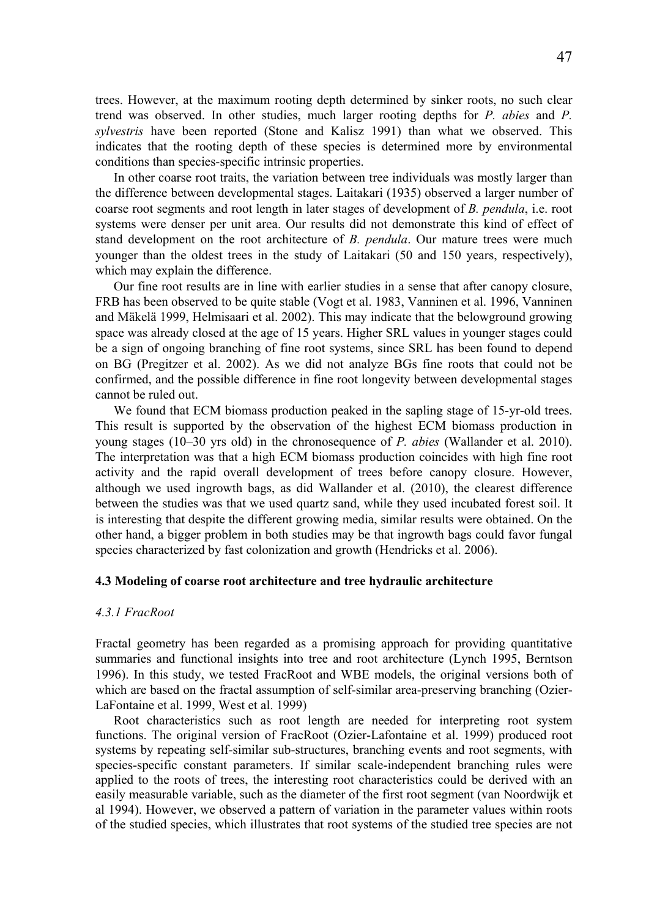trees. However, at the maximum rooting depth determined by sinker roots, no such clear trend was observed. In other studies, much larger rooting depths for *P. abies* and *P. sylvestris* have been reported (Stone and Kalisz 1991) than what we observed. This indicates that the rooting depth of these species is determined more by environmental conditions than species-specific intrinsic properties.

In other coarse root traits, the variation between tree individuals was mostly larger than the difference between developmental stages. Laitakari (1935) observed a larger number of coarse root segments and root length in later stages of development of *B. pendula*, i.e. root systems were denser per unit area. Our results did not demonstrate this kind of effect of stand development on the root architecture of *B. pendula*. Our mature trees were much younger than the oldest trees in the study of Laitakari (50 and 150 years, respectively), which may explain the difference.

Our fine root results are in line with earlier studies in a sense that after canopy closure, FRB has been observed to be quite stable (Vogt et al. 1983, Vanninen et al. 1996, Vanninen and Mäkelä 1999, Helmisaari et al. 2002). This may indicate that the belowground growing space was already closed at the age of 15 years. Higher SRL values in younger stages could be a sign of ongoing branching of fine root systems, since SRL has been found to depend on BG (Pregitzer et al. 2002). As we did not analyze BGs fine roots that could not be confirmed, and the possible difference in fine root longevity between developmental stages cannot be ruled out.

We found that ECM biomass production peaked in the sapling stage of 15-yr-old trees. This result is supported by the observation of the highest ECM biomass production in young stages (10–30 yrs old) in the chronosequence of *P. abies* (Wallander et al. 2010). The interpretation was that a high ECM biomass production coincides with high fine root activity and the rapid overall development of trees before canopy closure. However, although we used ingrowth bags, as did Wallander et al. (2010), the clearest difference between the studies was that we used quartz sand, while they used incubated forest soil. It is interesting that despite the different growing media, similar results were obtained. On the other hand, a bigger problem in both studies may be that ingrowth bags could favor fungal species characterized by fast colonization and growth (Hendricks et al. 2006).

### 4.3 Modeling of coarse root architecture and tree hydraulic architecture

#### *4.3.1 FracRoot*

Fractal geometry has been regarded as a promising approach for providing quantitative summaries and functional insights into tree and root architecture (Lynch 1995, Berntson 1996). In this study, we tested FracRoot and WBE models, the original versions both of which are based on the fractal assumption of self-similar area-preserving branching (Ozier-LaFontaine et al. 1999, West et al. 1999)

Root characteristics such as root length are needed for interpreting root system functions. The original version of FracRoot (Ozier-Lafontaine et al. 1999) produced root systems by repeating self-similar sub-structures, branching events and root segments, with species-specific constant parameters. If similar scale-independent branching rules were applied to the roots of trees, the interesting root characteristics could be derived with an easily measurable variable, such as the diameter of the first root segment (van Noordwijk et al 1994). However, we observed a pattern of variation in the parameter values within roots of the studied species, which illustrates that root systems of the studied tree species are not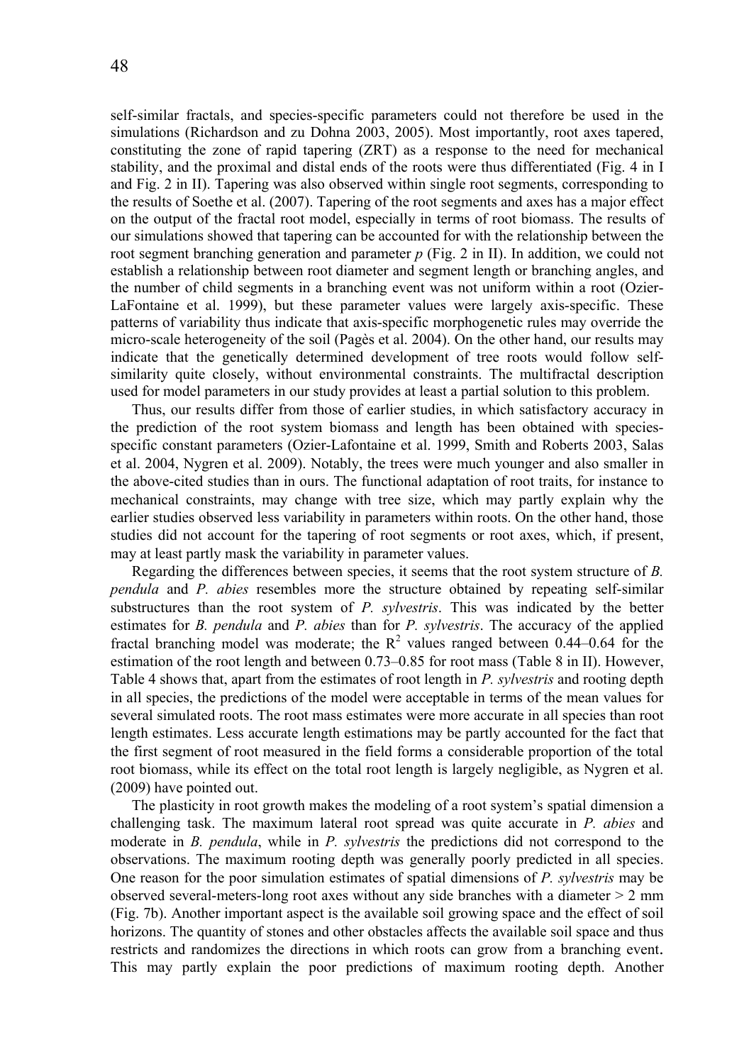self-similar fractals, and species-specific parameters could not therefore be used in the simulations (Richardson and zu Dohna 2003, 2005). Most importantly, root axes tapered, constituting the zone of rapid tapering (ZRT) as a response to the need for mechanical stability, and the proximal and distal ends of the roots were thus differentiated (Fig. 4 in I and Fig. 2 in II). Tapering was also observed within single root segments, corresponding to the results of Soethe et al. (2007). Tapering of the root segments and axes has a major effect on the output of the fractal root model, especially in terms of root biomass. The results of our simulations showed that tapering can be accounted for with the relationship between the root segment branching generation and parameter $p$ (Fig. 2 in II). In addition, we could not establish a relationship between root diameter and segment length or branching angles, and the number of child segments in a branching event was not uniform within a root (Ozier-LaFontaine et al. 1999), but these parameter values were largely axis-specific. These patterns of variability thus indicate that axis-specific morphogenetic rules may override the micro-scale heterogeneity of the soil (Pagès et al. 2004). On the other hand, our results may indicate that the genetically determined development of tree roots would follow self-similarity quite closely, without environmental constraints. The multifractal description used for model parameters in our study provides at least a partial solution to this problem.

Thus, our results differ from those of earlier studies, in which satisfactory accuracy in the prediction of the root system biomass and length has been obtained with species-specific constant parameters (Ozier-Lafontaine et al. 1999, Smith and Roberts 2003, Salas et al. 2004, Nygren et al. 2009). Notably, the trees were much younger and also smaller in the above-cited studies than in ours. The functional adaptation of root traits, for instance to mechanical constraints, may change with tree size, which may partly explain why the earlier studies observed less variability in parameters within roots. On the other hand, those studies did not account for the tapering of root segments or root axes, which, if present, may at least partly mask the variability in parameter values.

Regarding the differences between species, it seems that the root system structure of *B. pendula* and *P. abies* resembles more the structure obtained by repeating self-similar substructures than the root system of *P. sylvestris*. This was indicated by the better estimates for *B. pendula* and *P. abies* than for *P. sylvestris*. The accuracy of the applied fractal branching model was moderate; the $R^2$ values ranged between 0.44–0.64 for the estimation of the root length and between 0.73–0.85 for root mass (Table 8 in II). However, Table 4 shows that, apart from the estimates of root length in *P. sylvestris* and rooting depth in all species, the predictions of the model were acceptable in terms of the mean values for several simulated roots. The root mass estimates were more accurate in all species than root length estimates. Less accurate length estimations may be partly accounted for the fact that the first segment of root measured in the field forms a considerable proportion of the total root biomass, while its effect on the total root length is largely negligible, as Nygren et al. (2009) have pointed out.

The plasticity in root growth makes the modeling of a root system's spatial dimension a challenging task. The maximum lateral root spread was quite accurate in *P. abies* and moderate in *B. pendula*, while in *P. sylvestris* the predictions did not correspond to the observations. The maximum rooting depth was generally poorly predicted in all species. One reason for the poor simulation estimates of spatial dimensions of *P. sylvestris* may be observed several-meters-long root axes without any side branches with a diameter > 2 mm (Fig. 7b). Another important aspect is the available soil growing space and the effect of soil horizons. The quantity of stones and other obstacles affects the available soil space and thus restricts and randomizes the directions in which roots can grow from a branching event. This may partly explain the poor predictions of maximum rooting depth. Another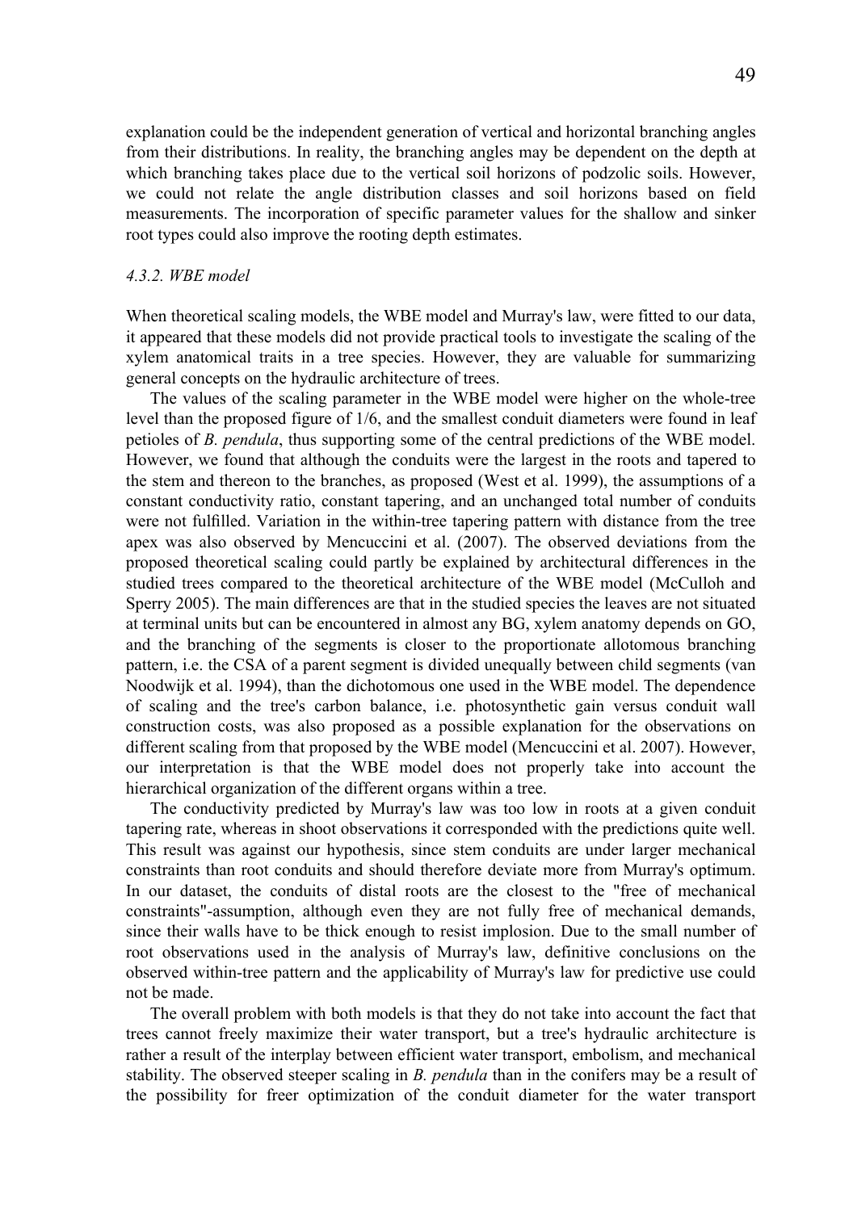explanation could be the independent generation of vertical and horizontal branching angles from their distributions. In reality, the branching angles may be dependent on the depth at which branching takes place due to the vertical soil horizons of podzolic soils. However, we could not relate the angle distribution classes and soil horizons based on field measurements. The incorporation of specific parameter values for the shallow and sinker root types could also improve the rooting depth estimates.

#### *4.3.2. WBE model*

When theoretical scaling models, the WBE model and Murray's law, were fitted to our data, it appeared that these models did not provide practical tools to investigate the scaling of the xylem anatomical traits in a tree species. However, they are valuable for summarizing general concepts on the hydraulic architecture of trees.

The values of the scaling parameter in the WBE model were higher on the whole-tree level than the proposed figure of 1/6, and the smallest conduit diameters were found in leaf petioles of *B. pendula*, thus supporting some of the central predictions of the WBE model. However, we found that although the conduits were the largest in the roots and tapered to the stem and thereon to the branches, as proposed (West et al. 1999), the assumptions of a constant conductivity ratio, constant tapering, and an unchanged total number of conduits were not fulfilled. Variation in the within-tree tapering pattern with distance from the tree apex was also observed by Mencuccini et al. (2007). The observed deviations from the proposed theoretical scaling could partly be explained by architectural differences in the studied trees compared to the theoretical architecture of the WBE model (McCulloh and Sperry 2005). The main differences are that in the studied species the leaves are not situated at terminal units but can be encountered in almost any BG, xylem anatomy depends on GO, and the branching of the segments is closer to the proportionate allotomous branching pattern, i.e. the CSA of a parent segment is divided unequally between child segments (van Noodwijk et al. 1994), than the dichotomous one used in the WBE model. The dependence of scaling and the tree's carbon balance, i.e. photosynthetic gain versus conduit wall construction costs, was also proposed as a possible explanation for the observations on different scaling from that proposed by the WBE model (Mencuccini et al. 2007). However, our interpretation is that the WBE model does not properly take into account the hierarchical organization of the different organs within a tree.

The conductivity predicted by Murray's law was too low in roots at a given conduit tapering rate, whereas in shoot observations it corresponded with the predictions quite well. This result was against our hypothesis, since stem conduits are under larger mechanical constraints than root conduits and should therefore deviate more from Murray's optimum. In our dataset, the conduits of distal roots are the closest to the "free of mechanical constraints"-assumption, although even they are not fully free of mechanical demands, since their walls have to be thick enough to resist implosion. Due to the small number of root observations used in the analysis of Murray's law, definitive conclusions on the observed within-tree pattern and the applicability of Murray's law for predictive use could not be made.

The overall problem with both models is that they do not take into account the fact that trees cannot freely maximize their water transport, but a tree's hydraulic architecture is rather a result of the interplay between efficient water transport, embolism, and mechanical stability. The observed steeper scaling in *B. pendula* than in the conifers may be a result of the possibility for freer optimization of the conduit diameter for the water transport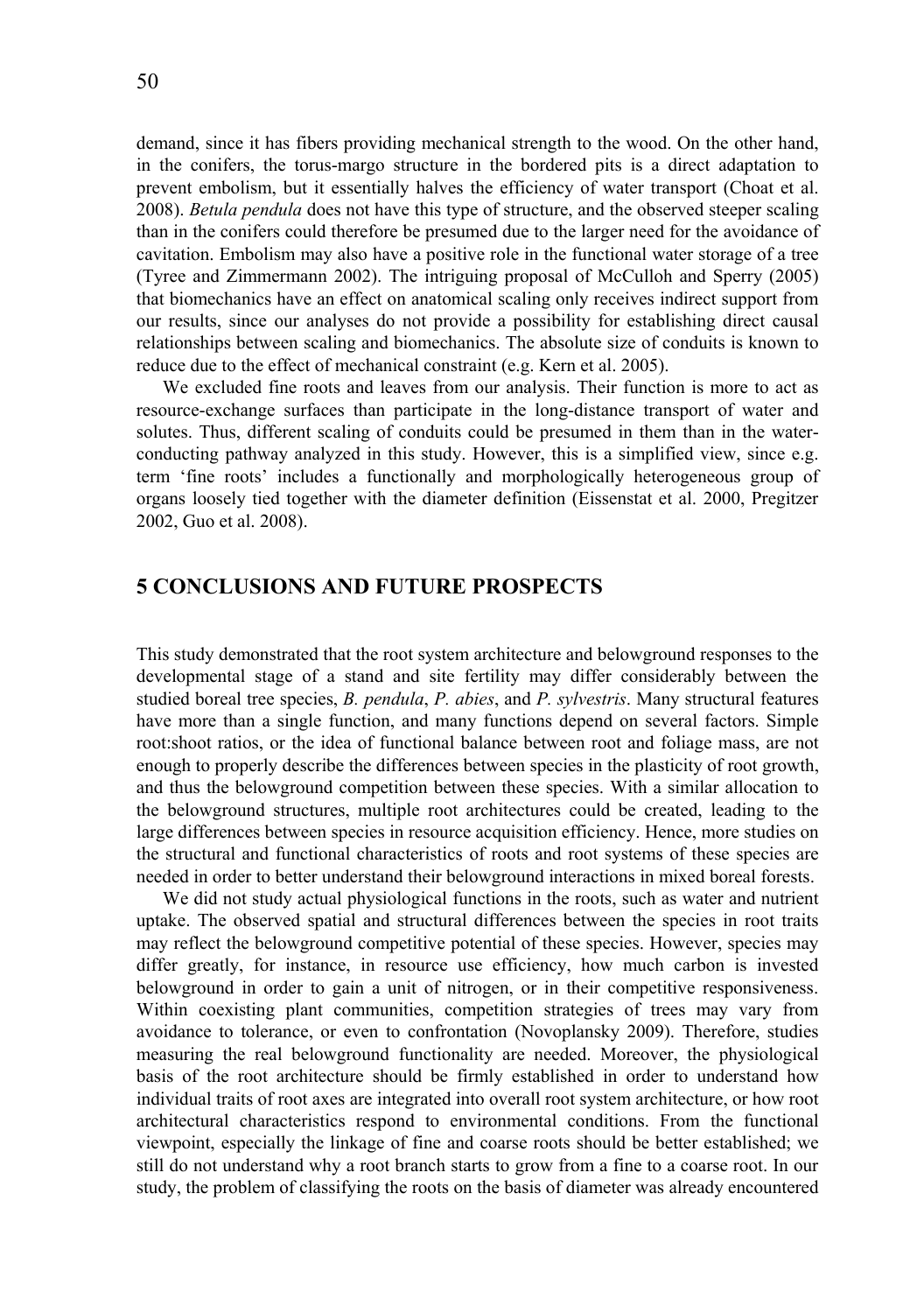demand, since it has fibers providing mechanical strength to the wood. On the other hand, in the conifers, the torus-margo structure in the bordered pits is a direct adaptation to prevent embolism, but it essentially halves the efficiency of water transport (Choat et al. 2008). *Betula pendula* does not have this type of structure, and the observed steeper scaling than in the conifers could therefore be presumed due to the larger need for the avoidance of cavitation. Embolism may also have a positive role in the functional water storage of a tree (Tyree and Zimmermann 2002). The intriguing proposal of McCulloh and Sperry (2005) that biomechanics have an effect on anatomical scaling only receives indirect support from our results, since our analyses do not provide a possibility for establishing direct causal relationships between scaling and biomechanics. The absolute size of conduits is known to reduce due to the effect of mechanical constraint (e.g. Kern et al. 2005).

We excluded fine roots and leaves from our analysis. Their function is more to act as resource-exchange surfaces than participate in the long-distance transport of water and solutes. Thus, different scaling of conduits could be presumed in them than in the water-conducting pathway analyzed in this study. However, this is a simplified view, since e.g. term 'fine roots' includes a functionally and morphologically heterogeneous group of organs loosely tied together with the diameter definition (Eissenstat et al. 2000, Pregitzer 2002, Guo et al. 2008).

## 5 CONCLUSIONS AND FUTURE PROSPECTS

This study demonstrated that the root system architecture and belowground responses to the developmental stage of a stand and site fertility may differ considerably between the studied boreal tree species, *B. pendula*, *P. abies*, and *P. sylvestris*. Many structural features have more than a single function, and many functions depend on several factors. Simple root:shoot ratios, or the idea of functional balance between root and foliage mass, are not enough to properly describe the differences between species in the plasticity of root growth, and thus the belowground competition between these species. With a similar allocation to the belowground structures, multiple root architectures could be created, leading to the large differences between species in resource acquisition efficiency. Hence, more studies on the structural and functional characteristics of roots and root systems of these species are needed in order to better understand their belowground interactions in mixed boreal forests.

We did not study actual physiological functions in the roots, such as water and nutrient uptake. The observed spatial and structural differences between the species in root traits may reflect the belowground competitive potential of these species. However, species may differ greatly, for instance, in resource use efficiency, how much carbon is invested belowground in order to gain a unit of nitrogen, or in their competitive responsiveness. Within coexisting plant communities, competition strategies of trees may vary from avoidance to tolerance, or even to confrontation (Novoplansky 2009). Therefore, studies measuring the real belowground functionality are needed. Moreover, the physiological basis of the root architecture should be firmly established in order to understand how individual traits of root axes are integrated into overall root system architecture, or how root architectural characteristics respond to environmental conditions. From the functional viewpoint, especially the linkage of fine and coarse roots should be better established; we still do not understand why a root branch starts to grow from a fine to a coarse root. In our study, the problem of classifying the roots on the basis of diameter was already encountered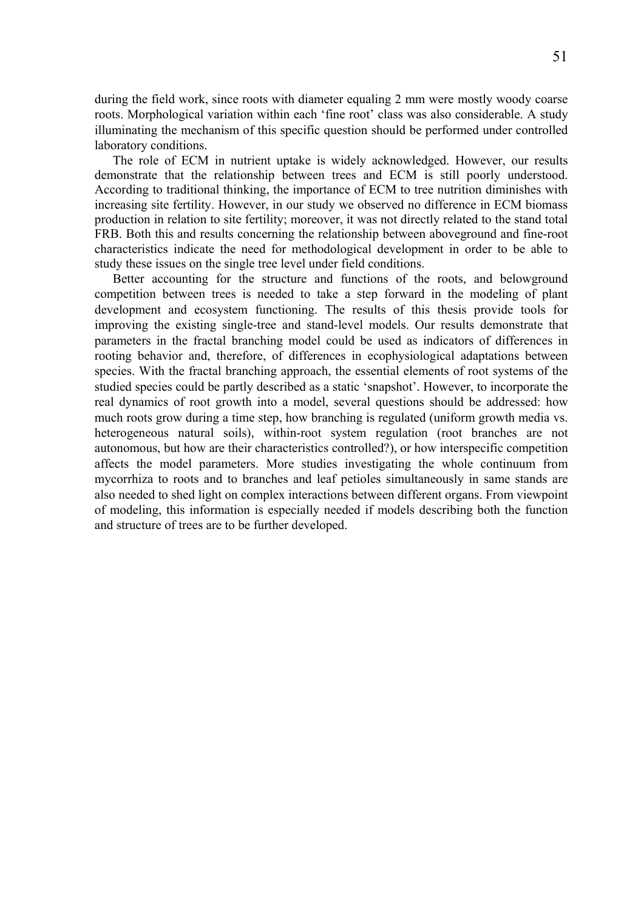during the field work, since roots with diameter equaling 2 mm were mostly woody coarse roots. Morphological variation within each 'fine root' class was also considerable. A study illuminating the mechanism of this specific question should be performed under controlled laboratory conditions.

The role of ECM in nutrient uptake is widely acknowledged. However, our results demonstrate that the relationship between trees and ECM is still poorly understood. According to traditional thinking, the importance of ECM to tree nutrition diminishes with increasing site fertility. However, in our study we observed no difference in ECM biomass production in relation to site fertility; moreover, it was not directly related to the stand total FRB. Both this and results concerning the relationship between aboveground and fine-root characteristics indicate the need for methodological development in order to be able to study these issues on the single tree level under field conditions.

Better accounting for the structure and functions of the roots, and belowground competition between trees is needed to take a step forward in the modeling of plant development and ecosystem functioning. The results of this thesis provide tools for improving the existing single-tree and stand-level models. Our results demonstrate that parameters in the fractal branching model could be used as indicators of differences in rooting behavior and, therefore, of differences in ecophysiological adaptations between species. With the fractal branching approach, the essential elements of root systems of the studied species could be partly described as a static 'snapshot'. However, to incorporate the real dynamics of root growth into a model, several questions should be addressed: how much roots grow during a time step, how branching is regulated (uniform growth media vs. heterogeneous natural soils), within-root system regulation (root branches are not autonomous, but how are their characteristics controlled?), or how interspecific competition affects the model parameters. More studies investigating the whole continuum from mycorrhiza to roots and to branches and leaf petioles simultaneously in same stands are also needed to shed light on complex interactions between different organs. From viewpoint of modeling, this information is especially needed if models describing both the function and structure of trees are to be further developed.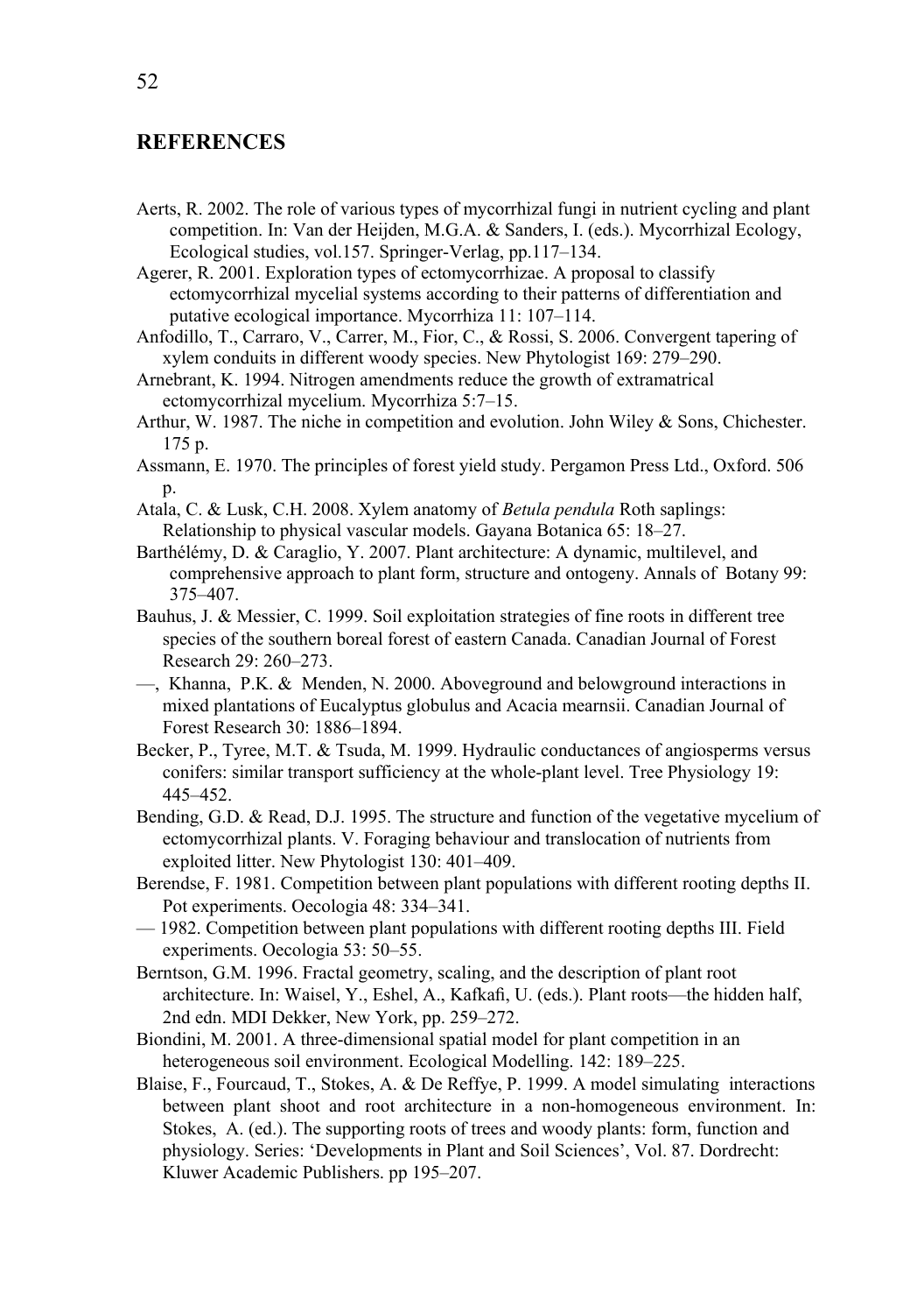## REFERENCES

Aerts, R. 2002. The role of various types of mycorrhizal fungi in nutrient cycling and plant competition. In: Van der Heijden, M.G.A. & Sanders, I. (eds.). Mycorrhizal Ecology, Ecological studies, vol.157. Springer-Verlag, pp.117–134.

Agerer, R. 2001. Exploration types of ectomycorrhizae. A proposal to classify ectomycorrhizal mycelial systems according to their patterns of differentiation and putative ecological importance. Mycorrhiza 11: 107–114.

Anfodillo, T., Carraro, V., Carrer, M., Fior, C., & Rossi, S. 2006. Convergent tapering of xylem conduits in different woody species. New Phytologist 169: 279–290.

Arnebrant, K. 1994. Nitrogen amendments reduce the growth of extramatrical ectomycorrhizal mycelium. Mycorrhiza 5:7–15.

Arthur, W. 1987. The niche in competition and evolution. John Wiley & Sons, Chichester. 175 p.

Assmann, E. 1970. The principles of forest yield study. Pergamon Press Ltd., Oxford. 506 p.

Atala, C. & Lusk, C.H. 2008. Xylem anatomy of *Betula pendula* Roth saplings: Relationship to physical vascular models. Gayana Botanica 65: 18–27.

Barthélémy, D. & Caraglio, Y. 2007. Plant architecture: A dynamic, multilevel, and comprehensive approach to plant form, structure and ontogeny. Annals of Botany 99: 375–407.

Bauhus, J. & Messier, C. 1999. Soil exploitation strategies of fine roots in different tree species of the southern boreal forest of eastern Canada. Canadian Journal of Forest Research 29: 260–273.

—, Khanna, P.K. & Menden, N. 2000. Aboveground and belowground interactions in mixed plantations of Eucalyptus globulus and Acacia mearnsii. Canadian Journal of Forest Research 30: 1886–1894.

Becker, P., Tyree, M.T. & Tsuda, M. 1999. Hydraulic conductances of angiosperms versus conifers: similar transport sufficiency at the whole-plant level. Tree Physiology 19: 445–452.

Bending, G.D. & Read, D.J. 1995. The structure and function of the vegetative mycelium of ectomycorrhizal plants. V. Foraging behaviour and translocation of nutrients from exploited litter. New Phytologist 130: 401–409.

Berendse, F. 1981. Competition between plant populations with different rooting depths II. Pot experiments. Oecologia 48: 334–341.

— 1982. Competition between plant populations with different rooting depths III. Field experiments. Oecologia 53: 50–55.

Berntson, G.M. 1996. Fractal geometry, scaling, and the description of plant root architecture. In: Waisel, Y., Eshel, A., Kafkafi, U. (eds.). Plant roots—the hidden half, 2nd edn. MDI Dekker, New York, pp. 259–272.

Biondini, M. 2001. A three-dimensional spatial model for plant competition in an heterogeneous soil environment. Ecological Modelling. 142: 189–225.

Blaise, F., Fourcaud, T., Stokes, A. & De Reffye, P. 1999. A model simulating interactions between plant shoot and root architecture in a non-homogeneous environment. In: Stokes, A. (ed.). The supporting roots of trees and woody plants: form, function and physiology. Series: 'Developments in Plant and Soil Sciences', Vol. 87. Dordrecht: Kluwer Academic Publishers. pp 195–207.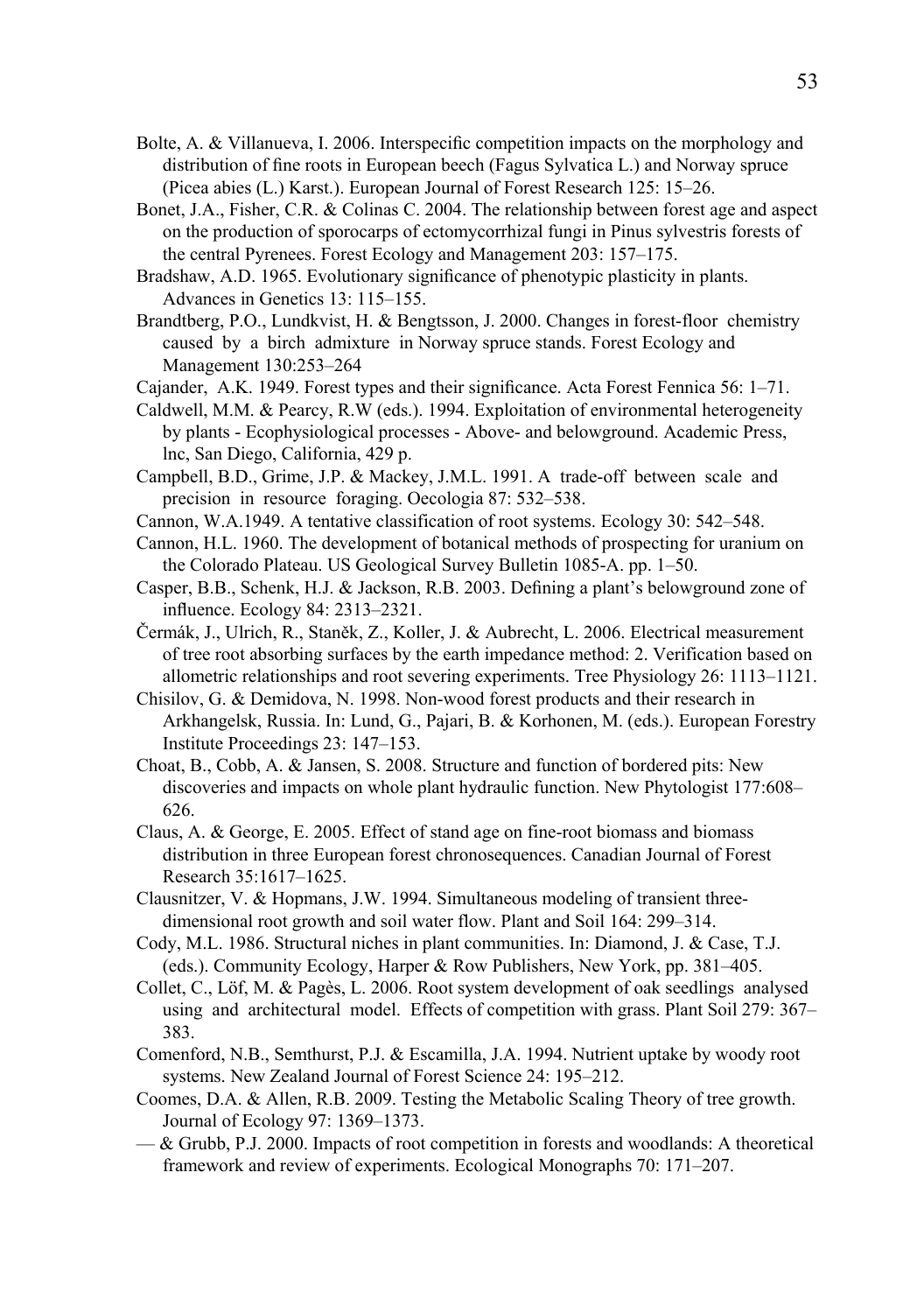Bolte, A. & Villanueva, I. 2006. Interspecific competition impacts on the morphology and distribution of fine roots in European beech (Fagus Sylvatica L.) and Norway spruce (Picea abies (L.) Karst.). European Journal of Forest Research 125: 15–26.

Bonet, J.A., Fisher, C.R. & Colinas C. 2004. The relationship between forest age and aspect on the production of sporocarps of ectomycorrhizal fungi in Pinus sylvestris forests of the central Pyrenees. Forest Ecology and Management 203: 157–175.

Bradshaw, A.D. 1965. Evolutionary significance of phenotypic plasticity in plants. Advances in Genetics 13: 115–155.

Brandtberg, P.O., Lundkvist, H. & Bengtsson, J. 2000. Changes in forest-floor chemistry caused by a birch admixture in Norway spruce stands. Forest Ecology and Management 130:253–264

Cajander, A.K. 1949. Forest types and their significance. Acta Forest Fennica 56: 1–71.

Caldwell, M.M. & Pearcy, R.W (eds.). 1994. Exploitation of environmental heterogeneity by plants - Ecophysiological processes - Above- and belowground. Academic Press, lnc, San Diego, California, 429 p.

Campbell, B.D., Grime, J.P. & Mackey, J.M.L. 1991. A trade-off between scale and precision in resource foraging. Oecologia 87: 532–538.

Cannon, W.A.1949. A tentative classification of root systems. Ecology 30: 542–548.

Cannon, H.L. 1960. The development of botanical methods of prospecting for uranium on the Colorado Plateau. US Geological Survey Bulletin 1085-A. pp. 1–50.

Casper, B.B., Schenk, H.J. & Jackson, R.B. 2003. Defining a plant's belowground zone of influence. Ecology 84: 2313–2321.

Čermák, J., Ulrich, R., Staněk, Z., Koller, J. & Aubrecht, L. 2006. Electrical measurement of tree root absorbing surfaces by the earth impedance method: 2. Verification based on allometric relationships and root severing experiments. Tree Physiology 26: 1113–1121.

Chisilov, G. & Demidova, N. 1998. Non-wood forest products and their research in Arkhangelsk, Russia. In: Lund, G., Pajari, B. & Korhonen, M. (eds.). European Forestry Institute Proceedings 23: 147–153.

Choat, B., Cobb, A. & Jansen, S. 2008. Structure and function of bordered pits: New discoveries and impacts on whole plant hydraulic function. New Phytologist 177:608–626.

Claus, A. & George, E. 2005. Effect of stand age on fine-root biomass and biomass distribution in three European forest chronosequences. Canadian Journal of Forest Research 35:1617–1625.

Clausnitzer, V. & Hopmans, J.W. 1994. Simultaneous modeling of transient three-dimensional root growth and soil water flow. Plant and Soil 164: 299–314.

Cody, M.L. 1986. Structural niches in plant communities. In: Diamond, J. & Case, T.J. (eds.). Community Ecology, Harper & Row Publishers, New York, pp. 381–405.

Collet, C., Löf, M. & Pagès, L. 2006. Root system development of oak seedlings analysed using and architectural model. Effects of competition with grass. Plant Soil 279: 367–383.

Comenford, N.B., Semthurst, P.J. & Escamilla, J.A. 1994. Nutrient uptake by woody root systems. New Zealand Journal of Forest Science 24: 195–212.

Coomes, D.A. & Allen, R.B. 2009. Testing the Metabolic Scaling Theory of tree growth. Journal of Ecology 97: 1369–1373.

— & Grubb, P.J. 2000. Impacts of root competition in forests and woodlands: A theoretical framework and review of experiments. Ecological Monographs 70: 171–207.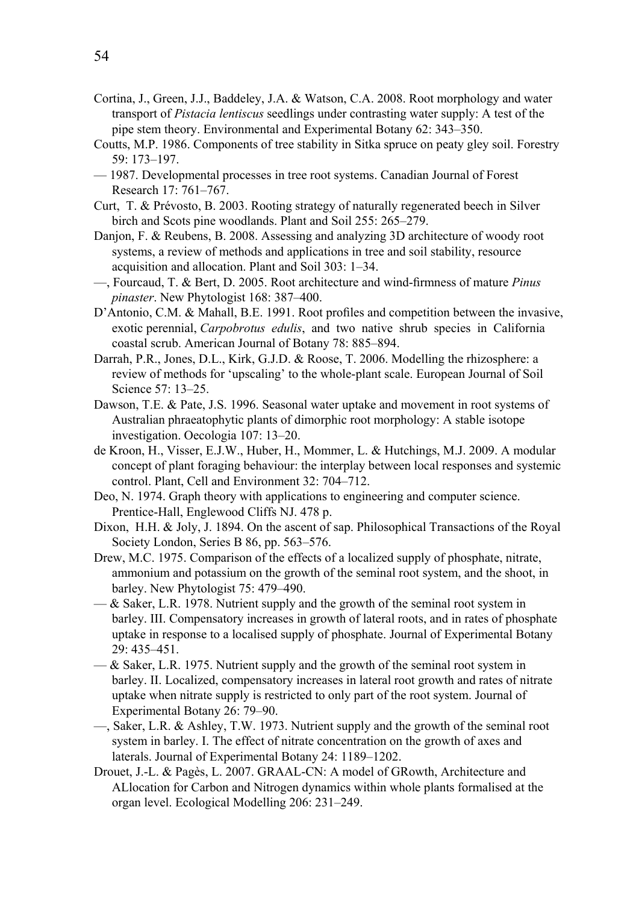Cortina, J., Green, J.J., Baddeley, J.A. & Watson, C.A. 2008. Root morphology and water transport of *Pistacia lentiscus* seedlings under contrasting water supply: A test of the pipe stem theory. Environmental and Experimental Botany 62: 343–350.

Coutts, M.P. 1986. Components of tree stability in Sitka spruce on peaty gley soil. Forestry 59: 173–197.

— 1987. Developmental processes in tree root systems. Canadian Journal of Forest Research 17: 761–767.

Curt, T. & Prévosto, B. 2003. Rooting strategy of naturally regenerated beech in Silver birch and Scots pine woodlands. Plant and Soil 255: 265–279.

Danjon, F. & Reubens, B. 2008. Assessing and analyzing 3D architecture of woody root systems, a review of methods and applications in tree and soil stability, resource acquisition and allocation. Plant and Soil 303: 1–34.

—, Fourcaud, T. & Bert, D. 2005. Root architecture and wind-firmness of mature *Pinus pinaster*. New Phytologist 168: 387–400.

D'Antonio, C.M. & Mahall, B.E. 1991. Root profiles and competition between the invasive, exotic perennial, *Carpobrotus edulis*, and two native shrub species in California coastal scrub. American Journal of Botany 78: 885–894.

Darrah, P.R., Jones, D.L., Kirk, G.J.D. & Roose, T. 2006. Modelling the rhizosphere: a review of methods for 'upscaling' to the whole-plant scale. European Journal of Soil Science 57: 13–25.

Dawson, T.E. & Pate, J.S. 1996. Seasonal water uptake and movement in root systems of Australian phraeatophytic plants of dimorphic root morphology: A stable isotope investigation. Oecologia 107: 13–20.

de Kroon, H., Visser, E.J.W., Huber, H., Mommer, L. & Hutchings, M.J. 2009. A modular concept of plant foraging behaviour: the interplay between local responses and systemic control. Plant, Cell and Environment 32: 704–712.

Deo, N. 1974. Graph theory with applications to engineering and computer science. Prentice-Hall, Englewood Cliffs NJ. 478 p.

Dixon, H.H. & Joly, J. 1894. On the ascent of sap. Philosophical Transactions of the Royal Society London, Series B 86, pp. 563–576.

Drew, M.C. 1975. Comparison of the effects of a localized supply of phosphate, nitrate, ammonium and potassium on the growth of the seminal root system, and the shoot, in barley. New Phytologist 75: 479–490.

— & Saker, L.R. 1978. Nutrient supply and the growth of the seminal root system in barley. III. Compensatory increases in growth of lateral roots, and in rates of phosphate uptake in response to a localised supply of phosphate. Journal of Experimental Botany 29: 435–451.

— & Saker, L.R. 1975. Nutrient supply and the growth of the seminal root system in barley. II. Localized, compensatory increases in lateral root growth and rates of nitrate uptake when nitrate supply is restricted to only part of the root system. Journal of Experimental Botany 26: 79–90.

—, Saker, L.R. & Ashley, T.W. 1973. Nutrient supply and the growth of the seminal root system in barley. I. The effect of nitrate concentration on the growth of axes and laterals. Journal of Experimental Botany 24: 1189–1202.

Drouet, J.-L. & Pagès, L. 2007. GRAAL-CN: A model of GRowth, Architecture and ALlocation for Carbon and Nitrogen dynamics within whole plants formalised at the organ level. Ecological Modelling 206: 231–249.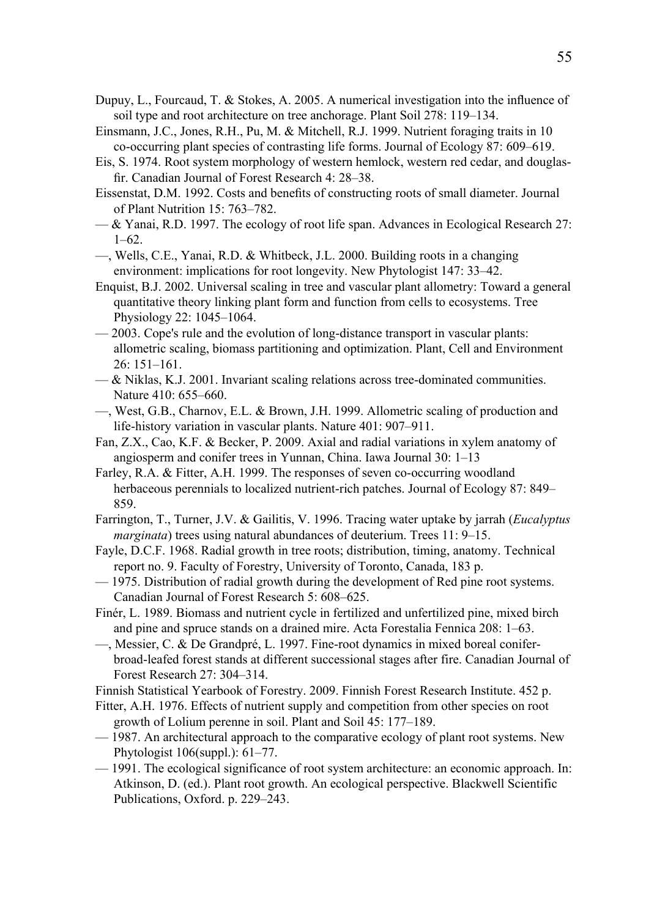Dupuy, L., Fourcaud, T. & Stokes, A. 2005. A numerical investigation into the influence of soil type and root architecture on tree anchorage. Plant Soil 278: 119–134.

Einsmann, J.C., Jones, R.H., Pu, M. & Mitchell, R.J. 1999. Nutrient foraging traits in 10 co-occurring plant species of contrasting life forms. Journal of Ecology 87: 609–619.

Eis, S. 1974. Root system morphology of western hemlock, western red cedar, and douglas-fir. Canadian Journal of Forest Research 4: 28–38.

Eissenstat, D.M. 1992. Costs and benefits of constructing roots of small diameter. Journal of Plant Nutrition 15: 763–782.

— & Yanai, R.D. 1997. The ecology of root life span. Advances in Ecological Research 27: 1–62.

—, Wells, C.E., Yanai, R.D. & Whitbeck, J.L. 2000. Building roots in a changing environment: implications for root longevity. New Phytologist 147: 33–42.

Enquist, B.J. 2002. Universal scaling in tree and vascular plant allometry: Toward a general quantitative theory linking plant form and function from cells to ecosystems. Tree Physiology 22: 1045–1064.

— 2003. Cope's rule and the evolution of long-distance transport in vascular plants: allometric scaling, biomass partitioning and optimization. Plant, Cell and Environment 26: 151–161.

— & Niklas, K.J. 2001. Invariant scaling relations across tree-dominated communities. Nature 410: 655–660.

—, West, G.B., Charnov, E.L. & Brown, J.H. 1999. Allometric scaling of production and life-history variation in vascular plants. Nature 401: 907–911.

Fan, Z.X., Cao, K.F. & Becker, P. 2009. Axial and radial variations in xylem anatomy of angiosperm and conifer trees in Yunnan, China. Iawa Journal 30: 1–13

Farley, R.A. & Fitter, A.H. 1999. The responses of seven co-occurring woodland herbaceous perennials to localized nutrient-rich patches. Journal of Ecology 87: 849–859.

Farrington, T., Turner, J.V. & Gailitis, V. 1996. Tracing water uptake by jarrah (*Eucalyptus marginata*) trees using natural abundances of deuterium. Trees 11: 9–15.

Fayle, D.C.F. 1968. Radial growth in tree roots; distribution, timing, anatomy. Technical report no. 9. Faculty of Forestry, University of Toronto, Canada, 183 p.

— 1975. Distribution of radial growth during the development of Red pine root systems. Canadian Journal of Forest Research 5: 608–625.

Finér, L. 1989. Biomass and nutrient cycle in fertilized and unfertilized pine, mixed birch and pine and spruce stands on a drained mire. Acta Forestalia Fennica 208: 1–63.

—, Messier, C. & De Grandpré, L. 1997. Fine-root dynamics in mixed boreal conifer-broad-leafed forest stands at different successional stages after fire. Canadian Journal of Forest Research 27: 304–314.

Finnish Statistical Yearbook of Forestry. 2009. Finnish Forest Research Institute. 452 p.

Fitter, A.H. 1976. Effects of nutrient supply and competition from other species on root growth of Lolium perenne in soil. Plant and Soil 45: 177–189.

— 1987. An architectural approach to the comparative ecology of plant root systems. New Phytologist 106(suppl.): 61–77.

— 1991. The ecological significance of root system architecture: an economic approach. In: Atkinson, D. (ed.). Plant root growth. An ecological perspective. Blackwell Scientific Publications, Oxford. p. 229–243.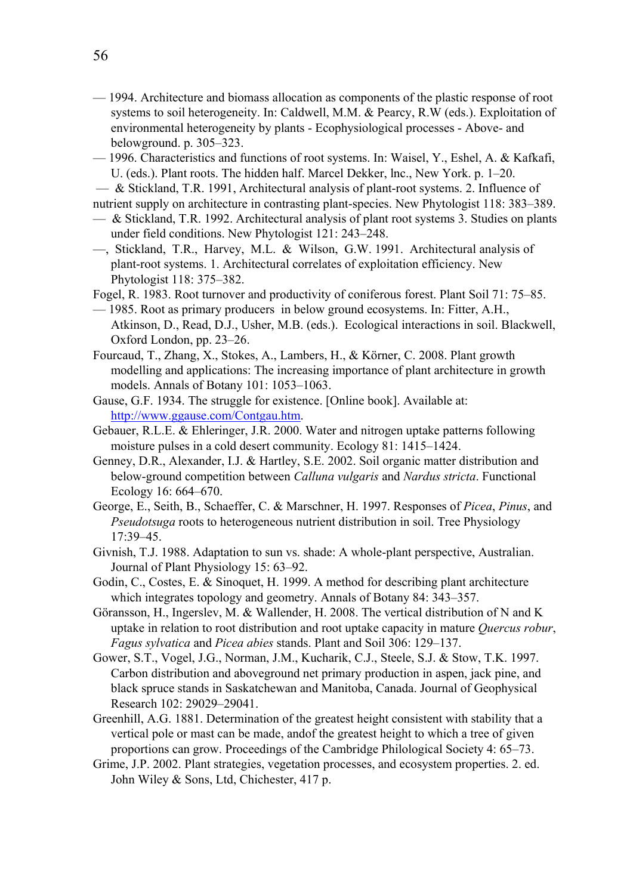— 1994. Architecture and biomass allocation as components of the plastic response of root systems to soil heterogeneity. In: Caldwell, M.M. & Pearcy, R.W (eds.). Exploitation of environmental heterogeneity by plants - Ecophysiological processes - Above- and belowground. p. 305–323.

— 1996. Characteristics and functions of root systems. In: Waisel, Y., Eshel, A. & Kafkafi, U. (eds.). Plant roots. The hidden half. Marcel Dekker, lnc., New York. p. 1–20.

— & Stickland, T.R. 1991, Architectural analysis of plant-root systems. 2. Influence of nutrient supply on architecture in contrasting plant-species. New Phytologist 118: 383–389.

— & Stickland, T.R. 1992. Architectural analysis of plant root systems 3. Studies on plants under field conditions. New Phytologist 121: 243–248.

—, Stickland, T.R., Harvey, M.L. & Wilson, G.W. 1991. Architectural analysis of plant-root systems. 1. Architectural correlates of exploitation efficiency. New Phytologist 118: 375–382.

Fogel, R. 1983. Root turnover and productivity of coniferous forest. Plant Soil 71: 75–85.

— 1985. Root as primary producers in below ground ecosystems. In: Fitter, A.H., Atkinson, D., Read, D.J., Usher, M.B. (eds.). Ecological interactions in soil. Blackwell, Oxford London, pp. 23–26.

Fourcaud, T., Zhang, X., Stokes, A., Lambers, H., & Körner, C. 2008. Plant growth modelling and applications: The increasing importance of plant architecture in growth models. Annals of Botany 101: 1053–1063.

Gause, G.F. 1934. The struggle for existence. [Online book]. Available at: http://www.ggause.com/Contgau.htm.

Gebauer, R.L.E. & Ehleringer, J.R. 2000. Water and nitrogen uptake patterns following moisture pulses in a cold desert community. Ecology 81: 1415–1424.

Genney, D.R., Alexander, I.J. & Hartley, S.E. 2002. Soil organic matter distribution and below-ground competition between *Calluna vulgaris* and *Nardus stricta*. Functional Ecology 16: 664–670.

George, E., Seith, B., Schaeffer, C. & Marschner, H. 1997. Responses of *Picea*, *Pinus*, and *Pseudotsuga* roots to heterogeneous nutrient distribution in soil. Tree Physiology 17:39–45.

Givnish, T.J. 1988. Adaptation to sun vs. shade: A whole-plant perspective, Australian. Journal of Plant Physiology 15: 63–92.

Godin, C., Costes, E. & Sinoquet, H. 1999. A method for describing plant architecture which integrates topology and geometry. Annals of Botany 84: 343–357.

Göransson, H., Ingerslev, M. & Wallender, H. 2008. The vertical distribution of N and K uptake in relation to root distribution and root uptake capacity in mature *Quercus robur*, *Fagus sylvatica* and *Picea abies* stands. Plant and Soil 306: 129–137.

Gower, S.T., Vogel, J.G., Norman, J.M., Kucharik, C.J., Steele, S.J. & Stow, T.K. 1997. Carbon distribution and aboveground net primary production in aspen, jack pine, and black spruce stands in Saskatchewan and Manitoba, Canada. Journal of Geophysical Research 102: 29029–29041.

Greenhill, A.G. 1881. Determination of the greatest height consistent with stability that a vertical pole or mast can be made, andof the greatest height to which a tree of given proportions can grow. Proceedings of the Cambridge Philological Society 4: 65–73.

Grime, J.P. 2002. Plant strategies, vegetation processes, and ecosystem properties. 2. ed. John Wiley & Sons, Ltd, Chichester, 417 p.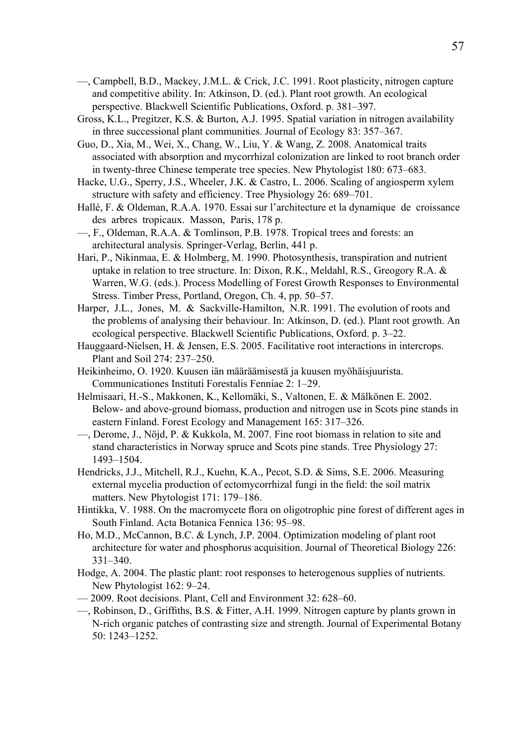—, Campbell, B.D., Mackey, J.M.L. & Crick, J.C. 1991. Root plasticity, nitrogen capture and competitive ability. In: Atkinson, D. (ed.). Plant root growth. An ecological perspective. Blackwell Scientific Publications, Oxford. p. 381–397.

Gross, K.L., Pregitzer, K.S. & Burton, A.J. 1995. Spatial variation in nitrogen availability in three successional plant communities. Journal of Ecology 83: 357–367.

Guo, D., Xia, M., Wei, X., Chang, W., Liu, Y. & Wang, Z. 2008. Anatomical traits associated with absorption and mycorrhizal colonization are linked to root branch order in twenty-three Chinese temperate tree species. New Phytologist 180: 673–683.

Hacke, U.G., Sperry, J.S., Wheeler, J.K. & Castro, L. 2006. Scaling of angiosperm xylem structure with safety and efficiency. Tree Physiology 26: 689–701.

Hallé, F. & Oldeman, R.A.A. 1970. Essai sur l'architecture et la dynamique de croissance des arbres tropicaux. Masson, Paris, 178 p.

—, F., Oldeman, R.A.A. & Tomlinson, P.B. 1978. Tropical trees and forests: an architectural analysis. Springer-Verlag, Berlin, 441 p.

Hari, P., Nikinmaa, E. & Holmberg, M. 1990. Photosynthesis, transpiration and nutrient uptake in relation to tree structure. In: Dixon, R.K., Meldahl, R.S., Greogory R.A. & Warren, W.G. (eds.). Process Modelling of Forest Growth Responses to Environmental Stress. Timber Press, Portland, Oregon, Ch. 4, pp. 50–57.

Harper, J.L., Jones, M. & Sackville-Hamilton, N.R. 1991. The evolution of roots and the problems of analysing their behaviour. In: Atkinson, D. (ed.). Plant root growth. An ecological perspective. Blackwell Scientific Publications, Oxford. p. 3–22.

Hauggaard-Nielsen, H. & Jensen, E.S. 2005. Facilitative root interactions in intercrops. Plant and Soil 274: 237–250.

Heikinheimo, O. 1920. Kuusen iän määräämisestä ja kuusen myöhäisjuurista. Communicationes Instituti Forestalis Fenniae 2: 1–29.

Helmisaari, H.-S., Makkonen, K., Kellomäki, S., Valtonen, E. & Mälkönen E. 2002. Below- and above-ground biomass, production and nitrogen use in Scots pine stands in eastern Finland. Forest Ecology and Management 165: 317–326.

—, Derome, J., Nöjd, P. & Kukkola, M. 2007. Fine root biomass in relation to site and stand characteristics in Norway spruce and Scots pine stands. Tree Physiology 27: 1493–1504.

Hendricks, J.J., Mitchell, R.J., Kuehn, K.A., Pecot, S.D. & Sims, S.E. 2006. Measuring external mycelia production of ectomycorrhizal fungi in the field: the soil matrix matters. New Phytologist 171: 179–186.

Hintikka, V. 1988. On the macromycete flora on oligotrophic pine forest of different ages in South Finland. Acta Botanica Fennica 136: 95–98.

Ho, M.D., McCannon, B.C. & Lynch, J.P. 2004. Optimization modeling of plant root architecture for water and phosphorus acquisition. Journal of Theoretical Biology 226: 331–340.

Hodge, A. 2004. The plastic plant: root responses to heterogenous supplies of nutrients. New Phytologist 162: 9–24.

— 2009. Root decisions. Plant, Cell and Environment 32: 628–60.

—, Robinson, D., Griffiths, B.S. & Fitter, A.H. 1999. Nitrogen capture by plants grown in N-rich organic patches of contrasting size and strength. Journal of Experimental Botany 50: 1243–1252.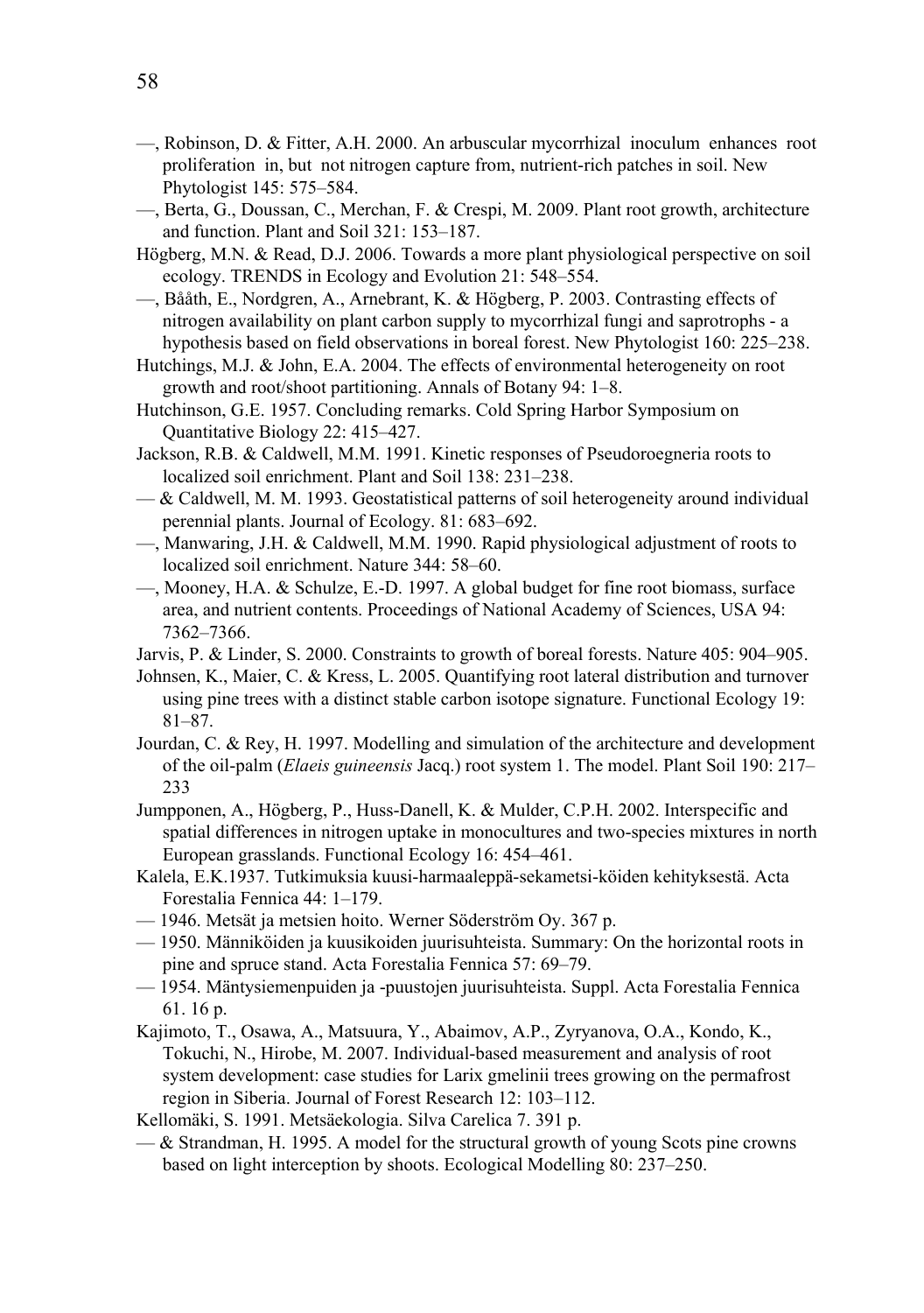—, Robinson, D. & Fitter, A.H. 2000. An arbuscular mycorrhizal inoculum enhances root proliferation in, but not nitrogen capture from, nutrient-rich patches in soil. New Phytologist 145: 575–584.

—, Berta, G., Doussan, C., Merchan, F. & Crespi, M. 2009. Plant root growth, architecture and function. Plant and Soil 321: 153–187.

Högberg, M.N. & Read, D.J. 2006. Towards a more plant physiological perspective on soil ecology. TRENDS in Ecology and Evolution 21: 548–554.

—, Bååth, E., Nordgren, A., Arnebrant, K. & Högberg, P. 2003. Contrasting effects of nitrogen availability on plant carbon supply to mycorrhizal fungi and saprotrophs - a hypothesis based on field observations in boreal forest. New Phytologist 160: 225–238.

Hutchings, M.J. & John, E.A. 2004. The effects of environmental heterogeneity on root growth and root/shoot partitioning. Annals of Botany 94: 1–8.

Hutchinson, G.E. 1957. Concluding remarks. Cold Spring Harbor Symposium on Quantitative Biology 22: 415–427.

Jackson, R.B. & Caldwell, M.M. 1991. Kinetic responses of Pseudoroegneria roots to localized soil enrichment. Plant and Soil 138: 231–238.

— & Caldwell, M. M. 1993. Geostatistical patterns of soil heterogeneity around individual perennial plants. Journal of Ecology. 81: 683–692.

—, Manwaring, J.H. & Caldwell, M.M. 1990. Rapid physiological adjustment of roots to localized soil enrichment. Nature 344: 58–60.

—, Mooney, H.A. & Schulze, E.-D. 1997. A global budget for fine root biomass, surface area, and nutrient contents. Proceedings of National Academy of Sciences, USA 94: 7362–7366.

Jarvis, P. & Linder, S. 2000. Constraints to growth of boreal forests. Nature 405: 904–905.

Johnsen, K., Maier, C. & Kress, L. 2005. Quantifying root lateral distribution and turnover using pine trees with a distinct stable carbon isotope signature. Functional Ecology 19: 81–87.

Jourdan, C. & Rey, H. 1997. Modelling and simulation of the architecture and development of the oil-palm (*Elaeis guineensis* Jacq.) root system 1. The model. Plant Soil 190: 217–233

Jumpponen, A., Högberg, P., Huss-Danell, K. & Mulder, C.P.H. 2002. Interspecific and spatial differences in nitrogen uptake in monocultures and two-species mixtures in north European grasslands. Functional Ecology 16: 454–461.

Kalela, E.K.1937. Tutkimuksia kuusi-harmaaleppä-sekametsi-köiden kehityksestä. Acta Forestalia Fennica 44: 1–179.

— 1946. Metsät ja metsien hoito. Werner Söderström Oy. 367 p.

— 1950. Männiköiden ja kuusikoiden juurisuhteista. Summary: On the horizontal roots in pine and spruce stand. Acta Forestalia Fennica 57: 69–79.

— 1954. Mäntysiemenpuiden ja -puustojen juurisuhteista. Suppl. Acta Forestalia Fennica 61. 16 p.

Kajimoto, T., Osawa, A., Matsuura, Y., Abaimov, A.P., Zyryanova, O.A., Kondo, K., Tokuchi, N., Hirobe, M. 2007. Individual-based measurement and analysis of root system development: case studies for Larix gmelinii trees growing on the permafrost region in Siberia. Journal of Forest Research 12: 103–112.

Kellomäki, S. 1991. Metsäekologia. Silva Carelica 7. 391 p.

— & Strandman, H. 1995. A model for the structural growth of young Scots pine crowns based on light interception by shoots. Ecological Modelling 80: 237–250.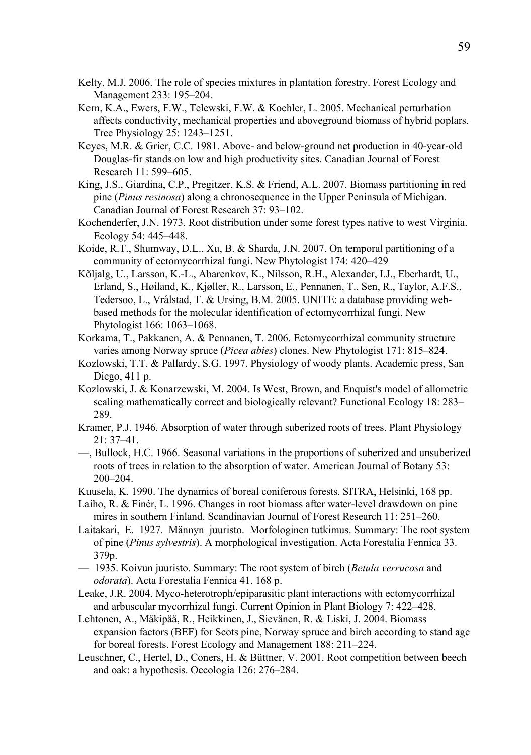Kelty, M.J. 2006. The role of species mixtures in plantation forestry. Forest Ecology and Management 233: 195–204.

Kern, K.A., Ewers, F.W., Telewski, F.W. & Koehler, L. 2005. Mechanical perturbation affects conductivity, mechanical properties and aboveground biomass of hybrid poplars. Tree Physiology 25: 1243–1251.

Keyes, M.R. & Grier, C.C. 1981. Above- and below-ground net production in 40-year-old Douglas-fir stands on low and high productivity sites. Canadian Journal of Forest Research 11: 599–605.

King, J.S., Giardina, C.P., Pregitzer, K.S. & Friend, A.L. 2007. Biomass partitioning in red pine (*Pinus resinosa*) along a chronosequence in the Upper Peninsula of Michigan. Canadian Journal of Forest Research 37: 93–102.

Kochenderfer, J.N. 1973. Root distribution under some forest types native to west Virginia. Ecology 54: 445–448.

Koide, R.T., Shumway, D.L., Xu, B. & Sharda, J.N. 2007. On temporal partitioning of a community of ectomycorrhizal fungi. New Phytologist 174: 420–429

Kõljalg, U., Larsson, K.-L., Abarenkov, K., Nilsson, R.H., Alexander, I.J., Eberhardt, U., Erland, S., Høiland, K., Kjøller, R., Larsson, E., Pennanen, T., Sen, R., Taylor, A.F.S., Tedersoo, L., Vrålstad, T. & Ursing, B.M. 2005. UNITE: a database providing web-based methods for the molecular identification of ectomycorrhizal fungi. New Phytologist 166: 1063–1068.

Korkama, T., Pakkanen, A. & Pennanen, T. 2006. Ectomycorrhizal community structure varies among Norway spruce (*Picea abies*) clones. New Phytologist 171: 815–824.

Kozlowski, T.T. & Pallardy, S.G. 1997. Physiology of woody plants. Academic press, San Diego, 411 p.

Kozlowski, J. & Konarzewski, M. 2004. Is West, Brown, and Enquist's model of allometric scaling mathematically correct and biologically relevant? Functional Ecology 18: 283–289.

Kramer, P.J. 1946. Absorption of water through suberized roots of trees. Plant Physiology 21: 37–41.

—, Bullock, H.C. 1966. Seasonal variations in the proportions of suberized and unsuberized roots of trees in relation to the absorption of water. American Journal of Botany 53: 200–204.

Kuusela, K. 1990. The dynamics of boreal coniferous forests. SITRA, Helsinki, 168 pp.

Laiho, R. & Finér, L. 1996. Changes in root biomass after water-level drawdown on pine mires in southern Finland. Scandinavian Journal of Forest Research 11: 251–260.

Laitakari, E. 1927. Männyn juuristo. Morfologinen tutkimus. Summary: The root system of pine (*Pinus sylvestris*). A morphological investigation. Acta Forestalia Fennica 33. 379p.

— 1935. Koivun juuristo. Summary: The root system of birch (*Betula verrucosa* and *odorata*). Acta Forestalia Fennica 41. 168 p.

Leake, J.R. 2004. Myco-heterotroph/epiparasitic plant interactions with ectomycorrhizal and arbuscular mycorrhizal fungi. Current Opinion in Plant Biology 7: 422–428.

Lehtonen, A., Mäkipää, R., Heikkinen, J., Sievänen, R. & Liski, J. 2004. Biomass expansion factors (BEF) for Scots pine, Norway spruce and birch according to stand age for boreal forests. Forest Ecology and Management 188: 211–224.

Leuschner, C., Hertel, D., Coners, H. & Büttner, V. 2001. Root competition between beech and oak: a hypothesis. Oecologia 126: 276–284.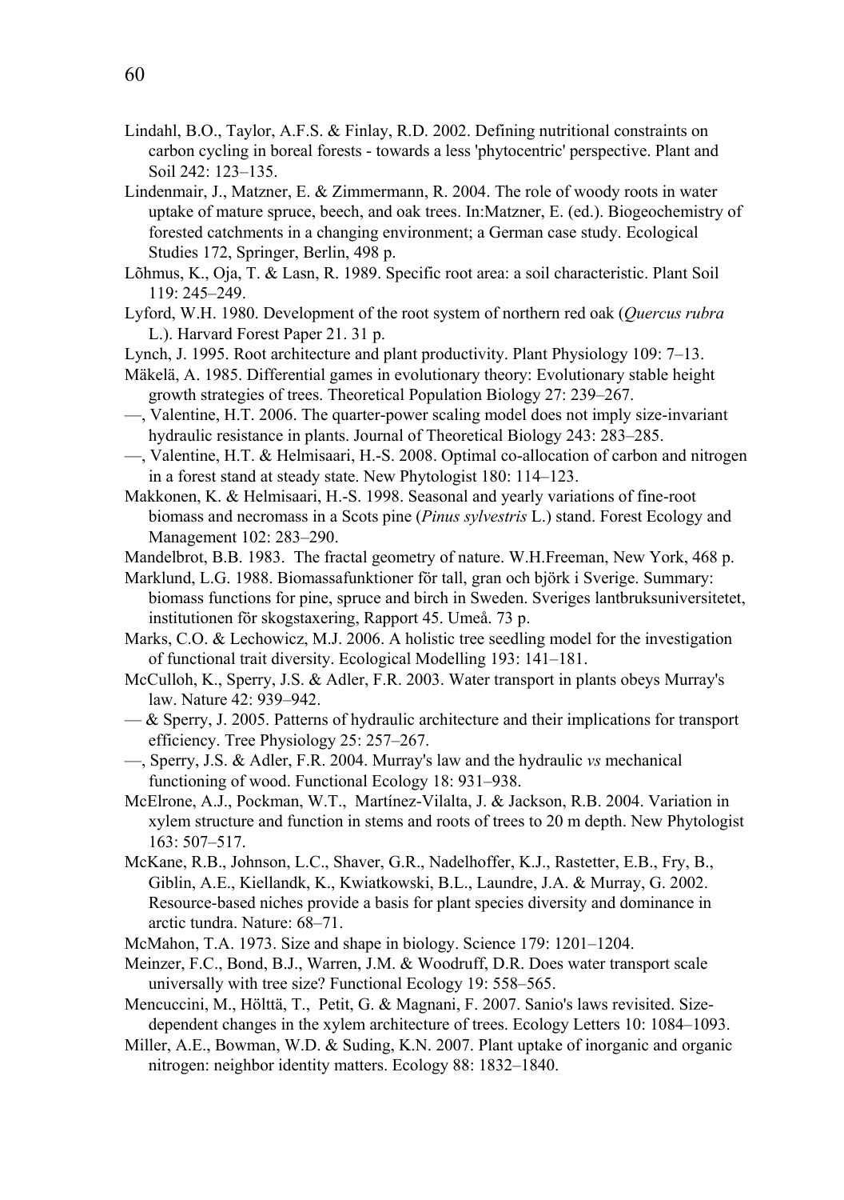Lindahl, B.O., Taylor, A.F.S. & Finlay, R.D. 2002. Defining nutritional constraints on carbon cycling in boreal forests - towards a less 'phytocentric' perspective. Plant and Soil 242: 123–135.

Lindenmair, J., Matzner, E. & Zimmermann, R. 2004. The role of woody roots in water uptake of mature spruce, beech, and oak trees. In:Matzner, E. (ed.). Biogeochemistry of forested catchments in a changing environment; a German case study. Ecological Studies 172, Springer, Berlin, 498 p.

Lõhmus, K., Oja, T. & Lasn, R. 1989. Specific root area: a soil characteristic. Plant Soil 119: 245–249.

Lyford, W.H. 1980. Development of the root system of northern red oak (*Quercus rubra* L.). Harvard Forest Paper 21. 31 p.

Lynch, J. 1995. Root architecture and plant productivity. Plant Physiology 109: 7–13.

Mäkelä, A. 1985. Differential games in evolutionary theory: Evolutionary stable height growth strategies of trees. Theoretical Population Biology 27: 239–267.

—, Valentine, H.T. 2006. The quarter-power scaling model does not imply size-invariant hydraulic resistance in plants. Journal of Theoretical Biology 243: 283–285.

—, Valentine, H.T. & Helmisaari, H.-S. 2008. Optimal co-allocation of carbon and nitrogen in a forest stand at steady state. New Phytologist 180: 114–123.

Makkonen, K. & Helmisaari, H.-S. 1998. Seasonal and yearly variations of fine-root biomass and necromass in a Scots pine (*Pinus sylvestris* L.) stand. Forest Ecology and Management 102: 283–290.

Mandelbrot, B.B. 1983. The fractal geometry of nature. W.H.Freeman, New York, 468 p.

Marklund, L.G. 1988. Biomassafunktioner för tall, gran och björk i Sverige. Summary: biomass functions for pine, spruce and birch in Sweden. Sveriges lantbruksuniversitetet, institutionen för skogstaxering, Rapport 45. Umeå. 73 p.

Marks, C.O. & Lechowicz, M.J. 2006. A holistic tree seedling model for the investigation of functional trait diversity. Ecological Modelling 193: 141–181.

McCulloh, K., Sperry, J.S. & Adler, F.R. 2003. Water transport in plants obeys Murray's law. Nature 42: 939–942.

— & Sperry, J. 2005. Patterns of hydraulic architecture and their implications for transport efficiency. Tree Physiology 25: 257–267.

—, Sperry, J.S. & Adler, F.R. 2004. Murray's law and the hydraulic *vs* mechanical functioning of wood. Functional Ecology 18: 931–938.

McElrone, A.J., Pockman, W.T., Martínez-Vilalta, J. & Jackson, R.B. 2004. Variation in xylem structure and function in stems and roots of trees to 20 m depth. New Phytologist 163: 507–517.

McKane, R.B., Johnson, L.C., Shaver, G.R., Nadelhoffer, K.J., Rastetter, E.B., Fry, B., Giblin, A.E., Kiellandk, K., Kwiatkowski, B.L., Laundre, J.A. & Murray, G. 2002. Resource-based niches provide a basis for plant species diversity and dominance in arctic tundra. Nature: 68–71.

McMahon, T.A. 1973. Size and shape in biology. Science 179: 1201–1204.

Meinzer, F.C., Bond, B.J., Warren, J.M. & Woodruff, D.R. Does water transport scale universally with tree size? Functional Ecology 19: 558–565.

Mencuccini, M., Hölttä, T., Petit, G. & Magnani, F. 2007. Sanio's laws revisited. Size-dependent changes in the xylem architecture of trees. Ecology Letters 10: 1084–1093.

Miller, A.E., Bowman, W.D. & Suding, K.N. 2007. Plant uptake of inorganic and organic nitrogen: neighbor identity matters. Ecology 88: 1832–1840.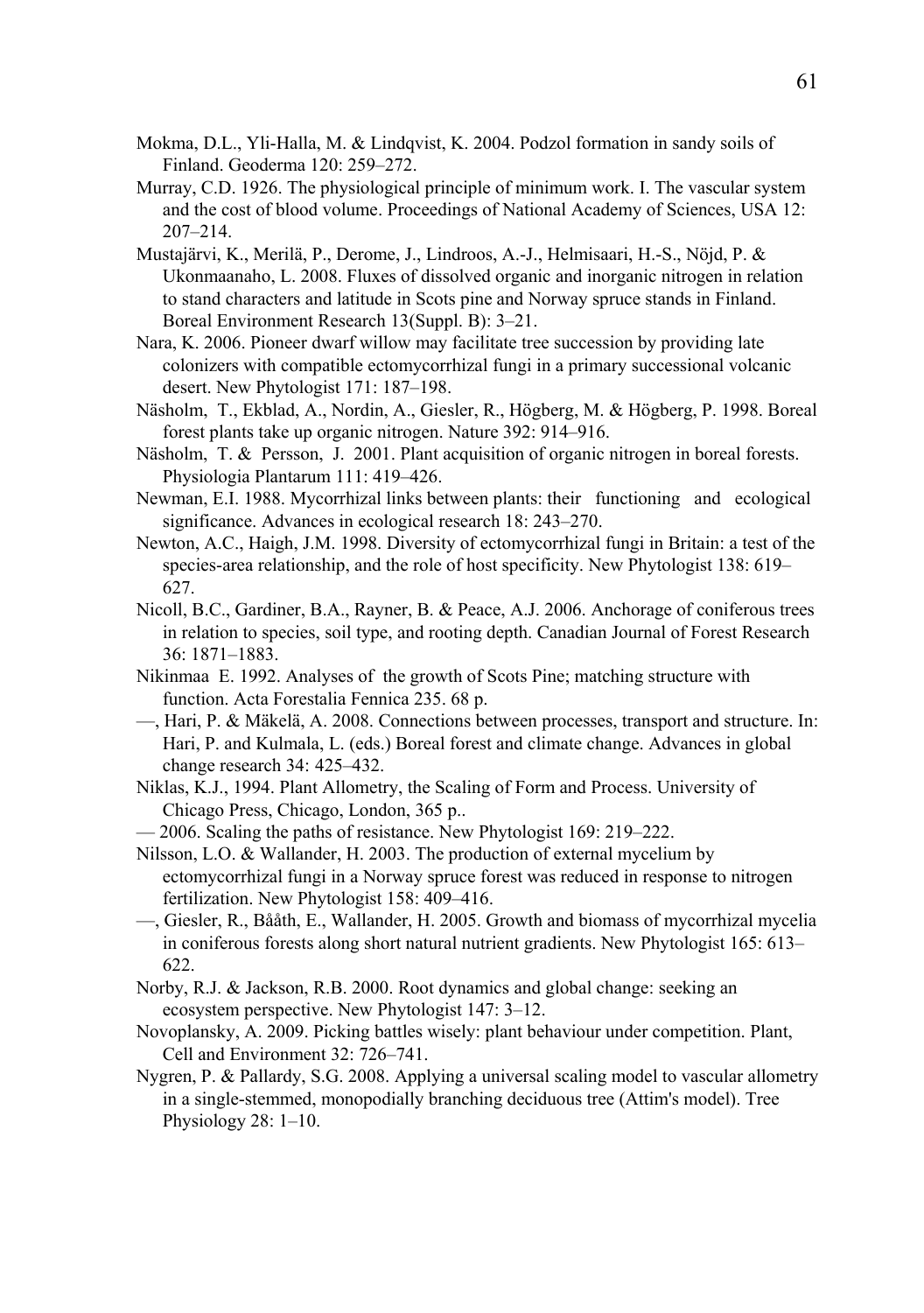Mokma, D.L., Yli-Halla, M. & Lindqvist, K. 2004. Podzol formation in sandy soils of Finland. Geoderma 120: 259–272.

Murray, C.D. 1926. The physiological principle of minimum work. I. The vascular system and the cost of blood volume. Proceedings of National Academy of Sciences, USA 12: 207–214.

Mustajärvi, K., Merilä, P., Derome, J., Lindroos, A.-J., Helmisaari, H.-S., Nöjd, P. & Ukonmaanaho, L. 2008. Fluxes of dissolved organic and inorganic nitrogen in relation to stand characters and latitude in Scots pine and Norway spruce stands in Finland. Boreal Environment Research 13(Suppl. B): 3–21.

Nara, K. 2006. Pioneer dwarf willow may facilitate tree succession by providing late colonizers with compatible ectomycorrhizal fungi in a primary successional volcanic desert. New Phytologist 171: 187–198.

Näsholm, T., Ekblad, A., Nordin, A., Giesler, R., Högberg, M. & Högberg, P. 1998. Boreal forest plants take up organic nitrogen. Nature 392: 914–916.

Näsholm, T. & Persson, J. 2001. Plant acquisition of organic nitrogen in boreal forests. Physiologia Plantarum 111: 419–426.

Newman, E.I. 1988. Mycorrhizal links between plants: their functioning and ecological significance. Advances in ecological research 18: 243–270.

Newton, A.C., Haigh, J.M. 1998. Diversity of ectomycorrhizal fungi in Britain: a test of the species-area relationship, and the role of host specificity. New Phytologist 138: 619–627.

Nicoll, B.C., Gardiner, B.A., Rayner, B. & Peace, A.J. 2006. Anchorage of coniferous trees in relation to species, soil type, and rooting depth. Canadian Journal of Forest Research 36: 1871–1883.

Nikinmaa E. 1992. Analyses of the growth of Scots Pine; matching structure with function. Acta Forestalia Fennica 235. 68 p.

—, Hari, P. & Mäkelä, A. 2008. Connections between processes, transport and structure. In: Hari, P. and Kulmala, L. (eds.) Boreal forest and climate change. Advances in global change research 34: 425–432.

Niklas, K.J., 1994. Plant Allometry, the Scaling of Form and Process. University of Chicago Press, Chicago, London, 365 p..

— 2006. Scaling the paths of resistance. New Phytologist 169: 219–222.

Nilsson, L.O. & Wallander, H. 2003. The production of external mycelium by ectomycorrhizal fungi in a Norway spruce forest was reduced in response to nitrogen fertilization. New Phytologist 158: 409–416.

—, Giesler, R., Bååth, E., Wallander, H. 2005. Growth and biomass of mycorrhizal mycelia in coniferous forests along short natural nutrient gradients. New Phytologist 165: 613–622.

Norby, R.J. & Jackson, R.B. 2000. Root dynamics and global change: seeking an ecosystem perspective. New Phytologist 147: 3–12.

Novoplansky, A. 2009. Picking battles wisely: plant behaviour under competition. Plant, Cell and Environment 32: 726–741.

Nygren, P. & Pallardy, S.G. 2008. Applying a universal scaling model to vascular allometry in a single-stemmed, monopodially branching deciduous tree (Attim's model). Tree Physiology 28: 1–10.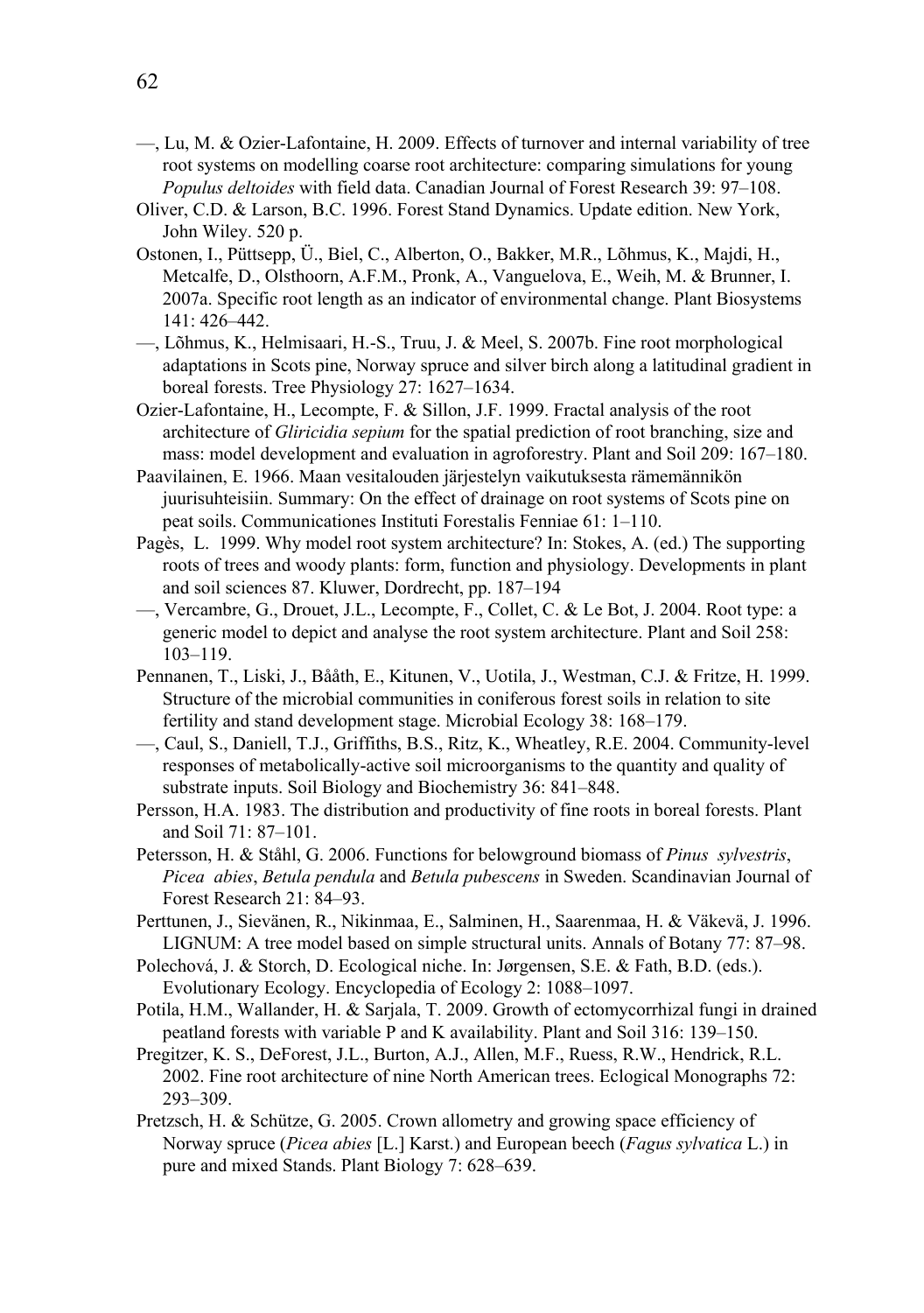—, Lu, M. & Ozier-Lafontaine, H. 2009. Effects of turnover and internal variability of tree root systems on modelling coarse root architecture: comparing simulations for young *Populus deltoides* with field data. Canadian Journal of Forest Research 39: 97–108.

Oliver, C.D. & Larson, B.C. 1996. Forest Stand Dynamics. Update edition. New York, John Wiley. 520 p.

Ostonen, I., Püttsepp, Ü., Biel, C., Alberton, O., Bakker, M.R., Lõhmus, K., Majdi, H., Metcalfe, D., Olsthoorn, A.F.M., Pronk, A., Vanguelova, E., Weih, M. & Brunner, I. 2007a. Specific root length as an indicator of environmental change. Plant Biosystems 141: 426–442.

—, Lõhmus, K., Helmisaari, H.-S., Truu, J. & Meel, S. 2007b. Fine root morphological adaptations in Scots pine, Norway spruce and silver birch along a latitudinal gradient in boreal forests. Tree Physiology 27: 1627–1634.

Ozier-Lafontaine, H., Lecompte, F. & Sillon, J.F. 1999. Fractal analysis of the root architecture of *Gliricidia sepium* for the spatial prediction of root branching, size and mass: model development and evaluation in agroforestry. Plant and Soil 209: 167–180.

Paavilainen, E. 1966. Maan vesitalouden järjestelyn vaikutuksesta rämemännikön juurisuhteisiin. Summary: On the effect of drainage on root systems of Scots pine on peat soils. Communicationes Instituti Forestalis Fenniae 61: 1–110.

Pagès, L. 1999. Why model root system architecture? In: Stokes, A. (ed.) The supporting roots of trees and woody plants: form, function and physiology. Developments in plant and soil sciences 87. Kluwer, Dordrecht, pp. 187–194

—, Vercambre, G., Drouet, J.L., Lecompte, F., Collet, C. & Le Bot, J. 2004. Root type: a generic model to depict and analyse the root system architecture. Plant and Soil 258: 103–119.

Pennanen, T., Liski, J., Bååth, E., Kitunen, V., Uotila, J., Westman, C.J. & Fritze, H. 1999. Structure of the microbial communities in coniferous forest soils in relation to site fertility and stand development stage. Microbial Ecology 38: 168–179.

—, Caul, S., Daniell, T.J., Griffiths, B.S., Ritz, K., Wheatley, R.E. 2004. Community-level responses of metabolically-active soil microorganisms to the quantity and quality of substrate inputs. Soil Biology and Biochemistry 36: 841–848.

Persson, H.A. 1983. The distribution and productivity of fine roots in boreal forests. Plant and Soil 71: 87–101.

Petersson, H. & Ståhl, G. 2006. Functions for belowground biomass of *Pinus sylvestris*, *Picea abies*, *Betula pendula* and *Betula pubescens* in Sweden. Scandinavian Journal of Forest Research 21: 84–93.

Perttunen, J., Sievänen, R., Nikinmaa, E., Salminen, H., Saarenmaa, H. & Väkevä, J. 1996. LIGNUM: A tree model based on simple structural units. Annals of Botany 77: 87–98.

Polechová, J. & Storch, D. Ecological niche. In: Jørgensen, S.E. & Fath, B.D. (eds.). Evolutionary Ecology. Encyclopedia of Ecology 2: 1088–1097.

Potila, H.M., Wallander, H. & Sarjala, T. 2009. Growth of ectomycorrhizal fungi in drained peatland forests with variable P and K availability. Plant and Soil 316: 139–150.

Pregitzer, K. S., DeForest, J.L., Burton, A.J., Allen, M.F., Ruess, R.W., Hendrick, R.L. 2002. Fine root architecture of nine North American trees. Eclogical Monographs 72: 293–309.

Pretzsch, H. & Schütze, G. 2005. Crown allometry and growing space efficiency of Norway spruce (*Picea abies* [L.] Karst.) and European beech (*Fagus sylvatica* L.) in pure and mixed Stands. Plant Biology 7: 628–639.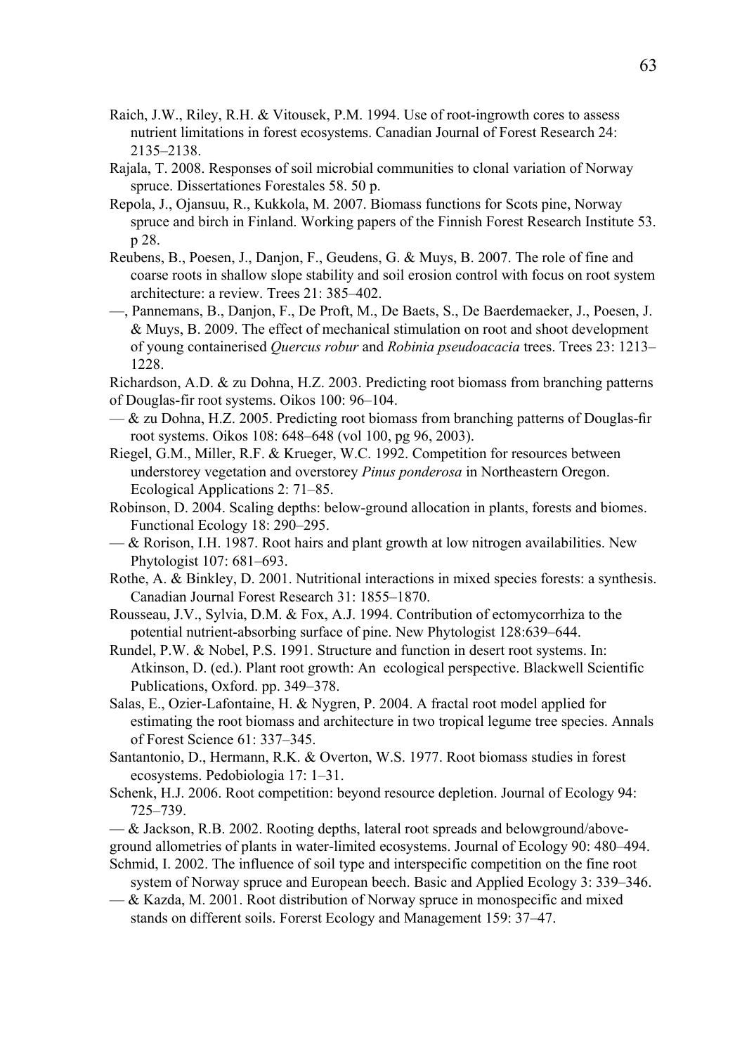Raich, J.W., Riley, R.H. & Vitousek, P.M. 1994. Use of root-ingrowth cores to assess nutrient limitations in forest ecosystems. Canadian Journal of Forest Research 24: 2135–2138.

Rajala, T. 2008. Responses of soil microbial communities to clonal variation of Norway spruce. Dissertationes Forestales 58. 50 p.

Repola, J., Ojansuu, R., Kukkola, M. 2007. Biomass functions for Scots pine, Norway spruce and birch in Finland. Working papers of the Finnish Forest Research Institute 53. p 28.

Reubens, B., Poesen, J., Danjon, F., Geudens, G. & Muys, B. 2007. The role of fine and coarse roots in shallow slope stability and soil erosion control with focus on root system architecture: a review. Trees 21: 385–402.

—, Pannemans, B., Danjon, F., De Proft, M., De Baets, S., De Baerdemaeker, J., Poesen, J. & Muys, B. 2009. The effect of mechanical stimulation on root and shoot development of young containerised *Quercus robur* and *Robinia pseudoacacia* trees. Trees 23: 1213–1228.

Richardson, A.D. & zu Dohna, H.Z. 2003. Predicting root biomass from branching patterns of Douglas-fir root systems. Oikos 100: 96–104.

— & zu Dohna, H.Z. 2005. Predicting root biomass from branching patterns of Douglas-fir root systems. Oikos 108: 648–648 (vol 100, pg 96, 2003).

Riegel, G.M., Miller, R.F. & Krueger, W.C. 1992. Competition for resources between understorey vegetation and overstorey *Pinus ponderosa* in Northeastern Oregon. Ecological Applications 2: 71–85.

Robinson, D. 2004. Scaling depths: below-ground allocation in plants, forests and biomes. Functional Ecology 18: 290–295.

— & Rorison, I.H. 1987. Root hairs and plant growth at low nitrogen availabilities. New Phytologist 107: 681–693.

Rothe, A. & Binkley, D. 2001. Nutritional interactions in mixed species forests: a synthesis. Canadian Journal Forest Research 31: 1855–1870.

Rousseau, J.V., Sylvia, D.M. & Fox, A.J. 1994. Contribution of ectomycorrhiza to the potential nutrient-absorbing surface of pine. New Phytologist 128:639–644.

Rundel, P.W. & Nobel, P.S. 1991. Structure and function in desert root systems. In: Atkinson, D. (ed.). Plant root growth: An ecological perspective. Blackwell Scientific Publications, Oxford. pp. 349–378.

Salas, E., Ozier-Lafontaine, H. & Nygren, P. 2004. A fractal root model applied for estimating the root biomass and architecture in two tropical legume tree species. Annals of Forest Science 61: 337–345.

Santantonio, D., Hermann, R.K. & Overton, W.S. 1977. Root biomass studies in forest ecosystems. Pedobiologia 17: 1–31.

Schenk, H.J. 2006. Root competition: beyond resource depletion. Journal of Ecology 94: 725–739.

— & Jackson, R.B. 2002. Rooting depths, lateral root spreads and belowground/above-ground allometries of plants in water-limited ecosystems. Journal of Ecology 90: 480–494.

Schmid, I. 2002. The influence of soil type and interspecific competition on the fine root system of Norway spruce and European beech. Basic and Applied Ecology 3: 339–346.

— & Kazda, M. 2001. Root distribution of Norway spruce in monospecific and mixed stands on different soils. Forerst Ecology and Management 159: 37–47.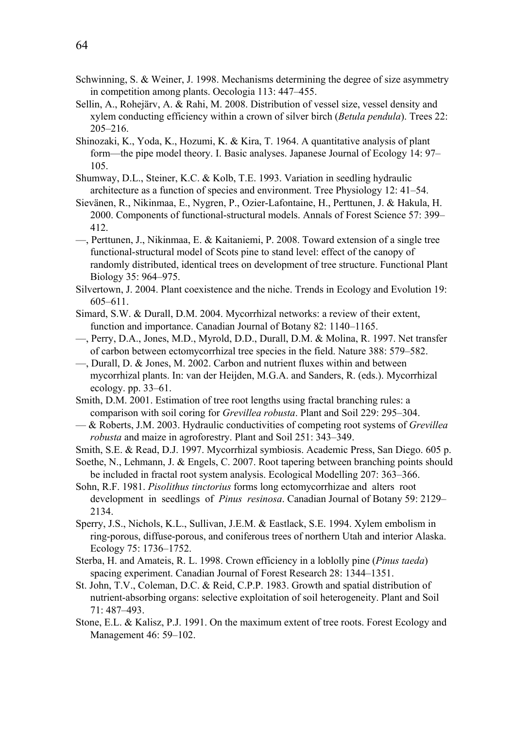Schwinning, S. & Weiner, J. 1998. Mechanisms determining the degree of size asymmetry in competition among plants. Oecologia 113: 447–455.

Sellin, A., Rohejärv, A. & Rahi, M. 2008. Distribution of vessel size, vessel density and xylem conducting efficiency within a crown of silver birch (*Betula pendula*). Trees 22: 205–216.

Shinozaki, K., Yoda, K., Hozumi, K. & Kira, T. 1964. A quantitative analysis of plant form—the pipe model theory. I. Basic analyses. Japanese Journal of Ecology 14: 97–105.

Shumway, D.L., Steiner, K.C. & Kolb, T.E. 1993. Variation in seedling hydraulic architecture as a function of species and environment. Tree Physiology 12: 41–54.

Sievänen, R., Nikinmaa, E., Nygren, P., Ozier-Lafontaine, H., Perttunen, J. & Hakula, H. 2000. Components of functional-structural models. Annals of Forest Science 57: 399–412.

—, Perttunen, J., Nikinmaa, E. & Kaitaniemi, P. 2008. Toward extension of a single tree functional-structural model of Scots pine to stand level: effect of the canopy of randomly distributed, identical trees on development of tree structure. Functional Plant Biology 35: 964–975.

Silvertown, J. 2004. Plant coexistence and the niche. Trends in Ecology and Evolution 19: 605–611.

Simard, S.W. & Durall, D.M. 2004. Mycorrhizal networks: a review of their extent, function and importance. Canadian Journal of Botany 82: 1140–1165.

—, Perry, D.A., Jones, M.D., Myrold, D.D., Durall, D.M. & Molina, R. 1997. Net transfer of carbon between ectomycorrhizal tree species in the field. Nature 388: 579–582.

—, Durall, D. & Jones, M. 2002. Carbon and nutrient fluxes within and between mycorrhizal plants. In: van der Heijden, M.G.A. and Sanders, R. (eds.). Mycorrhizal ecology. pp. 33–61.

Smith, D.M. 2001. Estimation of tree root lengths using fractal branching rules: a comparison with soil coring for *Grevillea robusta*. Plant and Soil 229: 295–304.

— & Roberts, J.M. 2003. Hydraulic conductivities of competing root systems of *Grevillea robusta* and maize in agroforestry. Plant and Soil 251: 343–349.

Smith, S.E. & Read, D.J. 1997. Mycorrhizal symbiosis. Academic Press, San Diego. 605 p.

Soethe, N., Lehmann, J. & Engels, C. 2007. Root tapering between branching points should be included in fractal root system analysis. Ecological Modelling 207: 363–366.

Sohn, R.F. 1981. *Pisolithus tinctorius* forms long ectomycorrhizae and alters root development in seedlings of *Pinus resinosa*. Canadian Journal of Botany 59: 2129–2134.

Sperry, J.S., Nichols, K.L., Sullivan, J.E.M. & Eastlack, S.E. 1994. Xylem embolism in ring-porous, diffuse-porous, and coniferous trees of northern Utah and interior Alaska. Ecology 75: 1736–1752.

Sterba, H. and Amateis, R. L. 1998. Crown efficiency in a loblolly pine (*Pinus taeda*) spacing experiment. Canadian Journal of Forest Research 28: 1344–1351.

St. John, T.V., Coleman, D.C. & Reid, C.P.P. 1983. Growth and spatial distribution of nutrient-absorbing organs: selective exploitation of soil heterogeneity. Plant and Soil 71: 487–493.

Stone, E.L. & Kalisz, P.J. 1991. On the maximum extent of tree roots. Forest Ecology and Management 46: 59–102.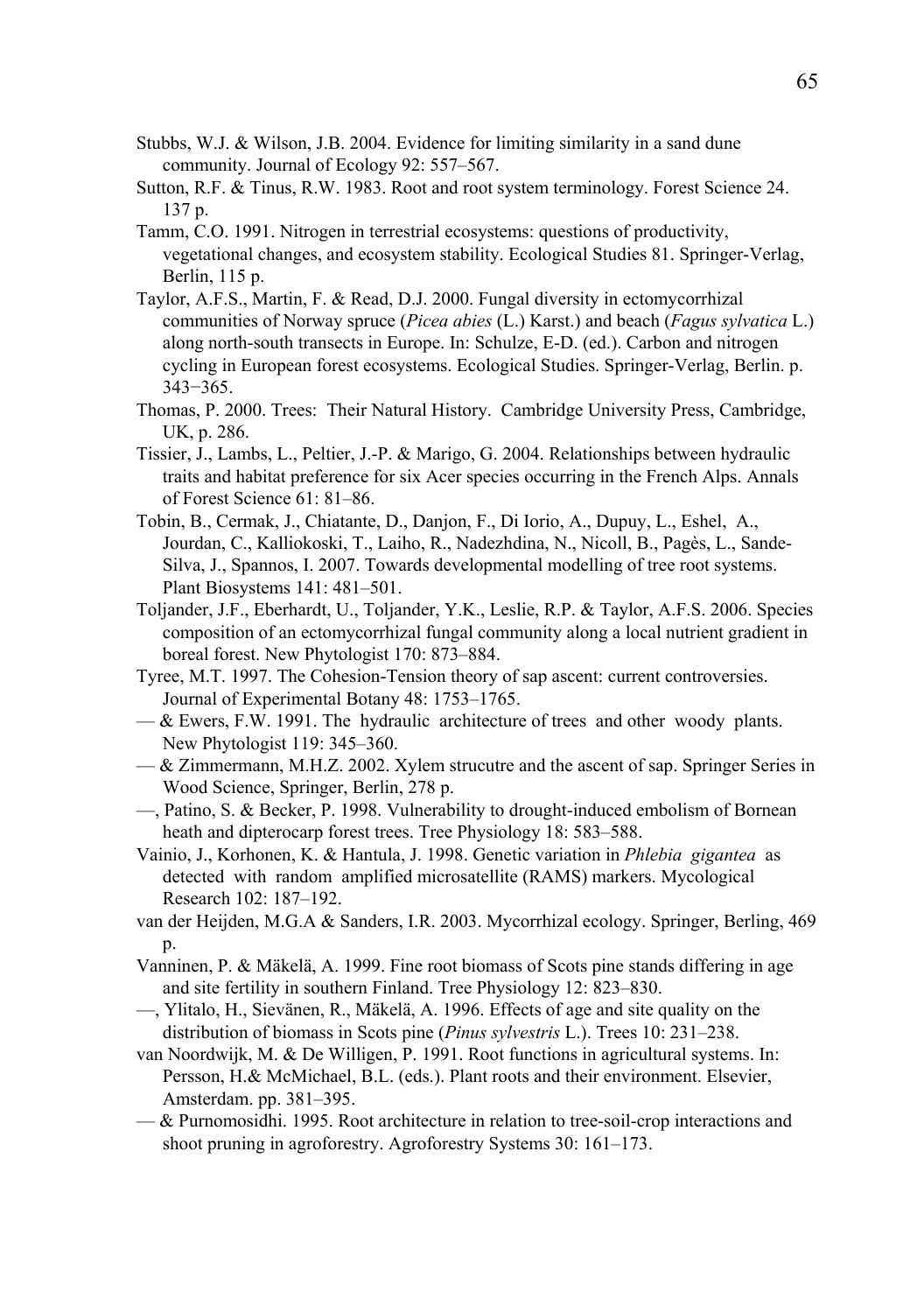Stubbs, W.J. & Wilson, J.B. 2004. Evidence for limiting similarity in a sand dune community. Journal of Ecology 92: 557–567.

Sutton, R.F. & Tinus, R.W. 1983. Root and root system terminology. Forest Science 24. 137 p.

Tamm, C.O. 1991. Nitrogen in terrestrial ecosystems: questions of productivity, vegetational changes, and ecosystem stability. Ecological Studies 81. Springer-Verlag, Berlin, 115 p.

Taylor, A.F.S., Martin, F. & Read, D.J. 2000. Fungal diversity in ectomycorrhizal communities of Norway spruce (*Picea abies* (L.) Karst.) and beach (*Fagus sylvatica* L.) along north-south transects in Europe. In: Schulze, E-D. (ed.). Carbon and nitrogen cycling in European forest ecosystems. Ecological Studies. Springer-Verlag, Berlin. p. 343−365.

Thomas, P. 2000. Trees: Their Natural History. Cambridge University Press, Cambridge, UK, p. 286.

Tissier, J., Lambs, L., Peltier, J.-P. & Marigo, G. 2004. Relationships between hydraulic traits and habitat preference for six Acer species occurring in the French Alps. Annals of Forest Science 61: 81–86.

Tobin, B., Cermak, J., Chiatante, D., Danjon, F., Di Iorio, A., Dupuy, L., Eshel, A., Jourdan, C., Kalliokoski, T., Laiho, R., Nadezhdina, N., Nicoll, B., Pagès, L., Sande-Silva, J., Spannos, I. 2007. Towards developmental modelling of tree root systems. Plant Biosystems 141: 481–501.

Toljander, J.F., Eberhardt, U., Toljander, Y.K., Leslie, R.P. & Taylor, A.F.S. 2006. Species composition of an ectomycorrhizal fungal community along a local nutrient gradient in boreal forest. New Phytologist 170: 873–884.

Tyree, M.T. 1997. The Cohesion-Tension theory of sap ascent: current controversies. Journal of Experimental Botany 48: 1753–1765.

— & Ewers, F.W. 1991. The hydraulic architecture of trees and other woody plants. New Phytologist 119: 345–360.

— & Zimmermann, M.H.Z. 2002. Xylem strucutre and the ascent of sap. Springer Series in Wood Science, Springer, Berlin, 278 p.

—, Patino, S. & Becker, P. 1998. Vulnerability to drought-induced embolism of Bornean heath and dipterocarp forest trees. Tree Physiology 18: 583–588.

Vainio, J., Korhonen, K. & Hantula, J. 1998. Genetic variation in *Phlebia gigantea* as detected with random amplified microsatellite (RAMS) markers. Mycological Research 102: 187–192.

van der Heijden, M.G.A & Sanders, I.R. 2003. Mycorrhizal ecology. Springer, Berling, 469 p.

Vanninen, P. & Mäkelä, A. 1999. Fine root biomass of Scots pine stands differing in age and site fertility in southern Finland. Tree Physiology 12: 823–830.

—, Ylitalo, H., Sievänen, R., Mäkelä, A. 1996. Effects of age and site quality on the distribution of biomass in Scots pine (*Pinus sylvestris* L.). Trees 10: 231–238.

van Noordwijk, M. & De Willigen, P. 1991. Root functions in agricultural systems. In: Persson, H.& McMichael, B.L. (eds.). Plant roots and their environment. Elsevier, Amsterdam. pp. 381–395.

— & Purnomosidhi. 1995. Root architecture in relation to tree-soil-crop interactions and shoot pruning in agroforestry. Agroforestry Systems 30: 161–173.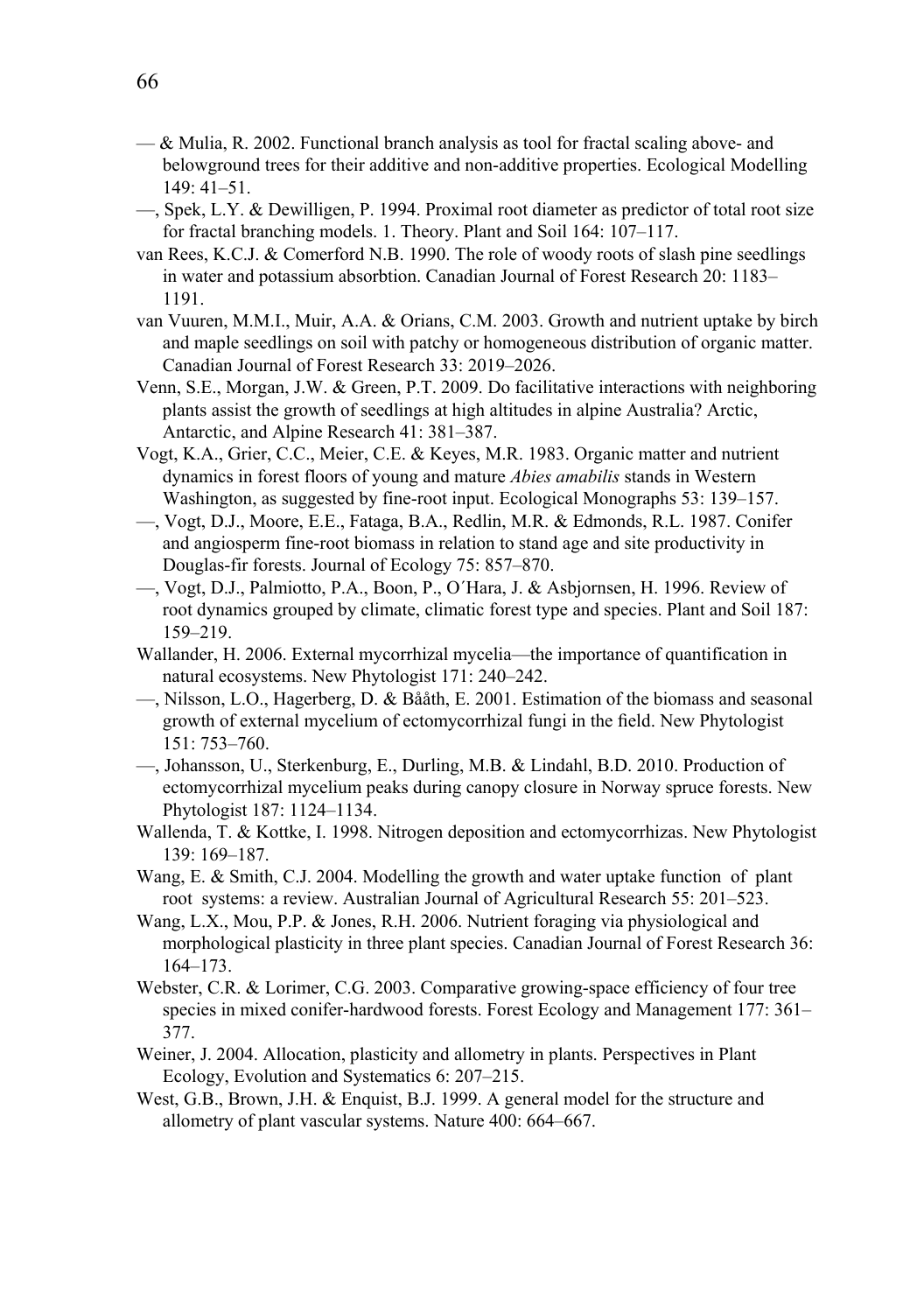— & Mulia, R. 2002. Functional branch analysis as tool for fractal scaling above- and belowground trees for their additive and non-additive properties. Ecological Modelling 149: 41–51.

—, Spek, L.Y. & Dewilligen, P. 1994. Proximal root diameter as predictor of total root size for fractal branching models. 1. Theory. Plant and Soil 164: 107–117.

van Rees, K.C.J. & Comerford N.B. 1990. The role of woody roots of slash pine seedlings in water and potassium absorbtion. Canadian Journal of Forest Research 20: 1183–1191.

van Vuuren, M.M.I., Muir, A.A. & Orians, C.M. 2003. Growth and nutrient uptake by birch and maple seedlings on soil with patchy or homogeneous distribution of organic matter. Canadian Journal of Forest Research 33: 2019–2026.

Venn, S.E., Morgan, J.W. & Green, P.T. 2009. Do facilitative interactions with neighboring plants assist the growth of seedlings at high altitudes in alpine Australia? Arctic, Antarctic, and Alpine Research 41: 381–387.

Vogt, K.A., Grier, C.C., Meier, C.E. & Keyes, M.R. 1983. Organic matter and nutrient dynamics in forest floors of young and mature *Abies amabilis* stands in Western Washington, as suggested by fine-root input. Ecological Monographs 53: 139–157.

—, Vogt, D.J., Moore, E.E., Fataga, B.A., Redlin, M.R. & Edmonds, R.L. 1987. Conifer and angiosperm fine-root biomass in relation to stand age and site productivity in Douglas-fir forests. Journal of Ecology 75: 857–870.

—, Vogt, D.J., Palmiotto, P.A., Boon, P., O´Hara, J. & Asbjornsen, H. 1996. Review of root dynamics grouped by climate, climatic forest type and species. Plant and Soil 187: 159–219.

Wallander, H. 2006. External mycorrhizal mycelia—the importance of quantification in natural ecosystems. New Phytologist 171: 240–242.

—, Nilsson, L.O., Hagerberg, D. & Bååth, E. 2001. Estimation of the biomass and seasonal growth of external mycelium of ectomycorrhizal fungi in the field. New Phytologist 151: 753–760.

—, Johansson, U., Sterkenburg, E., Durling, M.B. & Lindahl, B.D. 2010. Production of ectomycorrhizal mycelium peaks during canopy closure in Norway spruce forests. New Phytologist 187: 1124–1134.

Wallenda, T. & Kottke, I. 1998. Nitrogen deposition and ectomycorrhizas. New Phytologist 139: 169–187.

Wang, E. & Smith, C.J. 2004. Modelling the growth and water uptake function of plant root systems: a review. Australian Journal of Agricultural Research 55: 201–523.

Wang, L.X., Mou, P.P. & Jones, R.H. 2006. Nutrient foraging via physiological and morphological plasticity in three plant species. Canadian Journal of Forest Research 36: 164–173.

Webster, C.R. & Lorimer, C.G. 2003. Comparative growing-space efficiency of four tree species in mixed conifer-hardwood forests. Forest Ecology and Management 177: 361–377.

Weiner, J. 2004. Allocation, plasticity and allometry in plants. Perspectives in Plant Ecology, Evolution and Systematics 6: 207–215.

West, G.B., Brown, J.H. & Enquist, B.J. 1999. A general model for the structure and allometry of plant vascular systems. Nature 400: 664–667.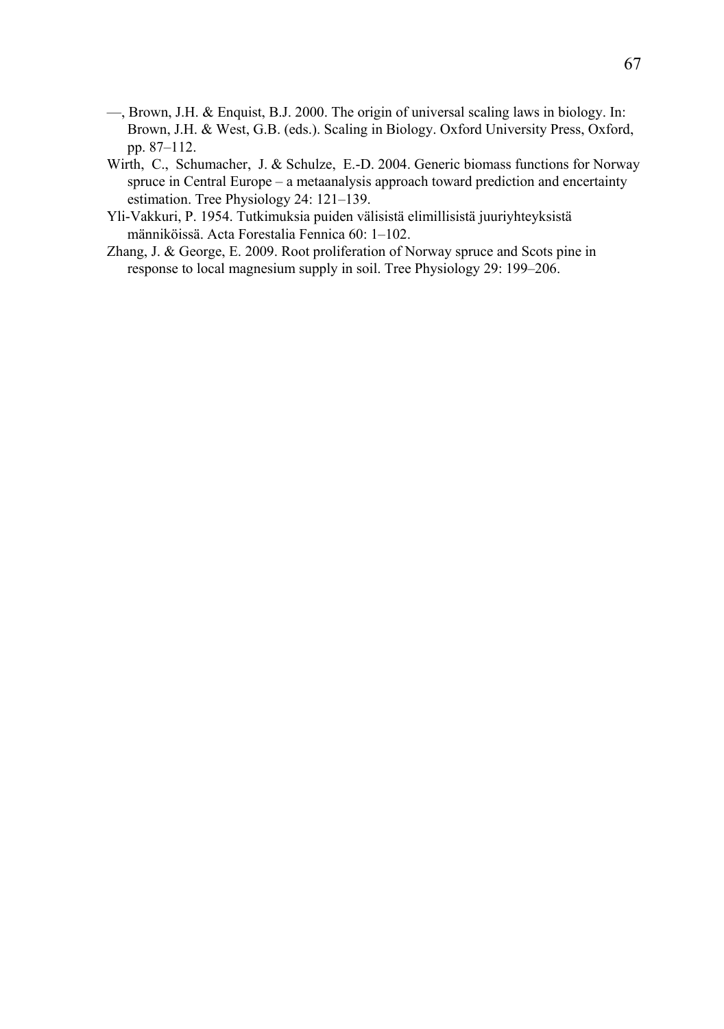—, Brown, J.H. & Enquist, B.J. 2000. The origin of universal scaling laws in biology. In: Brown, J.H. & West, G.B. (eds.). Scaling in Biology. Oxford University Press, Oxford, pp. 87–112.

Wirth, C., Schumacher, J. & Schulze, E.-D. 2004. Generic biomass functions for Norway spruce in Central Europe – a metaanalysis approach toward prediction and encertainty estimation. Tree Physiology 24: 121–139.

Yli-Vakkuri, P. 1954. Tutkimuksia puiden välisistä elimillisistä juuriyhteyksistä männiköissä. Acta Forestalia Fennica 60: 1–102.

Zhang, J. & George, E. 2009. Root proliferation of Norway spruce and Scots pine in response to local magnesium supply in soil. Tree Physiology 29: 199–206.